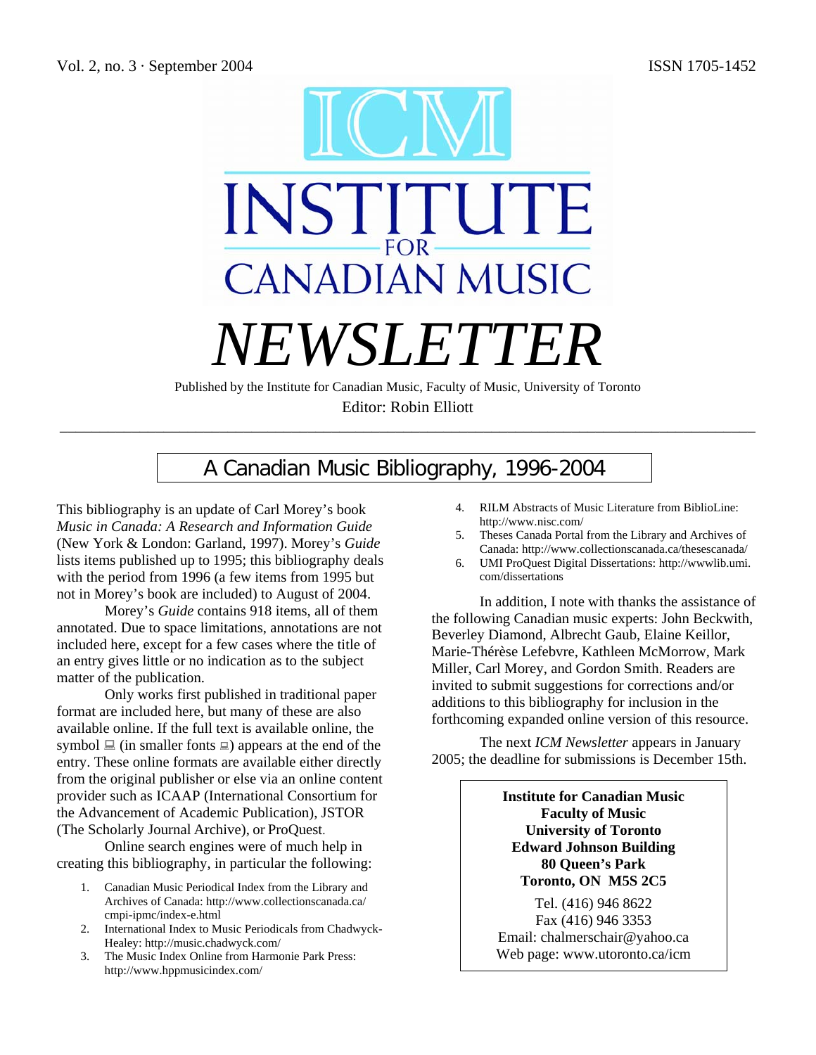Vol. 2, no. 3 · September 2004 ISSN 1705-1452

# ICM INSTITUTE FOR CANADIAN MUSIC

# *NEWSLETTER*

Published by the Institute for Canadian Music, Faculty of Music, University of Toronto

Editor: Robin Elliott

## A Canadian Music Bibliography, 1996-2004

This bibliography is an update of Carl Morey's book *Music in Canada: A Research and Information Guide* (New York & London: Garland, 1997). Morey's *Guide* lists items published up to 1995; this bibliography deals with the period from 1996 (a few items from 1995 but not in Morey's book are included) to August of 2004.

Morey's *Guide* contains 918 items, all of them annotated. Due to space limitations, annotations are not included here, except for a few cases where the title of an entry gives little or no indication as to the subject matter of the publication.

Only works first published in traditional paper format are included here, but many of these are also available online. If the full text is available online, the symbol 💻 (in smaller fonts 💻) appears at the end of the entry. These online formats are available either directly from the original publisher or else via an online content provider such as ICAAP (International Consortium for the Advancement of Academic Publication), JSTOR (The Scholarly Journal Archive), or ProQuest.

Online search engines were of much help in creating this bibliography, in particular the following:

1. Canadian Music Periodical Index from the Library and Archives of Canada: http://www.collectionscanada.ca/cmpi-ipmc/index-e.html
2. International Index to Music Periodicals from Chadwyck-Healey: http://music.chadwyck.com/
3. The Music Index Online from Harmonie Park Press: http://www.hppmusicindex.com/
4. RILM Abstracts of Music Literature from BiblioLine: http://www.nisc.com/
5. Theses Canada Portal from the Library and Archives of Canada: http://www.collectionscanada.ca/thesescanada/
6. UMI ProQuest Digital Dissertations: http://wwwlib.umi.com/dissertations

In addition, I note with thanks the assistance of the following Canadian music experts: John Beckwith, Beverley Diamond, Albrecht Gaub, Elaine Keillor, Marie-Thérèse Lefebvre, Kathleen McMorrow, Mark Miller, Carl Morey, and Gordon Smith. Readers are invited to submit suggestions for corrections and/or additions to this bibliography for inclusion in the forthcoming expanded online version of this resource.

The next *ICM Newsletter* appears in January 2005; the deadline for submissions is December 15th.

**Institute for Canadian Music**
**Faculty of Music**
**University of Toronto**
**Edward Johnson Building**
**80 Queen's Park**
**Toronto, ON M5S 2C5**

Tel. (416) 946 8622
Fax (416) 946 3353
Email: chalmerschair@yahoo.ca
Web page: www.utoronto.ca/icm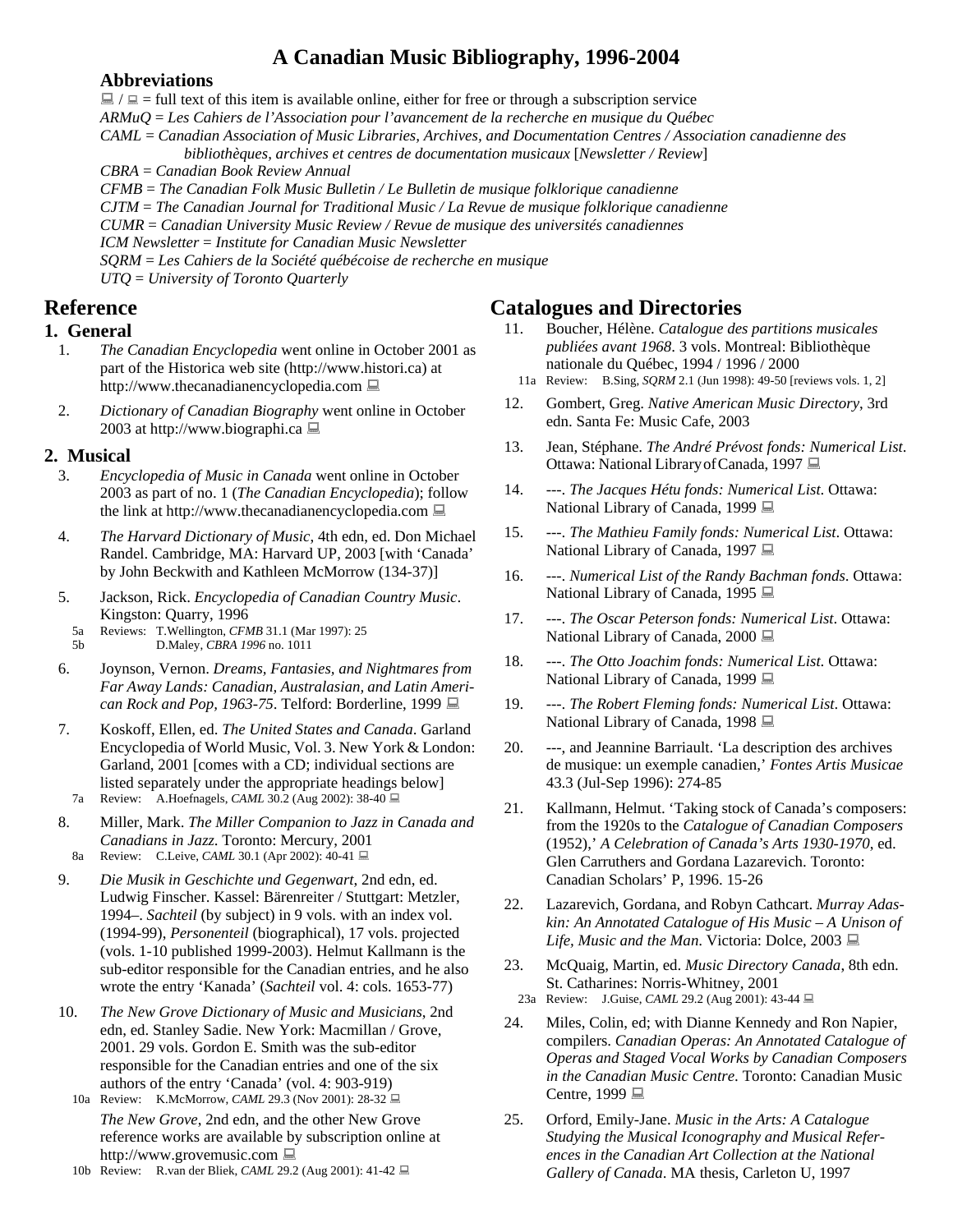# A Canadian Music Bibliography, 1996-2004

### Abbreviations

💻 / 💻 = full text of this item is available online, either for free or through a subscription service

*ARMuQ = Les Cahiers de l'Association pour l'avancement de la recherche en musique du Québec*

*CAML = Canadian Association of Music Libraries, Archives, and Documentation Centres / Association canadienne des bibliothèques, archives et centres de documentation musicaux* [*Newsletter / Review*]

*CBRA = Canadian Book Review Annual*

*CFMB = The Canadian Folk Music Bulletin / Le Bulletin de musique folklorique canadienne*

*CJTM = The Canadian Journal for Traditional Music / La Revue de musique folklorique canadienne*

*CUMR = Canadian University Music Review / Revue de musique des universités canadiennes*

*ICM Newsletter = Institute for Canadian Music Newsletter*

*SQRM = Les Cahiers de la Société québécoise de recherche en musique*

*UTQ = University of Toronto Quarterly*

## Reference

### 1. General

1. *The Canadian Encyclopedia* went online in October 2001 as part of the Historica web site (http://www.histori.ca) at http://www.thecanadianencyclopedia.com 💻

2. *Dictionary of Canadian Biography* went online in October 2003 at http://www.biographi.ca 💻

### 2. Musical

3. *Encyclopedia of Music in Canada* went online in October 2003 as part of no. 1 (*The Canadian Encyclopedia*); follow the link at http://www.thecanadianencyclopedia.com 💻

4. *The Harvard Dictionary of Music*, 4th edn, ed. Don Michael Randel. Cambridge, MA: Harvard UP, 2003 [with 'Canada' by John Beckwith and Kathleen McMorrow (134-37)]

5. Jackson, Rick. *Encyclopedia of Canadian Country Music*. Kingston: Quarry, 1996
   - 5a Reviews: T.Wellington, *CFMB* 31.1 (Mar 1997): 25
   - 5b D.Maley, *CBRA 1996* no. 1011

6. Joynson, Vernon. *Dreams, Fantasies, and Nightmares from Far Away Lands: Canadian, Australasian, and Latin American Rock and Pop, 1963-75*. Telford: Borderline, 1999 💻

7. Koskoff, Ellen, ed. *The United States and Canada*. Garland Encyclopedia of World Music, Vol. 3. New York & London: Garland, 2001 [comes with a CD; individual sections are listed separately under the appropriate headings below]
   - 7a Review: A.Hoefnagels, *CAML* 30.2 (Aug 2002): 38-40 💻

8. Miller, Mark. *The Miller Companion to Jazz in Canada and Canadians in Jazz*. Toronto: Mercury, 2001
   - 8a Review: C.Leive, *CAML* 30.1 (Apr 2002): 40-41 💻

9. *Die Musik in Geschichte und Gegenwart*, 2nd edn, ed. Ludwig Finscher. Kassel: Bärenreiter / Stuttgart: Metzler, 1994–. *Sachteil* (by subject) in 9 vols. with an index vol. (1994-99), *Personenteil* (biographical), 17 vols. projected (vols. 1-10 published 1999-2003). Helmut Kallmann is the sub-editor responsible for the Canadian entries, and he also wrote the entry 'Kanada' (*Sachteil* vol. 4: cols. 1653-77)

10. *The New Grove Dictionary of Music and Musicians*, 2nd edn, ed. Stanley Sadie. New York: Macmillan / Grove, 2001. 29 vols. Gordon E. Smith was the sub-editor responsible for the Canadian entries and one of the six authors of the entry 'Canada' (vol. 4: 903-919)
    - 10a Review: K.McMorrow, *CAML* 29.3 (Nov 2001): 28-32 💻

    *The New Grove*, 2nd edn, and the other New Grove reference works are available by subscription online at http://www.grovemusic.com 💻
    - 10b Review: R.van der Bliek, *CAML* 29.2 (Aug 2001): 41-42 💻

## Catalogues and Directories

11. Boucher, Hélène. *Catalogue des partitions musicales publiées avant 1968*. 3 vols. Montreal: Bibliothèque nationale du Québec, 1994 / 1996 / 2000
    - 11a Review: B.Sing, *SQRM* 2.1 (Jun 1998): 49-50 [reviews vols. 1, 2]

12. Gombert, Greg. *Native American Music Directory*, 3rd edn. Santa Fe: Music Cafe, 2003

13. Jean, Stéphane. *The André Prévost fonds: Numerical List*. Ottawa: National Library of Canada, 1997 💻

14. ---. *The Jacques Hétu fonds: Numerical List*. Ottawa: National Library of Canada, 1999 💻

15. ---. *The Mathieu Family fonds: Numerical List*. Ottawa: National Library of Canada, 1997 💻

16. ---. *Numerical List of the Randy Bachman fonds*. Ottawa: National Library of Canada, 1995 💻

17. ---. *The Oscar Peterson fonds: Numerical List*. Ottawa: National Library of Canada, 2000 💻

18. ---. *The Otto Joachim fonds: Numerical List*. Ottawa: National Library of Canada, 1999 💻

19. ---. *The Robert Fleming fonds: Numerical List*. Ottawa: National Library of Canada, 1998 💻

20. ---, and Jeannine Barriault. 'La description des archives de musique: un exemple canadien,' *Fontes Artis Musicae* 43.3 (Jul-Sep 1996): 274-85

21. Kallmann, Helmut. 'Taking stock of Canada's composers: from the 1920s to the *Catalogue of Canadian Composers* (1952),' *A Celebration of Canada's Arts 1930-1970*, ed. Glen Carruthers and Gordana Lazarevich. Toronto: Canadian Scholars' P, 1996. 15-26

22. Lazarevich, Gordana, and Robyn Cathcart. *Murray Adaskin: An Annotated Catalogue of His Music – A Unison of Life, Music and the Man*. Victoria: Dolce, 2003 💻

23. McQuaig, Martin, ed. *Music Directory Canada*, 8th edn. St. Catharines: Norris-Whitney, 2001
    - 23a Review: J.Guise, *CAML* 29.2 (Aug 2001): 43-44 💻

24. Miles, Colin, ed; with Dianne Kennedy and Ron Napier, compilers. *Canadian Operas: An Annotated Catalogue of Operas and Staged Vocal Works by Canadian Composers in the Canadian Music Centre*. Toronto: Canadian Music Centre, 1999 💻

25. Orford, Emily-Jane. *Music in the Arts: A Catalogue Studying the Musical Iconography and Musical References in the Canadian Art Collection at the National Gallery of Canada*. MA thesis, Carleton U, 1997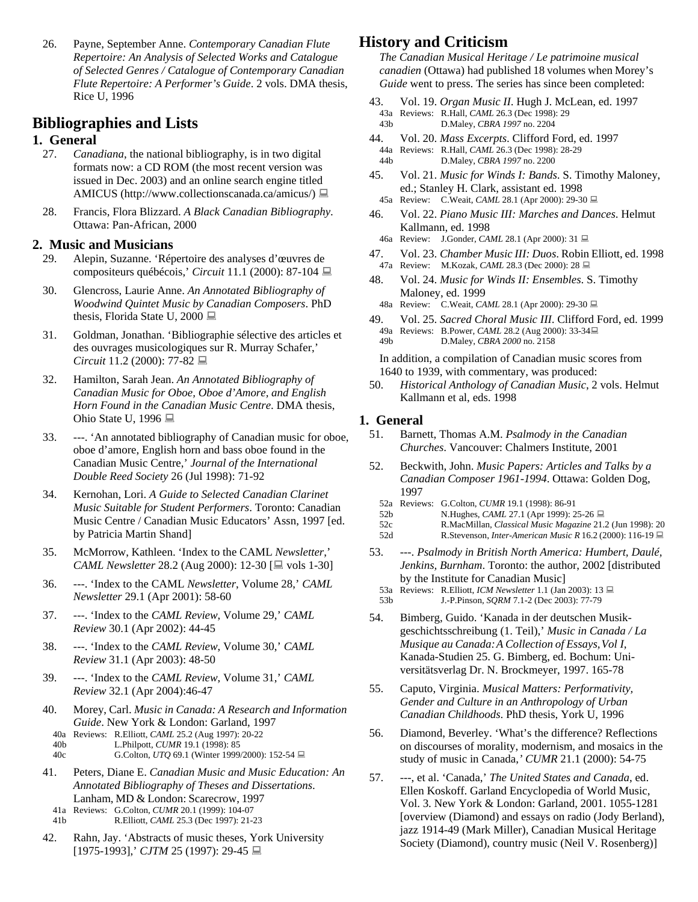26. Payne, September Anne. *Contemporary Canadian Flute Repertoire: An Analysis of Selected Works and Catalogue of Selected Genres / Catalogue of Contemporary Canadian Flute Repertoire: A Performer's Guide*. 2 vols. DMA thesis, Rice U, 1996

## Bibliographies and Lists

### 1. General

27. *Canadiana*, the national bibliography, is in two digital formats now: a CD ROM (the most recent version was issued in Dec. 2003) and an online search engine titled AMICUS (http://www.collectionscanada.ca/amicus/) 💻

28. Francis, Flora Blizzard. *A Black Canadian Bibliography*. Ottawa: Pan-African, 2000

### 2. Music and Musicians

29. Alepin, Suzanne. 'Répertoire des analyses d'œuvres de compositeurs québécois,' *Circuit* 11.1 (2000): 87-104 💻

30. Glencross, Laurie Anne. *An Annotated Bibliography of Woodwind Quintet Music by Canadian Composers*. PhD thesis, Florida State U, 2000 💻

31. Goldman, Jonathan. 'Bibliographie sélective des articles et des ouvrages musicologiques sur R. Murray Schafer,' *Circuit* 11.2 (2000): 77-82 💻

32. Hamilton, Sarah Jean. *An Annotated Bibliography of Canadian Music for Oboe, Oboe d'Amore, and English Horn Found in the Canadian Music Centre*. DMA thesis, Ohio State U, 1996 💻

33. ---. 'An annotated bibliography of Canadian music for oboe, oboe d'amore, English horn and bass oboe found in the Canadian Music Centre,' *Journal of the International Double Reed Society* 26 (Jul 1998): 71-92

34. Kernohan, Lori. *A Guide to Selected Canadian Clarinet Music Suitable for Student Performers*. Toronto: Canadian Music Centre / Canadian Music Educators' Assn, 1997 [ed. by Patricia Martin Shand]

35. McMorrow, Kathleen. 'Index to the CAML *Newsletter*,' *CAML Newsletter* 28.2 (Aug 2000): 12-30 [💻 vols 1-30]

36. ---. 'Index to the CAML *Newsletter*, Volume 28,' *CAML Newsletter* 29.1 (Apr 2001): 58-60

37. ---. 'Index to the *CAML Review*, Volume 29,' *CAML Review* 30.1 (Apr 2002): 44-45

38. ---. 'Index to the *CAML Review*, Volume 30,' *CAML Review* 31.1 (Apr 2003): 48-50

39. ---. 'Index to the *CAML Review*, Volume 31,' *CAML Review* 32.1 (Apr 2004):46-47

40. Morey, Carl. *Music in Canada: A Research and Information Guide*. New York & London: Garland, 1997
    - 40a Reviews: R.Elliott, *CAML* 25.2 (Aug 1997): 20-22
    - 40b L.Philpott, *CUMR* 19.1 (1998): 85
    - 40c G.Colton, *UTQ* 69.1 (Winter 1999/2000): 152-54 💻

41. Peters, Diane E. *Canadian Music and Music Education: An Annotated Bibliography of Theses and Dissertations*. Lanham, MD & London: Scarecrow, 1997
    - 41a Reviews: G.Colton, *CUMR* 20.1 (1999): 104-07
    - 41b R.Elliott, *CAML* 25.3 (Dec 1997): 21-23

42. Rahn, Jay. 'Abstracts of music theses, York University [1975-1993],' *CJTM* 25 (1997): 29-45 💻

## History and Criticism

*The Canadian Musical Heritage / Le patrimoine musical canadien* (Ottawa) had published 18 volumes when Morey's *Guide* went to press. The series has since been completed:

43. Vol. 19. *Organ Music II*. Hugh J. McLean, ed. 1997
    - 43a Reviews: R.Hall, *CAML* 26.3 (Dec 1998): 29
    - 43b D.Maley, *CBRA 1997* no. 2204

44. Vol. 20. *Mass Excerpts*. Clifford Ford, ed. 1997
    - 44a Reviews: R.Hall, *CAML* 26.3 (Dec 1998): 28-29
    - 44b D.Maley, *CBRA 1997* no. 2200

45. Vol. 21. *Music for Winds I: Bands*. S. Timothy Maloney, ed.; Stanley H. Clark, assistant ed. 1998
    - 45a Review: C.Weait, *CAML* 28.1 (Apr 2000): 29-30 💻

46. Vol. 22. *Piano Music III: Marches and Dances*. Helmut Kallmann, ed. 1998
    - 46a Review: J.Gonder, *CAML* 28.1 (Apr 2000): 31 💻

47. Vol. 23. *Chamber Music III: Duos*. Robin Elliott, ed. 1998
    - 47a Review: M.Kozak, *CAML* 28.3 (Dec 2000): 28 💻

48. Vol. 24. *Music for Winds II: Ensembles*. S. Timothy Maloney, ed. 1999
    - 48a Review: C.Weait, *CAML* 28.1 (Apr 2000): 29-30 💻

49. Vol. 25. *Sacred Choral Music III*. Clifford Ford, ed. 1999
    - 49a Reviews: B.Power, *CAML* 28.2 (Aug 2000): 33-34💻
    - 49b D.Maley, *CBRA 2000* no. 2158

In addition, a compilation of Canadian music scores from 1640 to 1939, with commentary, was produced:

50. *Historical Anthology of Canadian Music*, 2 vols. Helmut Kallmann et al, eds. 1998

### 1. General

51. Barnett, Thomas A.M. *Psalmody in the Canadian Churches*. Vancouver: Chalmers Institute, 2001

52. Beckwith, John. *Music Papers: Articles and Talks by a Canadian Composer 1961-1994*. Ottawa: Golden Dog, 1997
    - 52a Reviews: G.Colton, *CUMR* 19.1 (1998): 86-91
    - 52b N.Hughes, *CAML* 27.1 (Apr 1999): 25-26 💻
    - 52c R.MacMillan, *Classical Music Magazine* 21.2 (Jun 1998): 20
    - 52d R.Stevenson, *Inter-American Music R* 16.2 (2000): 116-19 💻

53. ---. *Psalmody in British North America: Humbert, Daulé, Jenkins, Burnham*. Toronto: the author, 2002 [distributed by the Institute for Canadian Music]
    - 53a Reviews: R.Elliott, *ICM Newsletter* 1.1 (Jan 2003): 13 💻
    - 53b J.-P.Pinson, *SQRM* 7.1-2 (Dec 2003): 77-79

54. Bimberg, Guido. 'Kanada in der deutschen Musik-geschichtsschreibung (1. Teil),' *Music in Canada / La Musique au Canada: A Collection of Essays, Vol I,* Kanada-Studien 25. G. Bimberg, ed. Bochum: Universitätsverlag Dr. N. Brockmeyer, 1997. 165-78

55. Caputo, Virginia. *Musical Matters: Performativity, Gender and Culture in an Anthropology of Urban Canadian Childhoods*. PhD thesis, York U, 1996

56. Diamond, Beverley. 'What's the difference? Reflections on discourses of morality, modernism, and mosaics in the study of music in Canada,' *CUMR* 21.1 (2000): 54-75

57. ---, et al. 'Canada,' *The United States and Canada*, ed. Ellen Koskoff. Garland Encyclopedia of World Music, Vol. 3. New York & London: Garland, 2001. 1055-1281 [overview (Diamond) and essays on radio (Jody Berland), jazz 1914-49 (Mark Miller), Canadian Musical Heritage Society (Diamond), country music (Neil V. Rosenberg)]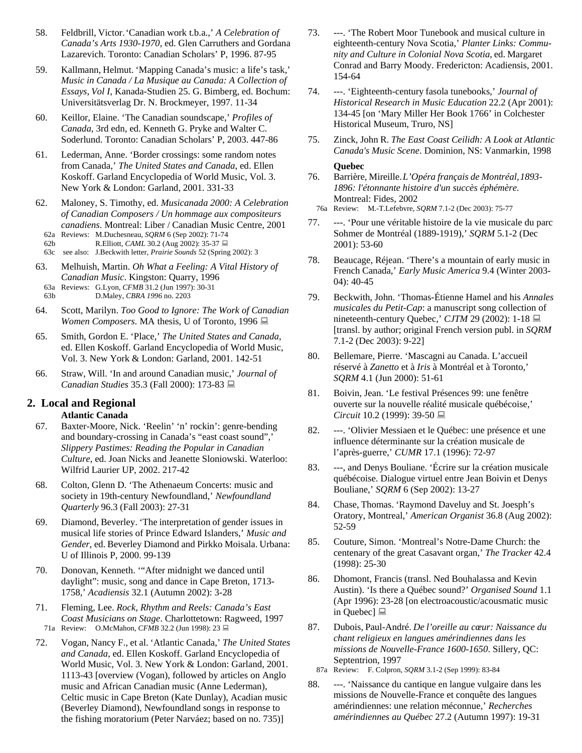58. Feldbrill, Victor. 'Canadian work t.b.a.,' *A Celebration of Canada's Arts 1930-1970*, ed. Glen Carruthers and Gordana Lazarevich. Toronto: Canadian Scholars' P, 1996. 87-95

59. Kallmann, Helmut. 'Mapping Canada's music: a life's task,' *Music in Canada / La Musique au Canada: A Collection of Essays, Vol I*, Kanada-Studien 25. G. Bimberg, ed. Bochum: Universitätsverlag Dr. N. Brockmeyer, 1997. 11-34

60. Keillor, Elaine. 'The Canadian soundscape,' *Profiles of Canada*, 3rd edn, ed. Kenneth G. Pryke and Walter C. Soderlund. Toronto: Canadian Scholars' P, 2003. 447-86

61. Lederman, Anne. 'Border crossings: some random notes from Canada,' *The United States and Canada*, ed. Ellen Koskoff. Garland Encyclopedia of World Music, Vol. 3. New York & London: Garland, 2001. 331-33

62. Maloney, S. Timothy, ed. *Musicanada 2000: A Celebration of Canadian Composers / Un hommage aux compositeurs canadiens*. Montreal: Liber / Canadian Music Centre, 2001
   - 62a Reviews: M.Duchesneau, *SQRM* 6 (Sep 2002): 71-74
   - 62b R.Elliott, *CAML* 30.2 (Aug 2002): 35-37 🖳
   - 63c see also: J.Beckwith letter, *Prairie Sounds* 52 (Spring 2002): 3

63. Melhuish, Martin. *Oh What a Feeling: A Vital History of Canadian Music*. Kingston: Quarry, 1996
   - 63a Reviews: G.Lyon, *CFMB* 31.2 (Jun 1997): 30-31
   - 63b D.Maley, *CBRA 1996* no. 2203

64. Scott, Marilyn. *Too Good to Ignore: The Work of Canadian Women Composers*. MA thesis, U of Toronto, 1996 🖳

65. Smith, Gordon E. 'Place,' *The United States and Canada*, ed. Ellen Koskoff. Garland Encyclopedia of World Music, Vol. 3. New York & London: Garland, 2001. 142-51

66. Straw, Will. 'In and around Canadian music,' *Journal of Canadian Studies* 35.3 (Fall 2000): 173-83 🖳

## 2. Local and Regional

**Atlantic Canada**

67. Baxter-Moore, Nick. 'Reelin' 'n' rockin': genre-bending and boundary-crossing in Canada's "east coast sound",' *Slippery Pastimes: Reading the Popular in Canadian Culture*, ed. Joan Nicks and Jeanette Sloniowski. Waterloo: Wilfrid Laurier UP, 2002. 217-42

68. Colton, Glenn D. 'The Athenaeum Concerts: music and society in 19th-century Newfoundland,' *Newfoundland Quarterly* 96.3 (Fall 2003): 27-31

69. Diamond, Beverley. 'The interpretation of gender issues in musical life stories of Prince Edward Islanders,' *Music and Gender*, ed. Beverley Diamond and Pirkko Moisala. Urbana: U of Illinois P, 2000. 99-139

70. Donovan, Kenneth. '"After midnight we danced until daylight": music, song and dance in Cape Breton, 1713-1758,' *Acadiensis* 32.1 (Autumn 2002): 3-28

71. Fleming, Lee. *Rock, Rhythm and Reels: Canada's East Coast Musicians on Stage*. Charlottetown: Ragweed, 1997
   - 71a Review: O.McMahon, *CFMB* 32.2 (Jun 1998): 23 🖳

72. Vogan, Nancy F., et al. 'Atlantic Canada,' *The United States and Canada*, ed. Ellen Koskoff. Garland Encyclopedia of World Music, Vol. 3. New York & London: Garland, 2001. 1113-43 [overview (Vogan), followed by articles on Anglo music and African Canadian music (Anne Lederman), Celtic music in Cape Breton (Kate Dunlay), Acadian music (Beverley Diamond), Newfoundland songs in response to the fishing moratorium (Peter Narváez; based on no. 735)]

73. ---. 'The Robert Moor Tunebook and musical culture in eighteenth-century Nova Scotia,' *Planter Links: Community and Culture in Colonial Nova Scotia*, ed. Margaret Conrad and Barry Moody. Fredericton: Acadiensis, 2001. 154-64

74. ---. 'Eighteenth-century fasola tunebooks,' *Journal of Historical Research in Music Education* 22.2 (Apr 2001): 134-45 [on 'Mary Miller Her Book 1766' in Colchester Historical Museum, Truro, NS]

75. Zinck, John R. *The East Coast Ceilidh: A Look at Atlantic Canada's Music Scene*. Dominion, NS: Vanmarkin, 1998

**Quebec**

76. Barrière, Mireille. *L'Opéra français de Montréal, 1893-1896: l'étonnante histoire d'un succès éphémère.* Montreal: Fides, 2002
   - 76a Review: M.-T.Lefebvre, *SQRM* 7.1-2 (Dec 2003): 75-77

77. ---. 'Pour une véritable histoire de la vie musicale du parc Sohmer de Montréal (1889-1919),' *SQRM* 5.1-2 (Dec 2001): 53-60

78. Beaucage, Réjean. 'There's a mountain of early music in French Canada,' *Early Music America* 9.4 (Winter 2003-04): 40-45

79. Beckwith, John. 'Thomas-Étienne Hamel and his *Annales musicales du Petit-Cap*: a manuscript song collection of nineteenth-century Quebec,' *CJTM* 29 (2002): 1-18 🖳 [transl. by author; original French version publ. in *SQRM* 7.1-2 (Dec 2003): 9-22]

80. Bellemare, Pierre. 'Mascagni au Canada. L'accueil réservé à *Zanetto* et à *Iris* à Montréal et à Toronto,' *SQRM* 4.1 (Jun 2000): 51-61

81. Boivin, Jean. 'Le festival Présences 99: une fenêtre ouverte sur la nouvelle réalité musicale québécoise,' *Circuit* 10.2 (1999): 39-50 🖳

82. ---. 'Olivier Messiaen et le Québec: une présence et une influence déterminante sur la création musicale de l'après-guerre,' *CUMR* 17.1 (1996): 72-97

83. ---, and Denys Bouliane. 'Écrire sur la création musicale québécoise. Dialogue virtuel entre Jean Boivin et Denys Bouliane,' *SQRM* 6 (Sep 2002): 13-27

84. Chase, Thomas. 'Raymond Daveluy and St. Joesph's Oratory, Montreal,' *American Organist* 36.8 (Aug 2002): 52-59

85. Couture, Simon. 'Montreal's Notre-Dame Church: the centenary of the great Casavant organ,' *The Tracker* 42.4 (1998): 25-30

86. Dhomont, Francis (transl. Ned Bouhalassa and Kevin Austin). 'Is there a Québec sound?' *Organised Sound* 1.1 (Apr 1996): 23-28 [on electroacoustic/acousmatic music in Quebec] 🖳

87. Dubois, Paul-André. *De l'oreille au cœur: Naissance du chant religieux en langues amérindiennes dans les missions de Nouvelle-France 1600-1650*. Sillery, QC: Septentrion, 1997
   - 87a Review: F. Colpron, *SQRM* 3.1-2 (Sep 1999): 83-84

88. ---. 'Naissance du cantique en langue vulgaire dans les missions de Nouvelle-France et conquête des langues amérindiennes: une relation méconnue,' *Recherches amérindiennes au Québec* 27.2 (Autumn 1997): 19-31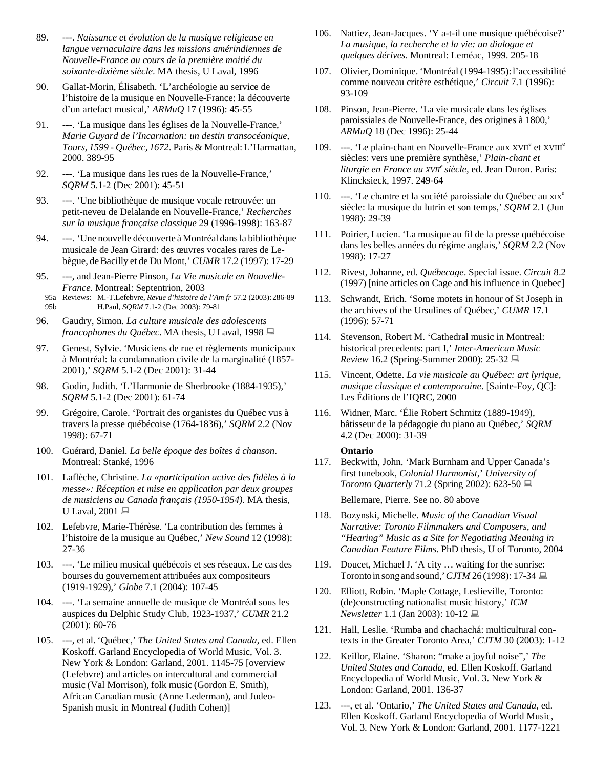89. ---. *Naissance et évolution de la musique religieuse en langue vernaculaire dans les missions amérindiennes de Nouvelle-France au cours de la première moitié du soixante-dixième siècle*. MA thesis, U Laval, 1996

90. Gallat-Morin, Élisabeth. 'L'archéologie au service de l'histoire de la musique en Nouvelle-France: la découverte d'un artefact musical,' *ARMuQ* 17 (1996): 45-55

91. ---. 'La musique dans les églises de la Nouvelle-France,' *Marie Guyard de l'Incarnation: un destin transocéanique, Tours, 1599 - Québec, 1672*. Paris & Montreal: L'Harmattan, 2000. 389-95

92. ---. 'La musique dans les rues de la Nouvelle-France,' *SQRM* 5.1-2 (Dec 2001): 45-51

93. ---. 'Une bibliothèque de musique vocale retrouvée: un petit-neveu de Delalande en Nouvelle-France,' *Recherches sur la musique française classique* 29 (1996-1998): 163-87

94. ---. 'Une nouvelle découverte à Montréal dans la bibliothèque musicale de Jean Girard: des œuvres vocales rares de Lebègue, de Bacilly et de Du Mont,' *CUMR* 17.2 (1997): 17-29

95. ---, and Jean-Pierre Pinson, *La Vie musicale en Nouvelle-France*. Montreal: Septentrion, 2003
 95a Reviews: M.-T.Lefebvre, *Revue d'histoire de l'Am fr* 57.2 (2003): 286-89
 95b H.Paul, *SQRM* 7.1-2 (Dec 2003): 79-81

96. Gaudry, Simon. *La culture musicale des adolescents francophones du Québec*. MA thesis, U Laval, 1998 💻

97. Genest, Sylvie. 'Musiciens de rue et règlements municipaux à Montréal: la condamnation civile de la marginalité (1857-2001),' *SQRM* 5.1-2 (Dec 2001): 31-44

98. Godin, Judith. 'L'Harmonie de Sherbrooke (1884-1935),' *SQRM* 5.1-2 (Dec 2001): 61-74

99. Grégoire, Carole. 'Portrait des organistes du Québec vus à travers la presse québécoise (1764-1836),' *SQRM* 2.2 (Nov 1998): 67-71

100. Guérard, Daniel. *La belle époque des boîtes á chanson*. Montreal: Stanké, 1996

101. Laflèche, Christine. *La «participation active des fidèles à la messe»: Réception et mise en application par deux groupes de musiciens au Canada français (1950-1954)*. MA thesis, U Laval, 2001 💻

102. Lefebvre, Marie-Thérèse. 'La contribution des femmes à l'histoire de la musique au Québec,' *New Sound* 12 (1998): 27-36

103. ---. 'Le milieu musical québécois et ses réseaux. Le cas des bourses du gouvernement attribuées aux compositeurs (1919-1929),' *Globe* 7.1 (2004): 107-45

104. ---. 'La semaine annuelle de musique de Montréal sous les auspices du Delphic Study Club, 1923-1937,' *CUMR* 21.2 (2001): 60-76

105. ---, et al. 'Québec,' *The United States and Canada*, ed. Ellen Koskoff. Garland Encyclopedia of World Music, Vol. 3. New York & London: Garland, 2001. 1145-75 [overview (Lefebvre) and articles on intercultural and commercial music (Val Morrison), folk music (Gordon E. Smith), African Canadian music (Anne Lederman), and Judeo-Spanish music in Montreal (Judith Cohen)]

106. Nattiez, Jean-Jacques. 'Y a-t-il une musique québécoise?' *La musique, la recherche et la vie: un dialogue et quelques dérives*. Montreal: Leméac, 1999. 205-18

107. Olivier, Dominique. 'Montréal (1994-1995): l'accessibilité comme nouveau critère esthétique,' *Circuit* 7.1 (1996): 93-109

108. Pinson, Jean-Pierre. 'La vie musicale dans les églises paroissiales de Nouvelle-France, des origines à 1800,' *ARMuQ* 18 (Dec 1996): 25-44

109. ---. 'Le plain-chant en Nouvelle-France aux XVII[e] et XVIII[e] siècles: vers une première synthèse,' *Plain-chant et liturgie en France au XVII[e] siècle*, ed. Jean Duron. Paris: Klincksieck, 1997. 249-64

110. ---. 'Le chantre et la société paroissiale du Québec au XIX[e] siècle: la musique du lutrin et son temps,' *SQRM* 2.1 (Jun 1998): 29-39

111. Poirier, Lucien. 'La musique au fil de la presse québécoise dans les belles années du régime anglais,' *SQRM* 2.2 (Nov 1998): 17-27

112. Rivest, Johanne, ed. *Québecage*. Special issue. *Circuit* 8.2 (1997) [nine articles on Cage and his influence in Quebec]

113. Schwandt, Erich. 'Some motets in honour of St Joseph in the archives of the Ursulines of Québec,' *CUMR* 17.1 (1996): 57-71

114. Stevenson, Robert M. 'Cathedral music in Montreal: historical precedents: part I,' *Inter-American Music Review* 16.2 (Spring-Summer 2000): 25-32 💻

115. Vincent, Odette. *La vie musicale au Québec: art lyrique, musique classique et contemporaine*. [Sainte-Foy, QC]: Les Éditions de l'IQRC, 2000

116. Widner, Marc. 'Élie Robert Schmitz (1889-1949), bâtisseur de la pédagogie du piano au Québec,' *SQRM* 4.2 (Dec 2000): 31-39

**Ontario**

117. Beckwith, John. 'Mark Burnham and Upper Canada's first tunebook, *Colonial Harmonist*,' *University of Toronto Quarterly* 71.2 (Spring 2002): 623-50 💻

 Bellemare, Pierre. See no. 80 above

118. Bozynski, Michelle. *Music of the Canadian Visual Narrative: Toronto Filmmakers and Composers, and "Hearing" Music as a Site for Negotiating Meaning in Canadian Feature Films*. PhD thesis, U of Toronto, 2004

119. Doucet, Michael J. 'A city … waiting for the sunrise: Toronto in song and sound,' *CJTM* 26 (1998): 17-34 💻

120. Elliott, Robin. 'Maple Cottage, Leslieville, Toronto: (de)constructing nationalist music history,' *ICM Newsletter* 1.1 (Jan 2003): 10-12 💻

121. Hall, Leslie. 'Rumba and chachachá: multicultural contexts in the Greater Toronto Area,' *CJTM* 30 (2003): 1-12

122. Keillor, Elaine. 'Sharon: "make a joyful noise",' *The United States and Canada*, ed. Ellen Koskoff. Garland Encyclopedia of World Music, Vol. 3. New York & London: Garland, 2001. 136-37

123. ---, et al. 'Ontario,' *The United States and Canada*, ed. Ellen Koskoff. Garland Encyclopedia of World Music, Vol. 3. New York & London: Garland, 2001. 1177-1221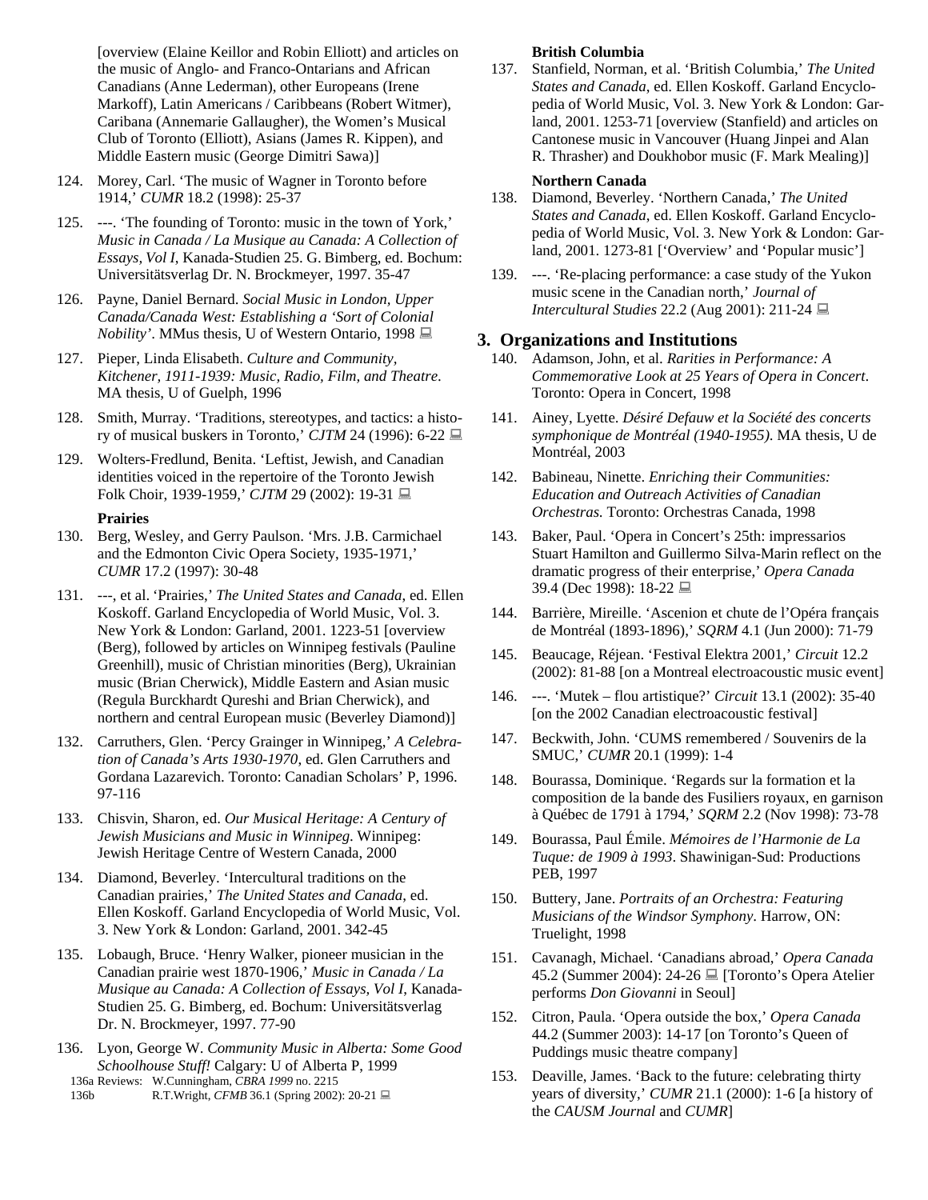[overview (Elaine Keillor and Robin Elliott) and articles on the music of Anglo- and Franco-Ontarians and African Canadians (Anne Lederman), other Europeans (Irene Markoff), Latin Americans / Caribbeans (Robert Witmer), Caribana (Annemarie Gallaugher), the Women's Musical Club of Toronto (Elliott), Asians (James R. Kippen), and Middle Eastern music (George Dimitri Sawa)]

124. Morey, Carl. 'The music of Wagner in Toronto before 1914,' *CUMR* 18.2 (1998): 25-37

125. ---. 'The founding of Toronto: music in the town of York,' *Music in Canada / La Musique au Canada: A Collection of Essays, Vol I*, Kanada-Studien 25. G. Bimberg, ed. Bochum: Universitätsverlag Dr. N. Brockmeyer, 1997. 35-47

126. Payne, Daniel Bernard. *Social Music in London, Upper Canada/Canada West: Establishing a 'Sort of Colonial Nobility'*. MMus thesis, U of Western Ontario, 1998 💻

127. Pieper, Linda Elisabeth. *Culture and Community, Kitchener, 1911-1939: Music, Radio, Film, and Theatre*. MA thesis, U of Guelph, 1996

128. Smith, Murray. 'Traditions, stereotypes, and tactics: a history of musical buskers in Toronto,' *CJTM* 24 (1996): 6-22 💻

129. Wolters-Fredlund, Benita. 'Leftist, Jewish, and Canadian identities voiced in the repertoire of the Toronto Jewish Folk Choir, 1939-1959,' *CJTM* 29 (2002): 19-31 💻

**Prairies**

130. Berg, Wesley, and Gerry Paulson. 'Mrs. J.B. Carmichael and the Edmonton Civic Opera Society, 1935-1971,' *CUMR* 17.2 (1997): 30-48

131. ---, et al. 'Prairies,' *The United States and Canada*, ed. Ellen Koskoff. Garland Encyclopedia of World Music, Vol. 3. New York & London: Garland, 2001. 1223-51 [overview (Berg), followed by articles on Winnipeg festivals (Pauline Greenhill), music of Christian minorities (Berg), Ukrainian music (Brian Cherwick), Middle Eastern and Asian music (Regula Burckhardt Qureshi and Brian Cherwick), and northern and central European music (Beverley Diamond)]

132. Carruthers, Glen. 'Percy Grainger in Winnipeg,' *A Celebration of Canada's Arts 1930-1970*, ed. Glen Carruthers and Gordana Lazarevich. Toronto: Canadian Scholars' P, 1996. 97-116

133. Chisvin, Sharon, ed. *Our Musical Heritage: A Century of Jewish Musicians and Music in Winnipeg*. Winnipeg: Jewish Heritage Centre of Western Canada, 2000

134. Diamond, Beverley. 'Intercultural traditions on the Canadian prairies,' *The United States and Canada*, ed. Ellen Koskoff. Garland Encyclopedia of World Music, Vol. 3. New York & London: Garland, 2001. 342-45

135. Lobaugh, Bruce. 'Henry Walker, pioneer musician in the Canadian prairie west 1870-1906,' *Music in Canada / La Musique au Canada: A Collection of Essays, Vol I*, Kanada-Studien 25. G. Bimberg, ed. Bochum: Universitätsverlag Dr. N. Brockmeyer, 1997. 77-90

136. Lyon, George W. *Community Music in Alberta: Some Good Schoolhouse Stuff!* Calgary: U of Alberta P, 1999
  136a Reviews: W.Cunningham, *CBRA 1999* no. 2215
  136b R.T.Wright, *CFMB* 36.1 (Spring 2002): 20-21 💻

**British Columbia**

137. Stanfield, Norman, et al. 'British Columbia,' *The United States and Canada*, ed. Ellen Koskoff. Garland Encyclopedia of World Music, Vol. 3. New York & London: Garland, 2001. 1253-71 [overview (Stanfield) and articles on Cantonese music in Vancouver (Huang Jinpei and Alan R. Thrasher) and Doukhobor music (F. Mark Mealing)]

**Northern Canada**

138. Diamond, Beverley. 'Northern Canada,' *The United States and Canada*, ed. Ellen Koskoff. Garland Encyclopedia of World Music, Vol. 3. New York & London: Garland, 2001. 1273-81 ['Overview' and 'Popular music']

139. ---. 'Re-placing performance: a case study of the Yukon music scene in the Canadian north,' *Journal of Intercultural Studies* 22.2 (Aug 2001): 211-24 💻

## 3. Organizations and Institutions

140. Adamson, John, et al. *Rarities in Performance: A Commemorative Look at 25 Years of Opera in Concert*. Toronto: Opera in Concert, 1998

141. Ainey, Lyette. *Désiré Defauw et la Société des concerts symphonique de Montréal (1940-1955)*. MA thesis, U de Montréal, 2003

142. Babineau, Ninette. *Enriching their Communities: Education and Outreach Activities of Canadian Orchestras*. Toronto: Orchestras Canada, 1998

143. Baker, Paul. 'Opera in Concert's 25th: impressarios Stuart Hamilton and Guillermo Silva-Marin reflect on the dramatic progress of their enterprise,' *Opera Canada* 39.4 (Dec 1998): 18-22 💻

144. Barrière, Mireille. 'Ascenion et chute de l'Opéra français de Montréal (1893-1896),' *SQRM* 4.1 (Jun 2000): 71-79

145. Beaucage, Réjean. 'Festival Elektra 2001,' *Circuit* 12.2 (2002): 81-88 [on a Montreal electroacoustic music event]

146. ---. 'Mutek – flou artistique?' *Circuit* 13.1 (2002): 35-40 [on the 2002 Canadian electroacoustic festival]

147. Beckwith, John. 'CUMS remembered / Souvenirs de la SMUC,' *CUMR* 20.1 (1999): 1-4

148. Bourassa, Dominique. 'Regards sur la formation et la composition de la bande des Fusiliers royaux, en garnison à Québec de 1791 à 1794,' *SQRM* 2.2 (Nov 1998): 73-78

149. Bourassa, Paul Émile. *Mémoires de l'Harmonie de La Tuque: de 1909 à 1993*. Shawinigan-Sud: Productions PEB, 1997

150. Buttery, Jane. *Portraits of an Orchestra: Featuring Musicians of the Windsor Symphony*. Harrow, ON: Truelight, 1998

151. Cavanagh, Michael. 'Canadians abroad,' *Opera Canada* 45.2 (Summer 2004): 24-26 💻 [Toronto's Opera Atelier performs *Don Giovanni* in Seoul]

152. Citron, Paula. 'Opera outside the box,' *Opera Canada* 44.2 (Summer 2003): 14-17 [on Toronto's Queen of Puddings music theatre company]

153. Deaville, James. 'Back to the future: celebrating thirty years of diversity,' *CUMR* 21.1 (2000): 1-6 [a history of the *CAUSM Journal* and *CUMR*]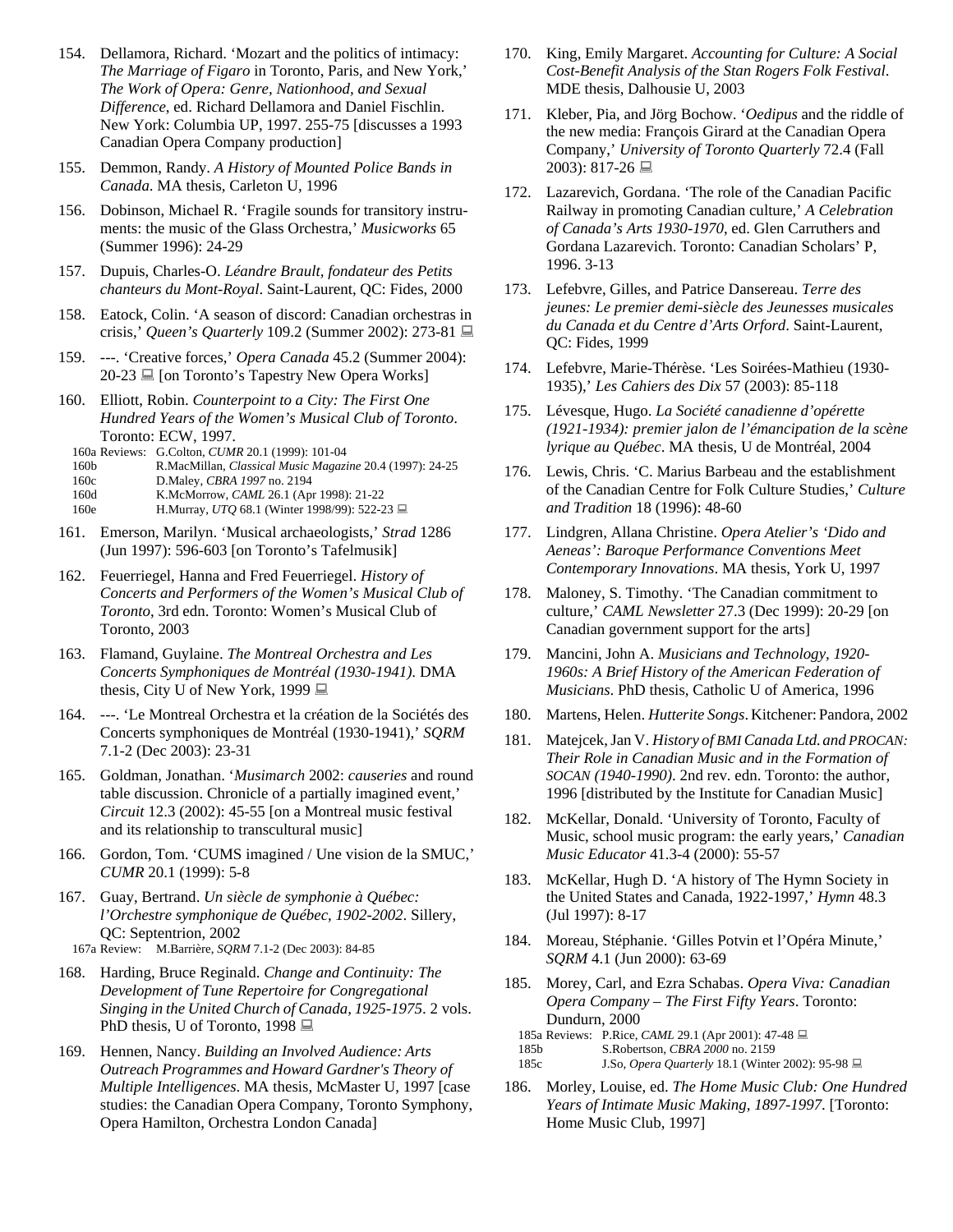154. Dellamora, Richard. ‘Mozart and the politics of intimacy: *The Marriage of Figaro* in Toronto, Paris, and New York,’ *The Work of Opera: Genre, Nationhood, and Sexual Difference*, ed. Richard Dellamora and Daniel Fischlin. New York: Columbia UP, 1997. 255-75 [discusses a 1993 Canadian Opera Company production]

155. Demmon, Randy. *A History of Mounted Police Bands in Canada*. MA thesis, Carleton U, 1996

156. Dobinson, Michael R. ‘Fragile sounds for transitory instruments: the music of the Glass Orchestra,’ *Musicworks* 65 (Summer 1996): 24-29

157. Dupuis, Charles-O. *Léandre Brault, fondateur des Petits chanteurs du Mont-Royal*. Saint-Laurent, QC: Fides, 2000

158. Eatock, Colin. ‘A season of discord: Canadian orchestras in crisis,’ *Queen’s Quarterly* 109.2 (Summer 2002): 273-81 💻

159. ---. ‘Creative forces,’ *Opera Canada* 45.2 (Summer 2004): 20-23 💻 [on Toronto’s Tapestry New Opera Works]

160. Elliott, Robin. *Counterpoint to a City: The First One Hundred Years of the Women’s Musical Club of Toronto*. Toronto: ECW, 1997.
    - 160a Reviews: G.Colton, *CUMR* 20.1 (1999): 101-04
    - 160b R.MacMillan, *Classical Music Magazine* 20.4 (1997): 24-25
    - 160c D.Maley, *CBRA 1997* no. 2194
    - 160d K.McMorrow, *CAML* 26.1 (Apr 1998): 21-22
    - 160e H.Murray, *UTQ* 68.1 (Winter 1998/99): 522-23 💻

161. Emerson, Marilyn. ‘Musical archaeologists,’ *Strad* 1286 (Jun 1997): 596-603 [on Toronto’s Tafelmusik]

162. Feuerriegel, Hanna and Fred Feuerriegel. *History of Concerts and Performers of the Women’s Musical Club of Toronto*, 3rd edn. Toronto: Women’s Musical Club of Toronto, 2003

163. Flamand, Guylaine. *The Montreal Orchestra and Les Concerts Symphoniques de Montréal (1930-1941)*. DMA thesis, City U of New York, 1999 💻

164. ---. ‘Le Montreal Orchestra et la création de la Sociétés des Concerts symphoniques de Montréal (1930-1941),’ *SQRM* 7.1-2 (Dec 2003): 23-31

165. Goldman, Jonathan. ‘*Musimarch* 2002: *causeries* and round table discussion. Chronicle of a partially imagined event,’ *Circuit* 12.3 (2002): 45-55 [on a Montreal music festival and its relationship to transcultural music]

166. Gordon, Tom. ‘CUMS imagined / Une vision de la SMUC,’ *CUMR* 20.1 (1999): 5-8

167. Guay, Bertrand. *Un siècle de symphonie à Québec: l’Orchestre symphonique de Québec, 1902-2002*. Sillery, QC: Septentrion, 2002
    - 167a Review: M.Barrière, *SQRM* 7.1-2 (Dec 2003): 84-85

168. Harding, Bruce Reginald. *Change and Continuity: The Development of Tune Repertoire for Congregational Singing in the United Church of Canada, 1925-1975*. 2 vols. PhD thesis, U of Toronto, 1998 💻

169. Hennen, Nancy. *Building an Involved Audience: Arts Outreach Programmes and Howard Gardner's Theory of Multiple Intelligences*. MA thesis, McMaster U, 1997 [case studies: the Canadian Opera Company, Toronto Symphony, Opera Hamilton, Orchestra London Canada]

170. King, Emily Margaret. *Accounting for Culture: A Social Cost-Benefit Analysis of the Stan Rogers Folk Festival*. MDE thesis, Dalhousie U, 2003

171. Kleber, Pia, and Jörg Bochow. ‘*Oedipus* and the riddle of the new media: François Girard at the Canadian Opera Company,’ *University of Toronto Quarterly* 72.4 (Fall 2003): 817-26 💻

172. Lazarevich, Gordana. ‘The role of the Canadian Pacific Railway in promoting Canadian culture,’ *A Celebration of Canada’s Arts 1930-1970*, ed. Glen Carruthers and Gordana Lazarevich. Toronto: Canadian Scholars’ P, 1996. 3-13

173. Lefebvre, Gilles, and Patrice Dansereau. *Terre des jeunes: Le premier demi-siècle des Jeunesses musicales du Canada et du Centre d’Arts Orford*. Saint-Laurent, QC: Fides, 1999

174. Lefebvre, Marie-Thérèse. ‘Les Soirées-Mathieu (1930-1935),’ *Les Cahiers des Dix* 57 (2003): 85-118

175. Lévesque, Hugo. *La Société canadienne d’opérette (1921-1934): premier jalon de l’émancipation de la scène lyrique au Québec*. MA thesis, U de Montréal, 2004

176. Lewis, Chris. ‘C. Marius Barbeau and the establishment of the Canadian Centre for Folk Culture Studies,’ *Culture and Tradition* 18 (1996): 48-60

177. Lindgren, Allana Christine. *Opera Atelier’s ‘Dido and Aeneas’: Baroque Performance Conventions Meet Contemporary Innovations*. MA thesis, York U, 1997

178. Maloney, S. Timothy. ‘The Canadian commitment to culture,’ *CAML Newsletter* 27.3 (Dec 1999): 20-29 [on Canadian government support for the arts]

179. Mancini, John A. *Musicians and Technology, 1920-1960s: A Brief History of the American Federation of Musicians*. PhD thesis, Catholic U of America, 1996

180. Martens, Helen. *Hutterite Songs*. Kitchener: Pandora, 2002

181. Matejcek, Jan V. *History of BMI Canada Ltd. and PROCAN: Their Role in Canadian Music and in the Formation of SOCAN (1940-1990)*. 2nd rev. edn. Toronto: the author, 1996 [distributed by the Institute for Canadian Music]

182. McKellar, Donald. ‘University of Toronto, Faculty of Music, school music program: the early years,’ *Canadian Music Educator* 41.3-4 (2000): 55-57

183. McKellar, Hugh D. ‘A history of The Hymn Society in the United States and Canada, 1922-1997,’ *Hymn* 48.3 (Jul 1997): 8-17

184. Moreau, Stéphanie. ‘Gilles Potvin et l’Opéra Minute,’ *SQRM* 4.1 (Jun 2000): 63-69

185. Morey, Carl, and Ezra Schabas. *Opera Viva: Canadian Opera Company – The First Fifty Years*. Toronto: Dundurn, 2000
    - 185a Reviews: P.Rice, *CAML* 29.1 (Apr 2001): 47-48 💻
    - 185b S.Robertson, *CBRA 2000* no. 2159
    - 185c J.So, *Opera Quarterly* 18.1 (Winter 2002): 95-98 💻

186. Morley, Louise, ed. *The Home Music Club: One Hundred Years of Intimate Music Making, 1897-1997*. [Toronto: Home Music Club, 1997]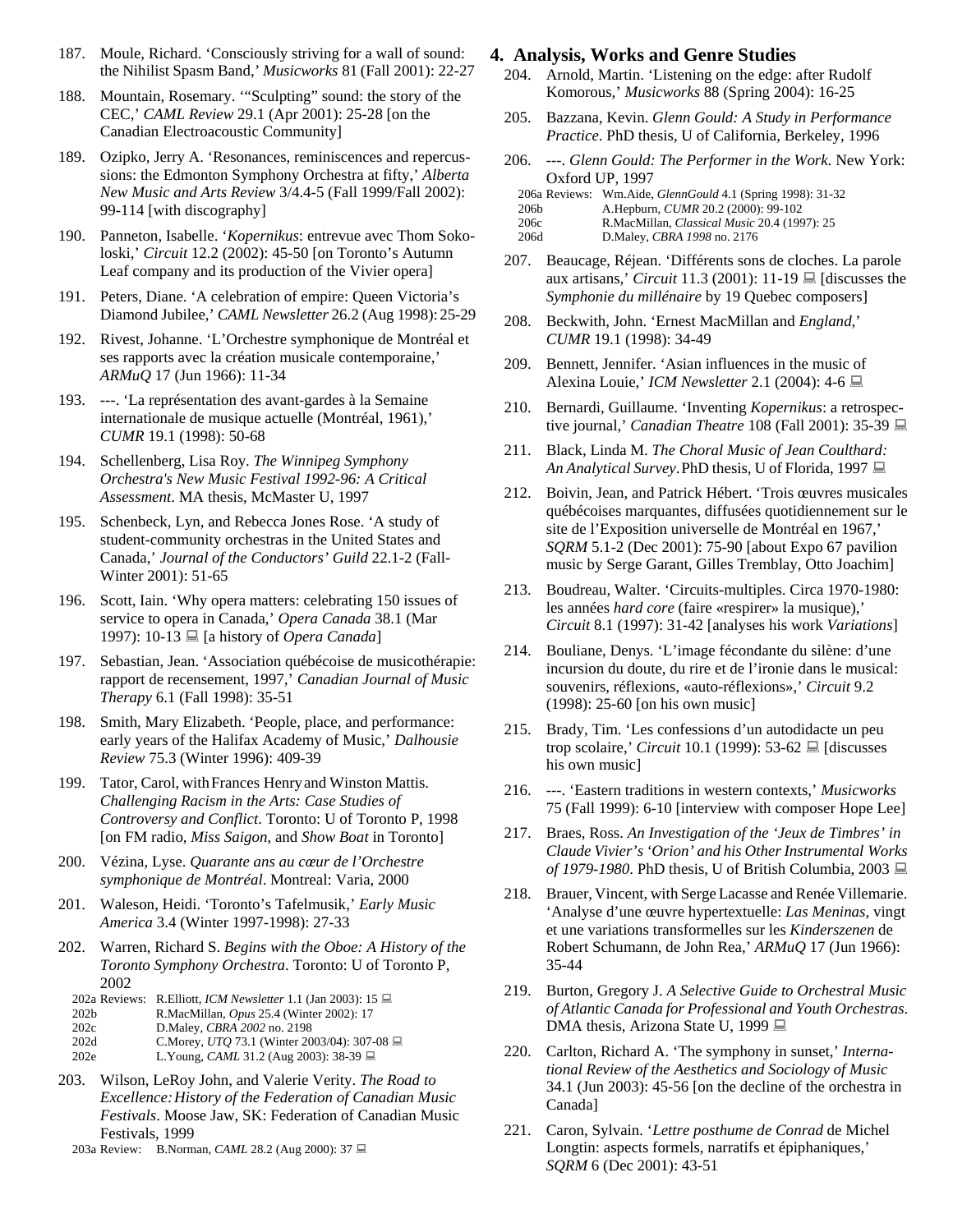187. Moule, Richard. 'Consciously striving for a wall of sound: the Nihilist Spasm Band,' *Musicworks* 81 (Fall 2001): 22-27

188. Mountain, Rosemary. '"Sculpting" sound: the story of the CEC,' *CAML Review* 29.1 (Apr 2001): 25-28 [on the Canadian Electroacoustic Community]

189. Ozipko, Jerry A. 'Resonances, reminiscences and repercussions: the Edmonton Symphony Orchestra at fifty,' *Alberta New Music and Arts Review* 3/4.4-5 (Fall 1999/Fall 2002): 99-114 [with discography]

190. Panneton, Isabelle. '*Kopernikus*: entrevue avec Thom Sokoloski,' *Circuit* 12.2 (2002): 45-50 [on Toronto's Autumn Leaf company and its production of the Vivier opera]

191. Peters, Diane. 'A celebration of empire: Queen Victoria's Diamond Jubilee,' *CAML Newsletter* 26.2 (Aug 1998): 25-29

192. Rivest, Johanne. 'L'Orchestre symphonique de Montréal et ses rapports avec la création musicale contemporaine,' *ARMuQ* 17 (Jun 1966): 11-34

193. ---. 'La représentation des avant-gardes à la Semaine internationale de musique actuelle (Montréal, 1961),' *CUMR* 19.1 (1998): 50-68

194. Schellenberg, Lisa Roy. *The Winnipeg Symphony Orchestra's New Music Festival 1992-96: A Critical Assessment*. MA thesis, McMaster U, 1997

195. Schenbeck, Lyn, and Rebecca Jones Rose. 'A study of student-community orchestras in the United States and Canada,' *Journal of the Conductors' Guild* 22.1-2 (Fall-Winter 2001): 51-65

196. Scott, Iain. 'Why opera matters: celebrating 150 issues of service to opera in Canada,' *Opera Canada* 38.1 (Mar 1997): 10-13 💻 [a history of *Opera Canada*]

197. Sebastian, Jean. 'Association québécoise de musicothérapie: rapport de recensement, 1997,' *Canadian Journal of Music Therapy* 6.1 (Fall 1998): 35-51

198. Smith, Mary Elizabeth. 'People, place, and performance: early years of the Halifax Academy of Music,' *Dalhousie Review* 75.3 (Winter 1996): 409-39

199. Tator, Carol, with Frances Henry and Winston Mattis. *Challenging Racism in the Arts: Case Studies of Controversy and Conflict*. Toronto: U of Toronto P, 1998 [on FM radio, *Miss Saigon*, and *Show Boat* in Toronto]

200. Vézina, Lyse. *Quarante ans au cœur de l'Orchestre symphonique de Montréal*. Montreal: Varia, 2000

201. Waleson, Heidi. 'Toronto's Tafelmusik,' *Early Music America* 3.4 (Winter 1997-1998): 27-33

202. Warren, Richard S. *Begins with the Oboe: A History of the Toronto Symphony Orchestra*. Toronto: U of Toronto P, 2002
   - 202a Reviews: R.Elliott, *ICM Newsletter* 1.1 (Jan 2003): 15 💻
   - 202b R.MacMillan, *Opus* 25.4 (Winter 2002): 17
   - 202c D.Maley, *CBRA 2002* no. 2198
   - 202d C.Morey, *UTQ* 73.1 (Winter 2003/04): 307-08 💻
   - 202e L.Young, *CAML* 31.2 (Aug 2003): 38-39 💻

203. Wilson, LeRoy John, and Valerie Verity. *The Road to Excellence: History of the Federation of Canadian Music Festivals*. Moose Jaw, SK: Federation of Canadian Music Festivals, 1999
   - 203a Review: B.Norman, *CAML* 28.2 (Aug 2000): 37 💻

## 4. Analysis, Works and Genre Studies

204. Arnold, Martin. 'Listening on the edge: after Rudolf Komorous,' *Musicworks* 88 (Spring 2004): 16-25

205. Bazzana, Kevin. *Glenn Gould: A Study in Performance Practice*. PhD thesis, U of California, Berkeley, 1996

206. ---. *Glenn Gould: The Performer in the Work*. New York: Oxford UP, 1997
   - 206a Reviews: Wm.Aide, *GlennGould* 4.1 (Spring 1998): 31-32
   - 206b A.Hepburn, *CUMR* 20.2 (2000): 99-102
   - 206c R.MacMillan, *Classical Music* 20.4 (1997): 25
   - 206d D.Maley, *CBRA 1998* no. 2176

207. Beaucage, Réjean. 'Différents sons de cloches. La parole aux artisans,' *Circuit* 11.3 (2001): 11-19 💻 [discusses the *Symphonie du millénaire* by 19 Quebec composers]

208. Beckwith, John. 'Ernest MacMillan and *England*,' *CUMR* 19.1 (1998): 34-49

209. Bennett, Jennifer. 'Asian influences in the music of Alexina Louie,' *ICM Newsletter* 2.1 (2004): 4-6 💻

210. Bernardi, Guillaume. 'Inventing *Kopernikus*: a retrospective journal,' *Canadian Theatre* 108 (Fall 2001): 35-39 💻

211. Black, Linda M. *The Choral Music of Jean Coulthard: An Analytical Survey*. PhD thesis, U of Florida, 1997 💻

212. Boivin, Jean, and Patrick Hébert. 'Trois œuvres musicales québécoises marquantes, diffusées quotidiennement sur le site de l'Exposition universelle de Montréal en 1967,' *SQRM* 5.1-2 (Dec 2001): 75-90 [about Expo 67 pavilion music by Serge Garant, Gilles Tremblay, Otto Joachim]

213. Boudreau, Walter. 'Circuits-multiples. Circa 1970-1980: les années *hard core* (faire «respirer» la musique),' *Circuit* 8.1 (1997): 31-42 [analyses his work *Variations*]

214. Bouliane, Denys. 'L'image fécondante du silène: d'une incursion du doute, du rire et de l'ironie dans le musical: souvenirs, réflexions, «auto-réflexions»,' *Circuit* 9.2 (1998): 25-60 [on his own music]

215. Brady, Tim. 'Les confessions d'un autodidacte un peu trop scolaire,' *Circuit* 10.1 (1999): 53-62 💻 [discusses his own music]

216. ---. 'Eastern traditions in western contexts,' *Musicworks* 75 (Fall 1999): 6-10 [interview with composer Hope Lee]

217. Braes, Ross. *An Investigation of the 'Jeux de Timbres' in Claude Vivier's 'Orion' and his Other Instrumental Works of 1979-1980*. PhD thesis, U of British Columbia, 2003 💻

218. Brauer, Vincent, with Serge Lacasse and Renée Villemarie. 'Analyse d'une œuvre hypertextuelle: *Las Meninas*, vingt et une variations transformelles sur les *Kinderszenen* de Robert Schumann, de John Rea,' *ARMuQ* 17 (Jun 1966): 35-44

219. Burton, Gregory J. *A Selective Guide to Orchestral Music of Atlantic Canada for Professional and Youth Orchestras*. DMA thesis, Arizona State U, 1999 💻

220. Carlton, Richard A. 'The symphony in sunset,' *International Review of the Aesthetics and Sociology of Music* 34.1 (Jun 2003): 45-56 [on the decline of the orchestra in Canada]

221. Caron, Sylvain. '*Lettre posthume de Conrad* de Michel Longtin: aspects formels, narratifs et épiphaniques,' *SQRM* 6 (Dec 2001): 43-51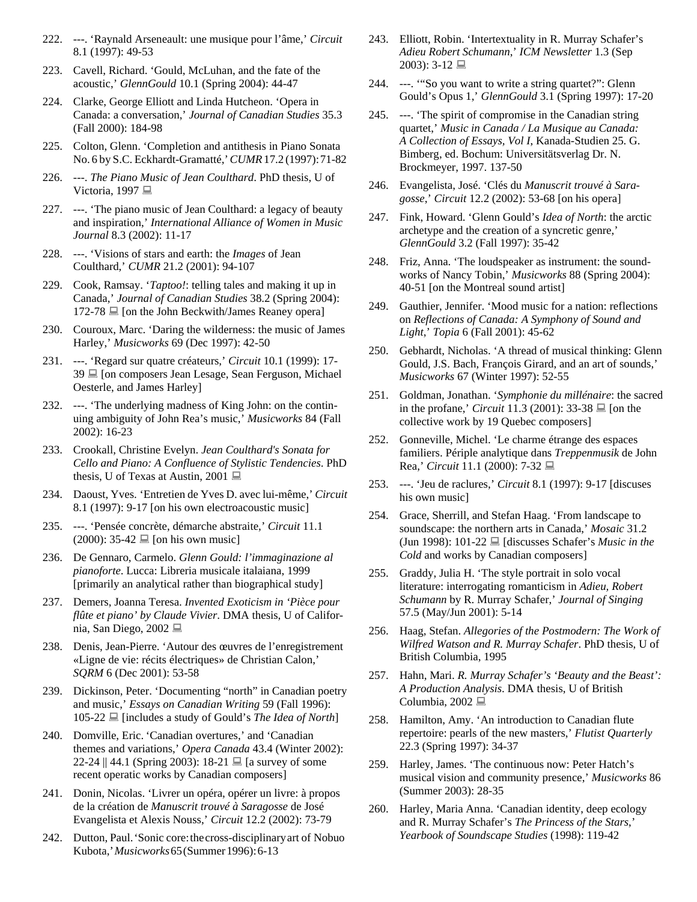222. ---. 'Raynald Arseneault: une musique pour l'âme,' *Circuit* 8.1 (1997): 49-53

223. Cavell, Richard. 'Gould, McLuhan, and the fate of the acoustic,' *GlennGould* 10.1 (Spring 2004): 44-47

224. Clarke, George Elliott and Linda Hutcheon. 'Opera in Canada: a conversation,' *Journal of Canadian Studies* 35.3 (Fall 2000): 184-98

225. Colton, Glenn. 'Completion and antithesis in Piano Sonata No. 6 by S.C. Eckhardt-Gramatté,' *CUMR* 17.2 (1997): 71-82

226. ---. *The Piano Music of Jean Coulthard*. PhD thesis, U of Victoria, 1997 💻

227. ---. 'The piano music of Jean Coulthard: a legacy of beauty and inspiration,' *International Alliance of Women in Music Journal* 8.3 (2002): 11-17

228. ---. 'Visions of stars and earth: the *Images* of Jean Coulthard,' *CUMR* 21.2 (2001): 94-107

229. Cook, Ramsay. '*Taptoo!*: telling tales and making it up in Canada,' *Journal of Canadian Studies* 38.2 (Spring 2004): 172-78 💻 [on the John Beckwith/James Reaney opera]

230. Couroux, Marc. 'Daring the wilderness: the music of James Harley,' *Musicworks* 69 (Dec 1997): 42-50

231. ---. 'Regard sur quatre créateurs,' *Circuit* 10.1 (1999): 17-39 💻 [on composers Jean Lesage, Sean Ferguson, Michael Oesterle, and James Harley]

232. ---. 'The underlying madness of King John: on the continuing ambiguity of John Rea's music,' *Musicworks* 84 (Fall 2002): 16-23

233. Crookall, Christine Evelyn. *Jean Coulthard's Sonata for Cello and Piano: A Confluence of Stylistic Tendencies*. PhD thesis, U of Texas at Austin, 2001 💻

234. Daoust, Yves. 'Entretien de Yves D. avec lui-même,' *Circuit* 8.1 (1997): 9-17 [on his own electroacoustic music]

235. ---. 'Pensée concrète, démarche abstraite,' *Circuit* 11.1 (2000): 35-42 💻 [on his own music]

236. De Gennaro, Carmelo. *Glenn Gould: l'immaginazione al pianoforte*. Lucca: Libreria musicale italaiana, 1999 [primarily an analytical rather than biographical study]

237. Demers, Joanna Teresa. *Invented Exoticism in 'Pièce pour flûte et piano' by Claude Vivier*. DMA thesis, U of California, San Diego, 2002 💻

238. Denis, Jean-Pierre. 'Autour des œuvres de l'enregistrement «Ligne de vie: récits électriques» de Christian Calon,' *SQRM* 6 (Dec 2001): 53-58

239. Dickinson, Peter. 'Documenting "north" in Canadian poetry and music,' *Essays on Canadian Writing* 59 (Fall 1996): 105-22 💻 [includes a study of Gould's *The Idea of North*]

240. Domville, Eric. 'Canadian overtures,' and 'Canadian themes and variations,' *Opera Canada* 43.4 (Winter 2002): 22-24 || 44.1 (Spring 2003): 18-21 💻 [a survey of some recent operatic works by Canadian composers]

241. Donin, Nicolas. 'Livrer un opéra, opérer un livre: à propos de la création de *Manuscrit trouvé à Saragosse* de José Evangelista et Alexis Nouss,' *Circuit* 12.2 (2002): 73-79

242. Dutton, Paul. 'Sonic core: the cross-disciplinary art of Nobuo Kubota,' *Musicworks* 65 (Summer 1996): 6-13

243. Elliott, Robin. 'Intertextuality in R. Murray Schafer's *Adieu Robert Schumann*,' *ICM Newsletter* 1.3 (Sep 2003): 3-12 💻

244. ---. '"So you want to write a string quartet?": Glenn Gould's Opus 1,' *GlennGould* 3.1 (Spring 1997): 17-20

245. ---. 'The spirit of compromise in the Canadian string quartet,' *Music in Canada / La Musique au Canada: A Collection of Essays, Vol I*, Kanada-Studien 25. G. Bimberg, ed. Bochum: Universitätsverlag Dr. N. Brockmeyer, 1997. 137-50

246. Evangelista, José. 'Clés du *Manuscrit trouvé à Saragosse*,' *Circuit* 12.2 (2002): 53-68 [on his opera]

247. Fink, Howard. 'Glenn Gould's *Idea of North*: the arctic archetype and the creation of a syncretic genre,' *GlennGould* 3.2 (Fall 1997): 35-42

248. Friz, Anna. 'The loudspeaker as instrument: the soundworks of Nancy Tobin,' *Musicworks* 88 (Spring 2004): 40-51 [on the Montreal sound artist]

249. Gauthier, Jennifer. 'Mood music for a nation: reflections on *Reflections of Canada: A Symphony of Sound and Light*,' *Topia* 6 (Fall 2001): 45-62

250. Gebhardt, Nicholas. 'A thread of musical thinking: Glenn Gould, J.S. Bach, François Girard, and an art of sounds,' *Musicworks* 67 (Winter 1997): 52-55

251. Goldman, Jonathan. '*Symphonie du millénaire*: the sacred in the profane,' *Circuit* 11.3 (2001): 33-38 💻 [on the collective work by 19 Quebec composers]

252. Gonneville, Michel. 'Le charme étrange des espaces familiers. Périple analytique dans *Treppenmusik* de John Rea,' *Circuit* 11.1 (2000): 7-32 💻

253. ---. 'Jeu de raclures,' *Circuit* 8.1 (1997): 9-17 [discuses his own music]

254. Grace, Sherrill, and Stefan Haag. 'From landscape to soundscape: the northern arts in Canada,' *Mosaic* 31.2 (Jun 1998): 101-22 💻 [discusses Schafer's *Music in the Cold* and works by Canadian composers]

255. Graddy, Julia H. 'The style portrait in solo vocal literature: interrogating romanticism in *Adieu, Robert Schumann* by R. Murray Schafer,' *Journal of Singing* 57.5 (May/Jun 2001): 5-14

256. Haag, Stefan. *Allegories of the Postmodern: The Work of Wilfred Watson and R. Murray Schafer*. PhD thesis, U of British Columbia, 1995

257. Hahn, Mari. *R. Murray Schafer's 'Beauty and the Beast': A Production Analysis*. DMA thesis, U of British Columbia, 2002 💻

258. Hamilton, Amy. 'An introduction to Canadian flute repertoire: pearls of the new masters,' *Flutist Quarterly* 22.3 (Spring 1997): 34-37

259. Harley, James. 'The continuous now: Peter Hatch's musical vision and community presence,' *Musicworks* 86 (Summer 2003): 28-35

260. Harley, Maria Anna. 'Canadian identity, deep ecology and R. Murray Schafer's *The Princess of the Stars*,' *Yearbook of Soundscape Studies* (1998): 119-42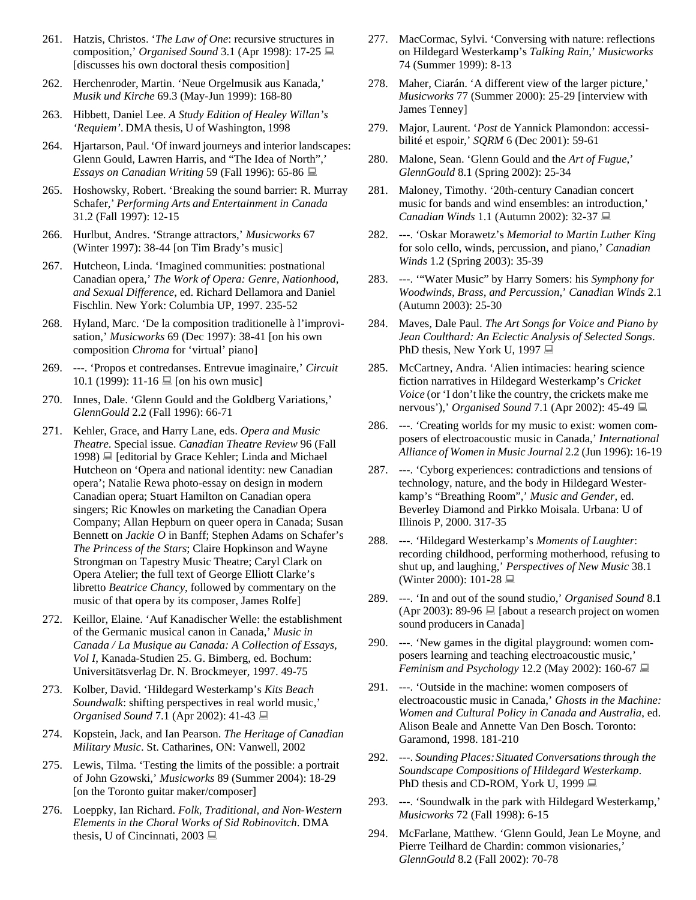261. Hatzis, Christos. '*The Law of One*: recursive structures in composition,' *Organised Sound* 3.1 (Apr 1998): 17-25 💻 [discusses his own doctoral thesis composition]

262. Herchenroder, Martin. 'Neue Orgelmusik aus Kanada,' *Musik und Kirche* 69.3 (May-Jun 1999): 168-80

263. Hibbett, Daniel Lee. *A Study Edition of Healey Willan's 'Requiem'*. DMA thesis, U of Washington, 1998

264. Hjartarson, Paul. 'Of inward journeys and interior landscapes: Glenn Gould, Lawren Harris, and "The Idea of North",' *Essays on Canadian Writing* 59 (Fall 1996): 65-86 💻

265. Hoshowsky, Robert. 'Breaking the sound barrier: R. Murray Schafer,' *Performing Arts and Entertainment in Canada* 31.2 (Fall 1997): 12-15

266. Hurlbut, Andres. 'Strange attractors,' *Musicworks* 67 (Winter 1997): 38-44 [on Tim Brady's music]

267. Hutcheon, Linda. 'Imagined communities: postnational Canadian opera,' *The Work of Opera: Genre, Nationhood, and Sexual Difference*, ed. Richard Dellamora and Daniel Fischlin. New York: Columbia UP, 1997. 235-52

268. Hyland, Marc. 'De la composition traditionelle à l'improvisation,' *Musicworks* 69 (Dec 1997): 38-41 [on his own composition *Chroma* for 'virtual' piano]

269. ---. 'Propos et contredanses. Entrevue imaginaire,' *Circuit* 10.1 (1999): 11-16 💻 [on his own music]

270. Innes, Dale. 'Glenn Gould and the Goldberg Variations,' *GlennGould* 2.2 (Fall 1996): 66-71

271. Kehler, Grace, and Harry Lane, eds. *Opera and Music Theatre*. Special issue. *Canadian Theatre Review* 96 (Fall 1998) 💻 [editorial by Grace Kehler; Linda and Michael Hutcheon on 'Opera and national identity: new Canadian opera'; Natalie Rewa photo-essay on design in modern Canadian opera; Stuart Hamilton on Canadian opera singers; Ric Knowles on marketing the Canadian Opera Company; Allan Hepburn on queer opera in Canada; Susan Bennett on *Jackie O* in Banff; Stephen Adams on Schafer's *The Princess of the Stars*; Claire Hopkinson and Wayne Strongman on Tapestry Music Theatre; Caryl Clark on Opera Atelier; the full text of George Elliott Clarke's libretto *Beatrice Chancy*, followed by commentary on the music of that opera by its composer, James Rolfe]

272. Keillor, Elaine. 'Auf Kanadischer Welle: the establishment of the Germanic musical canon in Canada,' *Music in Canada / La Musique au Canada: A Collection of Essays, Vol I*, Kanada-Studien 25. G. Bimberg, ed. Bochum: Universitätsverlag Dr. N. Brockmeyer, 1997. 49-75

273. Kolber, David. 'Hildegard Westerkamp's *Kits Beach Soundwalk*: shifting perspectives in real world music,' *Organised Sound* 7.1 (Apr 2002): 41-43 💻

274. Kopstein, Jack, and Ian Pearson. *The Heritage of Canadian Military Music*. St. Catharines, ON: Vanwell, 2002

275. Lewis, Tilma. 'Testing the limits of the possible: a portrait of John Gzowski,' *Musicworks* 89 (Summer 2004): 18-29 [on the Toronto guitar maker/composer]

276. Loeppky, Ian Richard. *Folk, Traditional, and Non-Western Elements in the Choral Works of Sid Robinovitch*. DMA thesis, U of Cincinnati, 2003 💻

277. MacCormac, Sylvi. 'Conversing with nature: reflections on Hildegard Westerkamp's *Talking Rain*,' *Musicworks* 74 (Summer 1999): 8-13

278. Maher, Ciarán. 'A different view of the larger picture,' *Musicworks* 77 (Summer 2000): 25-29 [interview with James Tenney]

279. Major, Laurent. '*Post* de Yannick Plamondon: accessibilité et espoir,' *SQRM* 6 (Dec 2001): 59-61

280. Malone, Sean. 'Glenn Gould and the *Art of Fugue*,' *GlennGould* 8.1 (Spring 2002): 25-34

281. Maloney, Timothy. '20th-century Canadian concert music for bands and wind ensembles: an introduction,' *Canadian Winds* 1.1 (Autumn 2002): 32-37 💻

282. ---. 'Oskar Morawetz's *Memorial to Martin Luther King* for solo cello, winds, percussion, and piano,' *Canadian Winds* 1.2 (Spring 2003): 35-39

283. ---. '"Water Music" by Harry Somers: his *Symphony for Woodwinds, Brass, and Percussion*,' *Canadian Winds* 2.1 (Autumn 2003): 25-30

284. Maves, Dale Paul. *The Art Songs for Voice and Piano by Jean Coulthard: An Eclectic Analysis of Selected Songs*. PhD thesis, New York U, 1997 💻

285. McCartney, Andra. 'Alien intimacies: hearing science fiction narratives in Hildegard Westerkamp's *Cricket Voice* (or 'I don't like the country, the crickets make me nervous'),' *Organised Sound* 7.1 (Apr 2002): 45-49 💻

286. ---. 'Creating worlds for my music to exist: women composers of electroacoustic music in Canada,' *International Alliance of Women in Music Journal* 2.2 (Jun 1996): 16-19

287. ---. 'Cyborg experiences: contradictions and tensions of technology, nature, and the body in Hildegard Westerkamp's "Breathing Room",' *Music and Gender*, ed. Beverley Diamond and Pirkko Moisala. Urbana: U of Illinois P, 2000. 317-35

288. ---. 'Hildegard Westerkamp's *Moments of Laughter*: recording childhood, performing motherhood, refusing to shut up, and laughing,' *Perspectives of New Music* 38.1 (Winter 2000): 101-28 💻

289. ---. 'In and out of the sound studio,' *Organised Sound* 8.1 (Apr 2003): 89-96 💻 [about a research project on women sound producers in Canada]

290. ---. 'New games in the digital playground: women composers learning and teaching electroacoustic music,' *Feminism and Psychology* 12.2 (May 2002): 160-67 💻

291. ---. 'Outside in the machine: women composers of electroacoustic music in Canada,' *Ghosts in the Machine: Women and Cultural Policy in Canada and Australia*, ed. Alison Beale and Annette Van Den Bosch. Toronto: Garamond, 1998. 181-210

292. ---. *Sounding Places: Situated Conversations through the Soundscape Compositions of Hildegard Westerkamp*. PhD thesis and CD-ROM, York U, 1999 💻

293. ---. 'Soundwalk in the park with Hildegard Westerkamp,' *Musicworks* 72 (Fall 1998): 6-15

294. McFarlane, Matthew. 'Glenn Gould, Jean Le Moyne, and Pierre Teilhard de Chardin: common visionaries,' *GlennGould* 8.2 (Fall 2002): 70-78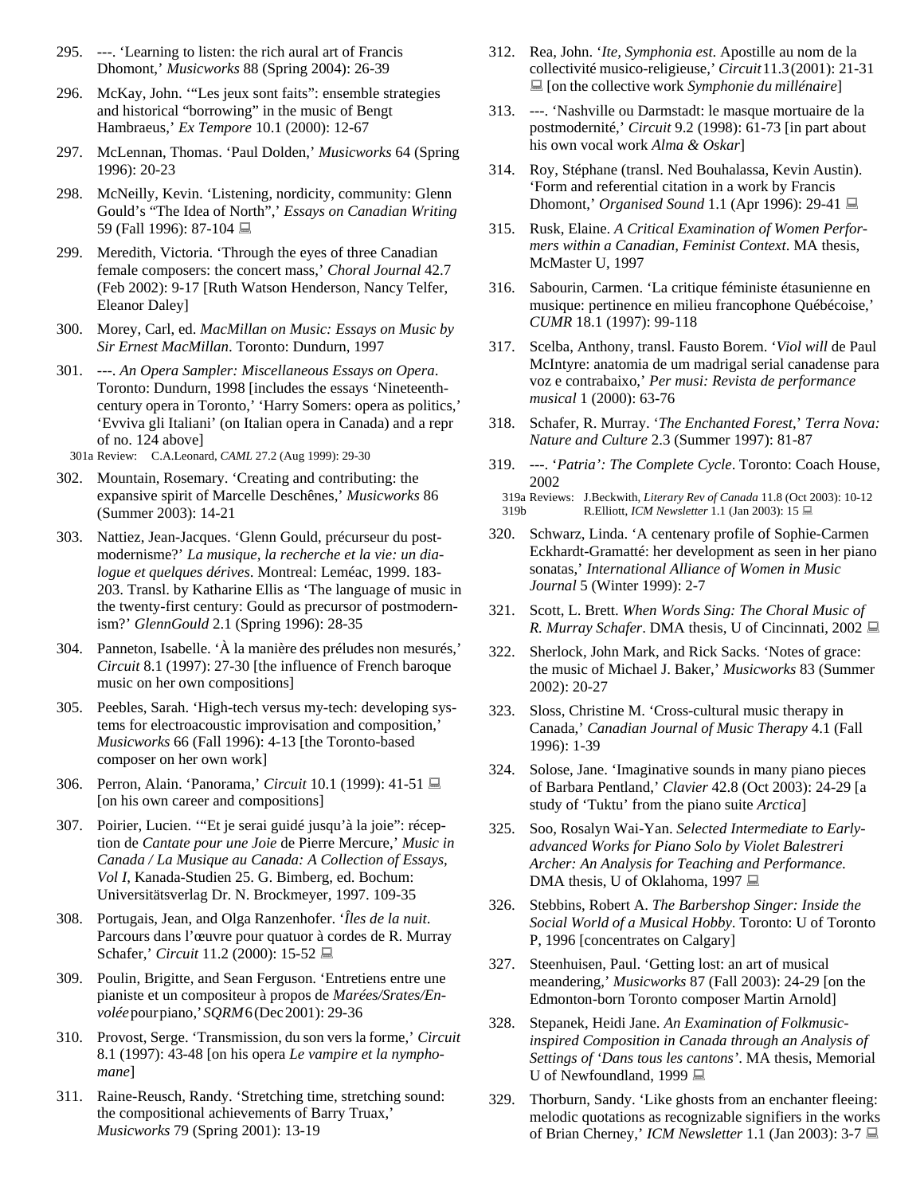295. ---. 'Learning to listen: the rich aural art of Francis Dhomont,' *Musicworks* 88 (Spring 2004): 26-39

296. McKay, John. '"Les jeux sont faits": ensemble strategies and historical "borrowing" in the music of Bengt Hambraeus,' *Ex Tempore* 10.1 (2000): 12-67

297. McLennan, Thomas. 'Paul Dolden,' *Musicworks* 64 (Spring 1996): 20-23

298. McNeilly, Kevin. 'Listening, nordicity, community: Glenn Gould's "The Idea of North",' *Essays on Canadian Writing* 59 (Fall 1996): 87-104 💻

299. Meredith, Victoria. 'Through the eyes of three Canadian female composers: the concert mass,' *Choral Journal* 42.7 (Feb 2002): 9-17 [Ruth Watson Henderson, Nancy Telfer, Eleanor Daley]

300. Morey, Carl, ed. *MacMillan on Music: Essays on Music by Sir Ernest MacMillan*. Toronto: Dundurn, 1997

301. ---. *An Opera Sampler: Miscellaneous Essays on Opera*. Toronto: Dundurn, 1998 [includes the essays 'Nineteenth-century opera in Toronto,' 'Harry Somers: opera as politics,' 'Evviva gli Italiani' (on Italian opera in Canada) and a repr of no. 124 above]
   301a Review: C.A.Leonard, *CAML* 27.2 (Aug 1999): 29-30

302. Mountain, Rosemary. 'Creating and contributing: the expansive spirit of Marcelle Deschênes,' *Musicworks* 86 (Summer 2003): 14-21

303. Nattiez, Jean-Jacques. 'Glenn Gould, précurseur du post-modernisme?' *La musique, la recherche et la vie: un dialogue et quelques dérives*. Montreal: Leméac, 1999. 183-203. Transl. by Katharine Ellis as 'The language of music in the twenty-first century: Gould as precursor of postmodernism?' *GlennGould* 2.1 (Spring 1996): 28-35

304. Panneton, Isabelle. 'À la manière des préludes non mesurés,' *Circuit* 8.1 (1997): 27-30 [the influence of French baroque music on her own compositions]

305. Peebles, Sarah. 'High-tech versus my-tech: developing systems for electroacoustic improvisation and composition,' *Musicworks* 66 (Fall 1996): 4-13 [the Toronto-based composer on her own work]

306. Perron, Alain. 'Panorama,' *Circuit* 10.1 (1999): 41-51 💻 [on his own career and compositions]

307. Poirier, Lucien. '"Et je serai guidé jusqu'à la joie": réception de *Cantate pour une Joie* de Pierre Mercure,' *Music in Canada / La Musique au Canada: A Collection of Essays, Vol I*, Kanada-Studien 25. G. Bimberg, ed. Bochum: Universitätsverlag Dr. N. Brockmeyer, 1997. 109-35

308. Portugais, Jean, and Olga Ranzenhofer. '*Îles de la nuit*. Parcours dans l'œuvre pour quatuor à cordes de R. Murray Schafer,' *Circuit* 11.2 (2000): 15-52 💻

309. Poulin, Brigitte, and Sean Ferguson. 'Entretiens entre une pianiste et un compositeur à propos de *Marées/Srates/Envolée* pour piano,' *SQRM* 6 (Dec 2001): 29-36

310. Provost, Serge. 'Transmission, du son vers la forme,' *Circuit* 8.1 (1997): 43-48 [on his opera *Le vampire et la nymphomane*]

311. Raine-Reusch, Randy. 'Stretching time, stretching sound: the compositional achievements of Barry Truax,' *Musicworks* 79 (Spring 2001): 13-19

312. Rea, John. '*Ite, Symphonia est*. Apostille au nom de la collectivité musico-religieuse,' *Circuit* 11.3 (2001): 21-31 💻 [on the collective work *Symphonie du millénaire*]

313. ---. 'Nashville ou Darmstadt: le masque mortuaire de la postmodernité,' *Circuit* 9.2 (1998): 61-73 [in part about his own vocal work *Alma & Oskar*]

314. Roy, Stéphane (transl. Ned Bouhalassa, Kevin Austin). 'Form and referential citation in a work by Francis Dhomont,' *Organised Sound* 1.1 (Apr 1996): 29-41 💻

315. Rusk, Elaine. *A Critical Examination of Women Performers within a Canadian, Feminist Context*. MA thesis, McMaster U, 1997

316. Sabourin, Carmen. 'La critique féministe étasunienne en musique: pertinence en milieu francophone Québécoise,' *CUMR* 18.1 (1997): 99-118

317. Scelba, Anthony, transl. Fausto Borem. '*Viol will* de Paul McIntyre: anatomia de um madrigal serial canadense para voz e contrabaixo,' *Per musi: Revista de performance musical* 1 (2000): 63-76

318. Schafer, R. Murray. '*The Enchanted Forest*,' *Terra Nova: Nature and Culture* 2.3 (Summer 1997): 81-87

319. ---. '*Patria': The Complete Cycle*. Toronto: Coach House, 2002
   319a Reviews: J.Beckwith, *Literary Rev of Canada* 11.8 (Oct 2003): 10-12
   319b R.Elliott, *ICM Newsletter* 1.1 (Jan 2003): 15 💻

320. Schwarz, Linda. 'A centenary profile of Sophie-Carmen Eckhardt-Gramatté: her development as seen in her piano sonatas,' *International Alliance of Women in Music Journal* 5 (Winter 1999): 2-7

321. Scott, L. Brett. *When Words Sing: The Choral Music of R. Murray Schafer*. DMA thesis, U of Cincinnati, 2002 💻

322. Sherlock, John Mark, and Rick Sacks. 'Notes of grace: the music of Michael J. Baker,' *Musicworks* 83 (Summer 2002): 20-27

323. Sloss, Christine M. 'Cross-cultural music therapy in Canada,' *Canadian Journal of Music Therapy* 4.1 (Fall 1996): 1-39

324. Solose, Jane. 'Imaginative sounds in many piano pieces of Barbara Pentland,' *Clavier* 42.8 (Oct 2003): 24-29 [a study of 'Tuktu' from the piano suite *Arctica*]

325. Soo, Rosalyn Wai-Yan. *Selected Intermediate to Early-advanced Works for Piano Solo by Violet Balestreri Archer: An Analysis for Teaching and Performance*. DMA thesis, U of Oklahoma, 1997 💻

326. Stebbins, Robert A. *The Barbershop Singer: Inside the Social World of a Musical Hobby*. Toronto: U of Toronto P, 1996 [concentrates on Calgary]

327. Steenhuisen, Paul. 'Getting lost: an art of musical meandering,' *Musicworks* 87 (Fall 2003): 24-29 [on the Edmonton-born Toronto composer Martin Arnold]

328. Stepanek, Heidi Jane. *An Examination of Folkmusic-inspired Composition in Canada through an Analysis of Settings of 'Dans tous les cantons'*. MA thesis, Memorial U of Newfoundland, 1999 💻

329. Thorburn, Sandy. 'Like ghosts from an enchanter fleeing: melodic quotations as recognizable signifiers in the works of Brian Cherney,' *ICM Newsletter* 1.1 (Jan 2003): 3-7 💻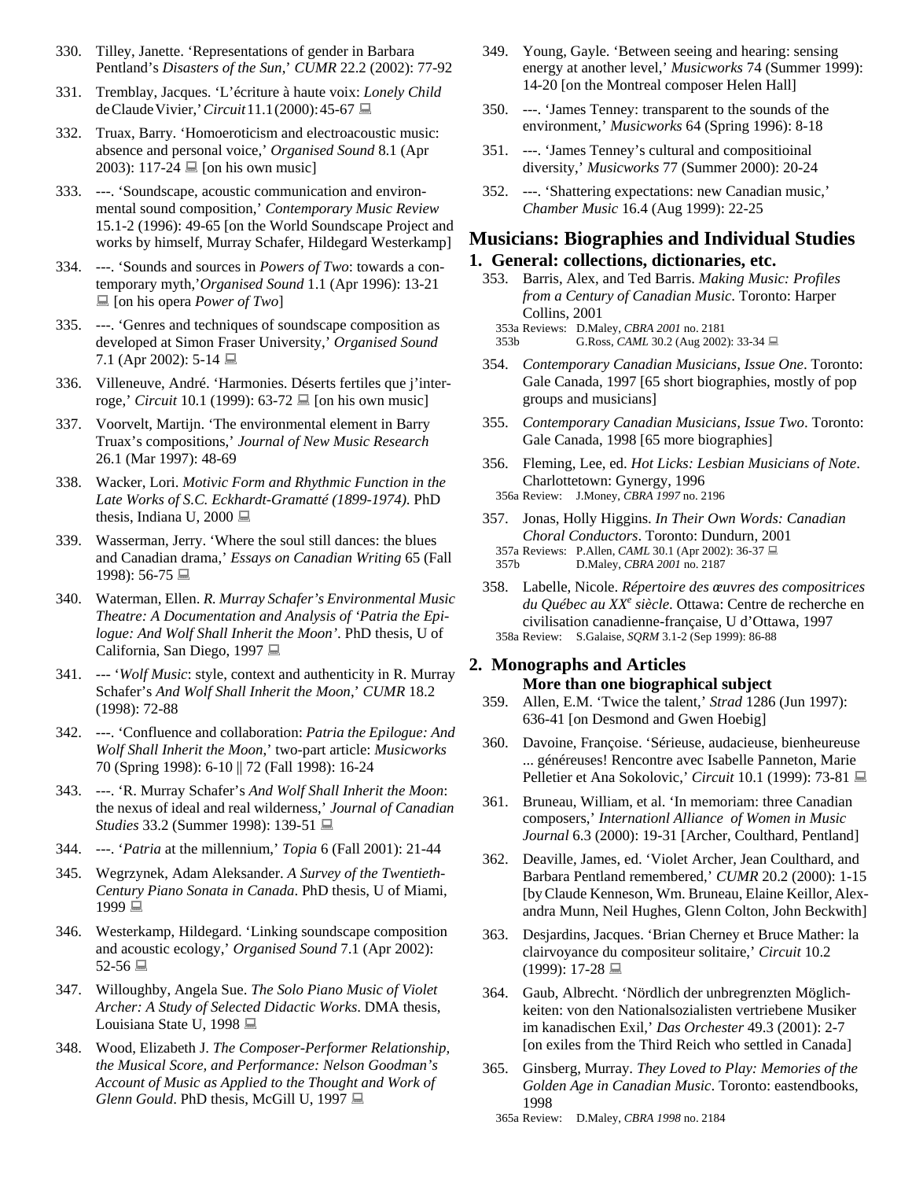330. Tilley, Janette. 'Representations of gender in Barbara Pentland's *Disasters of the Sun*,' *CUMR* 22.2 (2002): 77-92

331. Tremblay, Jacques. 'L'écriture à haute voix: *Lonely Child* de Claude Vivier,' *Circuit* 11.1 (2000): 45-67 🖳

332. Truax, Barry. 'Homoeroticism and electroacoustic music: absence and personal voice,' *Organised Sound* 8.1 (Apr 2003): 117-24 🖳 [on his own music]

333. ---. 'Soundscape, acoustic communication and environmental sound composition,' *Contemporary Music Review* 15.1-2 (1996): 49-65 [on the World Soundscape Project and works by himself, Murray Schafer, Hildegard Westerkamp]

334. ---. 'Sounds and sources in *Powers of Two*: towards a contemporary myth,' *Organised Sound* 1.1 (Apr 1996): 13-21 🖳 [on his opera *Power of Two*]

335. ---. 'Genres and techniques of soundscape composition as developed at Simon Fraser University,' *Organised Sound* 7.1 (Apr 2002): 5-14 🖳

336. Villeneuve, André. 'Harmonies. Déserts fertiles que j'interroge,' *Circuit* 10.1 (1999): 63-72 🖳 [on his own music]

337. Voorvelt, Martijn. 'The environmental element in Barry Truax's compositions,' *Journal of New Music Research* 26.1 (Mar 1997): 48-69

338. Wacker, Lori. *Motivic Form and Rhythmic Function in the Late Works of S.C. Eckhardt-Gramatté (1899-1974)*. PhD thesis, Indiana U, 2000 🖳

339. Wasserman, Jerry. 'Where the soul still dances: the blues and Canadian drama,' *Essays on Canadian Writing* 65 (Fall 1998): 56-75 🖳

340. Waterman, Ellen. *R. Murray Schafer's Environmental Music Theatre: A Documentation and Analysis of 'Patria the Epilogue: And Wolf Shall Inherit the Moon'*. PhD thesis, U of California, San Diego, 1997 🖳

341. --- '*Wolf Music*: style, context and authenticity in R. Murray Schafer's *And Wolf Shall Inherit the Moon*,' *CUMR* 18.2 (1998): 72-88

342. ---. 'Confluence and collaboration: *Patria the Epilogue: And Wolf Shall Inherit the Moon*,' two-part article: *Musicworks* 70 (Spring 1998): 6-10 || 72 (Fall 1998): 16-24

343. ---. 'R. Murray Schafer's *And Wolf Shall Inherit the Moon*: the nexus of ideal and real wilderness,' *Journal of Canadian Studies* 33.2 (Summer 1998): 139-51 🖳

344. ---. '*Patria* at the millennium,' *Topia* 6 (Fall 2001): 21-44

345. Wegrzynek, Adam Aleksander. *A Survey of the Twentieth-Century Piano Sonata in Canada*. PhD thesis, U of Miami, 1999 🖳

346. Westerkamp, Hildegard. 'Linking soundscape composition and acoustic ecology,' *Organised Sound* 7.1 (Apr 2002): 52-56 🖳

347. Willoughby, Angela Sue. *The Solo Piano Music of Violet Archer: A Study of Selected Didactic Works*. DMA thesis, Louisiana State U, 1998 🖳

348. Wood, Elizabeth J. *The Composer-Performer Relationship, the Musical Score, and Performance: Nelson Goodman's Account of Music as Applied to the Thought and Work of Glenn Gould*. PhD thesis, McGill U, 1997 🖳

349. Young, Gayle. 'Between seeing and hearing: sensing energy at another level,' *Musicworks* 74 (Summer 1999): 14-20 [on the Montreal composer Helen Hall]

350. ---. 'James Tenney: transparent to the sounds of the environment,' *Musicworks* 64 (Spring 1996): 8-18

351. ---. 'James Tenney's cultural and compositioinal diversity,' *Musicworks* 77 (Summer 2000): 20-24

352. ---. 'Shattering expectations: new Canadian music,' *Chamber Music* 16.4 (Aug 1999): 22-25

## Musicians: Biographies and Individual Studies

### 1. General: collections, dictionaries, etc.

353. Barris, Alex, and Ted Barris. *Making Music: Profiles from a Century of Canadian Music*. Toronto: Harper Collins, 2001
353a Reviews: D.Maley, *CBRA 2001* no. 2181
353b G.Ross, *CAML* 30.2 (Aug 2002): 33-34 🖳

354. *Contemporary Canadian Musicians, Issue One*. Toronto: Gale Canada, 1997 [65 short biographies, mostly of pop groups and musicians]

355. *Contemporary Canadian Musicians, Issue Two*. Toronto: Gale Canada, 1998 [65 more biographies]

356. Fleming, Lee, ed. *Hot Licks: Lesbian Musicians of Note*. Charlottetown: Gynergy, 1996
356a Review: J.Money, *CBRA 1997* no. 2196

357. Jonas, Holly Higgins. *In Their Own Words: Canadian Choral Conductors*. Toronto: Dundurn, 2001
357a Reviews: P.Allen, *CAML* 30.1 (Apr 2002): 36-37 🖳
357b D.Maley, *CBRA 2001* no. 2187

358. Labelle, Nicole. *Répertoire des œuvres des compositrices du Québec au XX^e siècle*. Ottawa: Centre de recherche en civilisation canadienne-française, U d'Ottawa, 1997
358a Review: S.Galaise, *SQRM* 3.1-2 (Sep 1999): 86-88

### 2. Monographs and Articles

**More than one biographical subject**

359. Allen, E.M. 'Twice the talent,' *Strad* 1286 (Jun 1997): 636-41 [on Desmond and Gwen Hoebig]

360. Davoine, Françoise. 'Sérieuse, audacieuse, bienheureuse ... généreuses! Rencontre avec Isabelle Panneton, Marie Pelletier et Ana Sokolovic,' *Circuit* 10.1 (1999): 73-81 🖳

361. Bruneau, William, et al. 'In memoriam: three Canadian composers,' *Internationl Alliance of Women in Music Journal* 6.3 (2000): 19-31 [Archer, Coulthard, Pentland]

362. Deaville, James, ed. 'Violet Archer, Jean Coulthard, and Barbara Pentland remembered,' *CUMR* 20.2 (2000): 1-15 [by Claude Kenneson, Wm. Bruneau, Elaine Keillor, Alexandra Munn, Neil Hughes, Glenn Colton, John Beckwith]

363. Desjardins, Jacques. 'Brian Cherney et Bruce Mather: la clairvoyance du compositeur solitaire,' *Circuit* 10.2 (1999): 17-28 🖳

364. Gaub, Albrecht. 'Nördlich der unbregrenzten Möglichkeiten: von den Nationalsozialisten vertriebene Musiker im kanadischen Exil,' *Das Orchester* 49.3 (2001): 2-7 [on exiles from the Third Reich who settled in Canada]

365. Ginsberg, Murray. *They Loved to Play: Memories of the Golden Age in Canadian Music*. Toronto: eastendbooks, 1998
365a Review: D.Maley, *CBRA 1998* no. 2184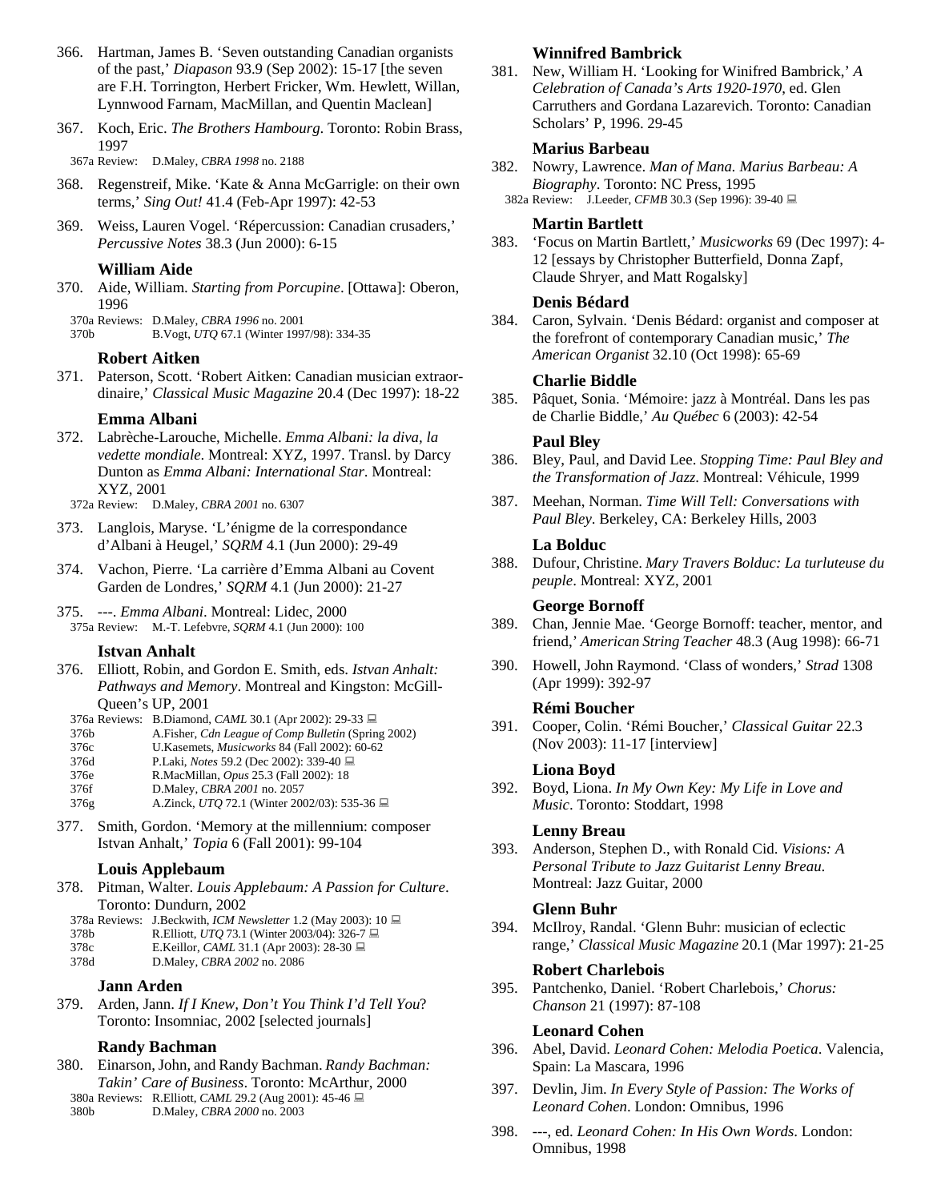366. Hartman, James B. 'Seven outstanding Canadian organists of the past,' *Diapason* 93.9 (Sep 2002): 15-17 [the seven are F.H. Torrington, Herbert Fricker, Wm. Hewlett, Willan, Lynnwood Farnam, MacMillan, and Quentin Maclean]

367. Koch, Eric. *The Brothers Hambourg*. Toronto: Robin Brass, 1997
   367a Review: D.Maley, *CBRA 1998* no. 2188

368. Regenstreif, Mike. 'Kate & Anna McGarrigle: on their own terms,' *Sing Out!* 41.4 (Feb-Apr 1997): 42-53

369. Weiss, Lauren Vogel. 'Répercussion: Canadian crusaders,' *Percussive Notes* 38.3 (Jun 2000): 6-15

### William Aide

370. Aide, William. *Starting from Porcupine*. [Ottawa]: Oberon, 1996
   370a Reviews: D.Maley, *CBRA 1996* no. 2001
   370b B.Vogt, *UTQ* 67.1 (Winter 1997/98): 334-35

### Robert Aitken

371. Paterson, Scott. 'Robert Aitken: Canadian musician extraordinaire,' *Classical Music Magazine* 20.4 (Dec 1997): 18-22

### Emma Albani

372. Labrèche-Larouche, Michelle. *Emma Albani: la diva, la vedette mondiale*. Montreal: XYZ, 1997. Transl. by Darcy Dunton as *Emma Albani: International Star*. Montreal: XYZ, 2001
   372a Review: D.Maley, *CBRA 2001* no. 6307

373. Langlois, Maryse. 'L'énigme de la correspondance d'Albani à Heugel,' *SQRM* 4.1 (Jun 2000): 29-49

374. Vachon, Pierre. 'La carrière d'Emma Albani au Covent Garden de Londres,' *SQRM* 4.1 (Jun 2000): 21-27

375. ---. *Emma Albani*. Montreal: Lidec, 2000
   375a Review: M.-T. Lefebvre, *SQRM* 4.1 (Jun 2000): 100

### Istvan Anhalt

376. Elliott, Robin, and Gordon E. Smith, eds. *Istvan Anhalt: Pathways and Memory*. Montreal and Kingston: McGill-Queen's UP, 2001
   376a Reviews: B.Diamond, *CAML* 30.1 (Apr 2002): 29-33
   376b A.Fisher, *Cdn League of Comp Bulletin* (Spring 2002)
   376c U.Kasemets, *Musicworks* 84 (Fall 2002): 60-62
   376d P.Laki, *Notes* 59.2 (Dec 2002): 339-40
   376e R.MacMillan, *Opus* 25.3 (Fall 2002): 18
   376f D.Maley, *CBRA 2001* no. 2057
   376g A.Zinck, *UTQ* 72.1 (Winter 2002/03): 535-36

377. Smith, Gordon. 'Memory at the millennium: composer Istvan Anhalt,' *Topia* 6 (Fall 2001): 99-104

### Louis Applebaum

378. Pitman, Walter. *Louis Applebaum: A Passion for Culture*. Toronto: Dundurn, 2002
   378a Reviews: J.Beckwith, *ICM Newsletter* 1.2 (May 2003): 10
   378b R.Elliott, *UTQ* 73.1 (Winter 2003/04): 326-7
   378c E.Keillor, *CAML* 31.1 (Apr 2003): 28-30
   378d D.Maley, *CBRA 2002* no. 2086

### Jann Arden

379. Arden, Jann. *If I Knew, Don't You Think I'd Tell You*? Toronto: Insomniac, 2002 [selected journals]

### Randy Bachman

380. Einarson, John, and Randy Bachman. *Randy Bachman: Takin' Care of Business*. Toronto: McArthur, 2000
   380a Reviews: R.Elliott, *CAML* 29.2 (Aug 2001): 45-46
   380b D.Maley, *CBRA 2000* no. 2003

### Winnifred Bambrick

381. New, William H. 'Looking for Winifred Bambrick,' *A Celebration of Canada's Arts 1920-1970*, ed. Glen Carruthers and Gordana Lazarevich. Toronto: Canadian Scholars' P, 1996. 29-45

### Marius Barbeau

382. Nowry, Lawrence. *Man of Mana. Marius Barbeau: A Biography*. Toronto: NC Press, 1995
   382a Review: J.Leeder, *CFMB* 30.3 (Sep 1996): 39-40

### Martin Bartlett

383. 'Focus on Martin Bartlett,' *Musicworks* 69 (Dec 1997): 4-12 [essays by Christopher Butterfield, Donna Zapf, Claude Shryer, and Matt Rogalsky]

### Denis Bédard

384. Caron, Sylvain. 'Denis Bédard: organist and composer at the forefront of contemporary Canadian music,' *The American Organist* 32.10 (Oct 1998): 65-69

### Charlie Biddle

385. Pâquet, Sonia. 'Mémoire: jazz à Montréal. Dans les pas de Charlie Biddle,' *Au Québec* 6 (2003): 42-54

### Paul Bley

386. Bley, Paul, and David Lee. *Stopping Time: Paul Bley and the Transformation of Jazz*. Montreal: Véhicule, 1999

387. Meehan, Norman. *Time Will Tell: Conversations with Paul Bley*. Berkeley, CA: Berkeley Hills, 2003

### La Bolduc

388. Dufour, Christine. *Mary Travers Bolduc: La turluteuse du peuple*. Montreal: XYZ, 2001

### George Bornoff

389. Chan, Jennie Mae. 'George Bornoff: teacher, mentor, and friend,' *American String Teacher* 48.3 (Aug 1998): 66-71

390. Howell, John Raymond. 'Class of wonders,' *Strad* 1308 (Apr 1999): 392-97

### Rémi Boucher

391. Cooper, Colin. 'Rémi Boucher,' *Classical Guitar* 22.3 (Nov 2003): 11-17 [interview]

### Liona Boyd

392. Boyd, Liona. *In My Own Key: My Life in Love and Music*. Toronto: Stoddart, 1998

### Lenny Breau

393. Anderson, Stephen D., with Ronald Cid. *Visions: A Personal Tribute to Jazz Guitarist Lenny Breau.* Montreal: Jazz Guitar, 2000

### Glenn Buhr

394. McIlroy, Randal. 'Glenn Buhr: musician of eclectic range,' *Classical Music Magazine* 20.1 (Mar 1997): 21-25

### Robert Charlebois

395. Pantchenko, Daniel. 'Robert Charlebois,' *Chorus: Chanson* 21 (1997): 87-108

### Leonard Cohen

396. Abel, David. *Leonard Cohen: Melodia Poetica*. Valencia, Spain: La Mascara, 1996

397. Devlin, Jim. *In Every Style of Passion: The Works of Leonard Cohen*. London: Omnibus, 1996

398. ---, ed. *Leonard Cohen: In His Own Words*. London: Omnibus, 1998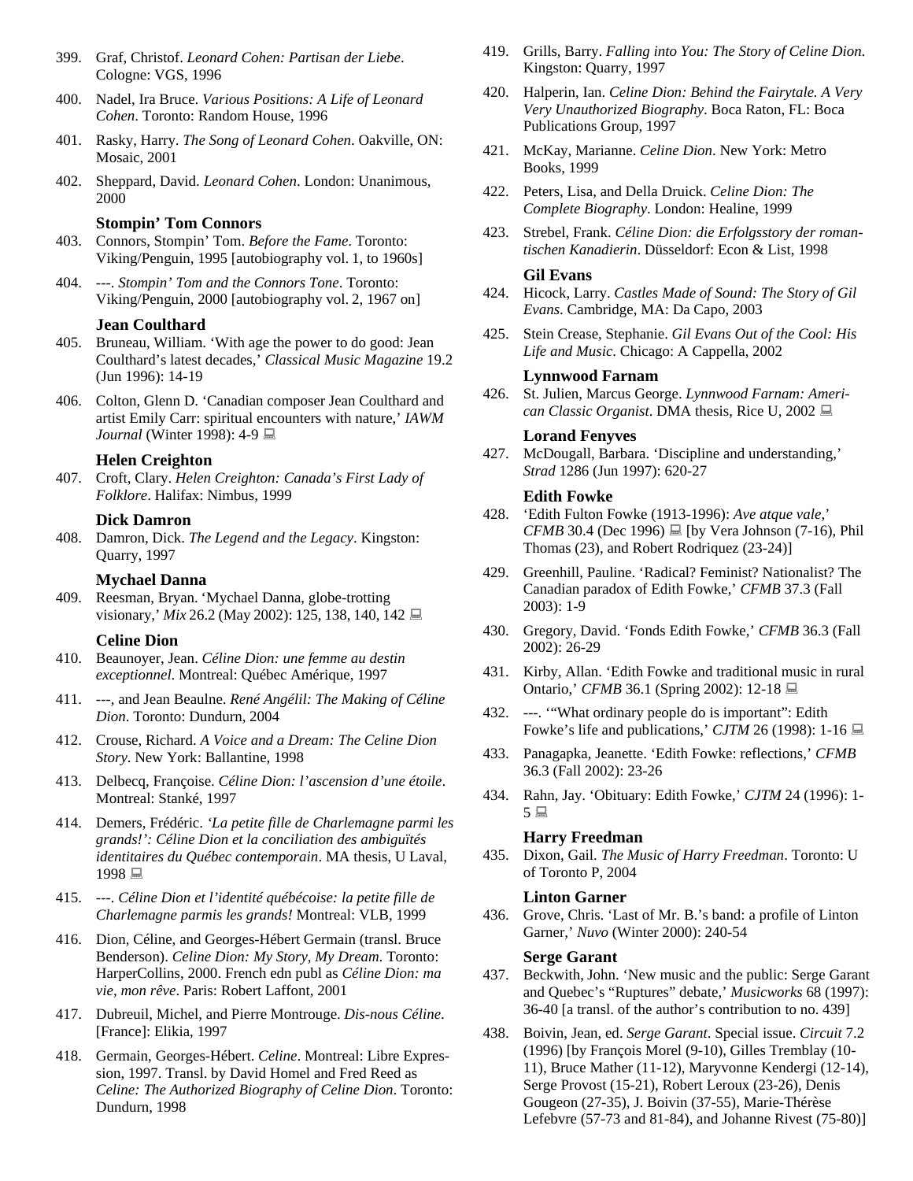399. Graf, Christof. *Leonard Cohen: Partisan der Liebe*. Cologne: VGS, 1996

400. Nadel, Ira Bruce. *Various Positions: A Life of Leonard Cohen*. Toronto: Random House, 1996

401. Rasky, Harry. *The Song of Leonard Cohen*. Oakville, ON: Mosaic, 2001

402. Sheppard, David. *Leonard Cohen*. London: Unanimous, 2000

### Stompin' Tom Connors

403. Connors, Stompin' Tom. *Before the Fame*. Toronto: Viking/Penguin, 1995 [autobiography vol. 1, to 1960s]

404. ---. *Stompin' Tom and the Connors Tone*. Toronto: Viking/Penguin, 2000 [autobiography vol. 2, 1967 on]

### Jean Coulthard

405. Bruneau, William. 'With age the power to do good: Jean Coulthard's latest decades,' *Classical Music Magazine* 19.2 (Jun 1996): 14-19

406. Colton, Glenn D. 'Canadian composer Jean Coulthard and artist Emily Carr: spiritual encounters with nature,' *IAWM Journal* (Winter 1998): 4-9 💻

### Helen Creighton

407. Croft, Clary. *Helen Creighton: Canada's First Lady of Folklore*. Halifax: Nimbus, 1999

### Dick Damron

408. Damron, Dick. *The Legend and the Legacy*. Kingston: Quarry, 1997

### Mychael Danna

409. Reesman, Bryan. 'Mychael Danna, globe-trotting visionary,' *Mix* 26.2 (May 2002): 125, 138, 140, 142 💻

### Celine Dion

410. Beaunoyer, Jean. *Céline Dion: une femme au destin exceptionnel*. Montreal: Québec Amérique, 1997

411. ---, and Jean Beaulne. *René Angélil: The Making of Céline Dion*. Toronto: Dundurn, 2004

412. Crouse, Richard. *A Voice and a Dream: The Celine Dion Story*. New York: Ballantine, 1998

413. Delbecq, Françoise. *Céline Dion: l'ascension d'une étoile*. Montreal: Stanké, 1997

414. Demers, Frédéric. *'La petite fille de Charlemagne parmi les grands!': Céline Dion et la conciliation des ambiguïtés identitaires du Québec contemporain*. MA thesis, U Laval, 1998 💻

415. ---. *Céline Dion et l'identité québécoise: la petite fille de Charlemagne parmis les grands!* Montreal: VLB, 1999

416. Dion, Céline, and Georges-Hébert Germain (transl. Bruce Benderson). *Celine Dion: My Story, My Dream*. Toronto: HarperCollins, 2000. French edn publ as *Céline Dion: ma vie, mon rêve*. Paris: Robert Laffont, 2001

417. Dubreuil, Michel, and Pierre Montrouge. *Dis-nous Céline*. [France]: Elikia, 1997

418. Germain, Georges-Hébert. *Celine*. Montreal: Libre Expression, 1997. Transl. by David Homel and Fred Reed as *Celine: The Authorized Biography of Celine Dion*. Toronto: Dundurn, 1998

419. Grills, Barry. *Falling into You: The Story of Celine Dion*. Kingston: Quarry, 1997

420. Halperin, Ian. *Celine Dion: Behind the Fairytale. A Very Very Unauthorized Biography*. Boca Raton, FL: Boca Publications Group, 1997

421. McKay, Marianne. *Celine Dion*. New York: Metro Books, 1999

422. Peters, Lisa, and Della Druick. *Celine Dion: The Complete Biography*. London: Healine, 1999

423. Strebel, Frank. *Céline Dion: die Erfolgsstory der romantischen Kanadierin*. Düsseldorf: Econ & List, 1998

### Gil Evans

424. Hicock, Larry. *Castles Made of Sound: The Story of Gil Evans*. Cambridge, MA: Da Capo, 2003

425. Stein Crease, Stephanie. *Gil Evans Out of the Cool: His Life and Music*. Chicago: A Cappella, 2002

### Lynnwood Farnam

426. St. Julien, Marcus George. *Lynnwood Farnam: American Classic Organist*. DMA thesis, Rice U, 2002 💻

### Lorand Fenyves

427. McDougall, Barbara. 'Discipline and understanding,' *Strad* 1286 (Jun 1997): 620-27

### Edith Fowke

428. 'Edith Fulton Fowke (1913-1996): *Ave atque vale*,' *CFMB* 30.4 (Dec 1996) 💻 [by Vera Johnson (7-16), Phil Thomas (23), and Robert Rodriquez (23-24)]

429. Greenhill, Pauline. 'Radical? Feminist? Nationalist? The Canadian paradox of Edith Fowke,' *CFMB* 37.3 (Fall 2003): 1-9

430. Gregory, David. 'Fonds Edith Fowke,' *CFMB* 36.3 (Fall 2002): 26-29

431. Kirby, Allan. 'Edith Fowke and traditional music in rural Ontario,' *CFMB* 36.1 (Spring 2002): 12-18 💻

432. ---. '"What ordinary people do is important": Edith Fowke's life and publications,' *CJTM* 26 (1998): 1-16 💻

433. Panagapka, Jeanette. 'Edith Fowke: reflections,' *CFMB* 36.3 (Fall 2002): 23-26

434. Rahn, Jay. 'Obituary: Edith Fowke,' *CJTM* 24 (1996): 1-5 💻

### Harry Freedman

435. Dixon, Gail. *The Music of Harry Freedman*. Toronto: U of Toronto P, 2004

### Linton Garner

436. Grove, Chris. 'Last of Mr. B.'s band: a profile of Linton Garner,' *Nuvo* (Winter 2000): 240-54

### Serge Garant

437. Beckwith, John. 'New music and the public: Serge Garant and Quebec's "Ruptures" debate,' *Musicworks* 68 (1997): 36-40 [a transl. of the author's contribution to no. 439]

438. Boivin, Jean, ed. *Serge Garant*. Special issue. *Circuit* 7.2 (1996) [by François Morel (9-10), Gilles Tremblay (10-11), Bruce Mather (11-12), Maryvonne Kendergi (12-14), Serge Provost (15-21), Robert Leroux (23-26), Denis Gougeon (27-35), J. Boivin (37-55), Marie-Thérèse Lefebvre (57-73 and 81-84), and Johanne Rivest (75-80)]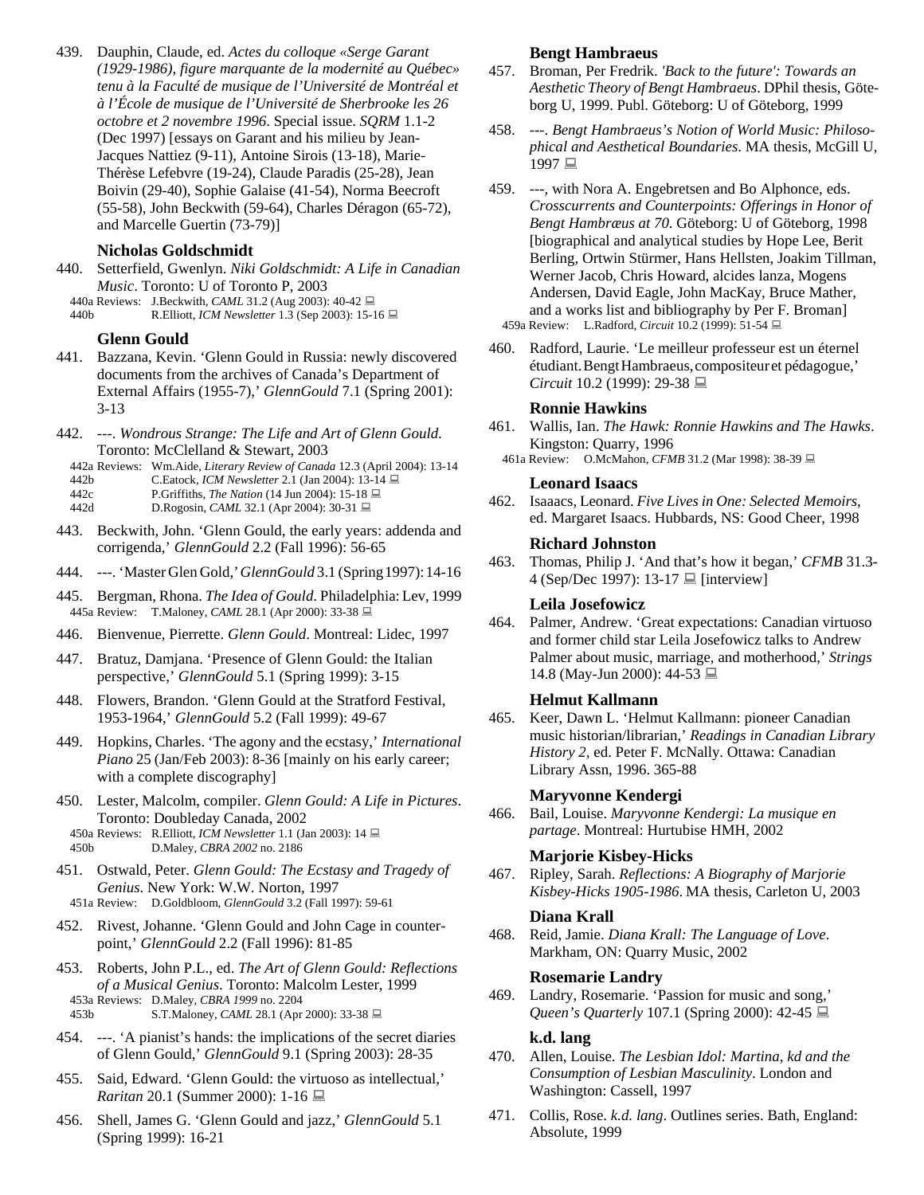439. Dauphin, Claude, ed. *Actes du colloque «Serge Garant (1929-1986), figure marquante de la modernité au Québec» tenu à la Faculté de musique de l'Université de Montréal et à l'École de musique de l'Université de Sherbrooke les 26 octobre et 2 novembre 1996*. Special issue. *SQRM* 1.1-2 (Dec 1997) [essays on Garant and his milieu by Jean-Jacques Nattiez (9-11), Antoine Sirois (13-18), Marie-Thérèse Lefebvre (19-24), Claude Paradis (25-28), Jean Boivin (29-40), Sophie Galaise (41-54), Norma Beecroft (55-58), John Beckwith (59-64), Charles Déragon (65-72), and Marcelle Guertin (73-79)]

### Nicholas Goldschmidt

440. Setterfield, Gwenlyn. *Niki Goldschmidt: A Life in Canadian Music*. Toronto: U of Toronto P, 2003
 440a Reviews: J.Beckwith, *CAML* 31.2 (Aug 2003): 40-42 
 440b R.Elliott, *ICM Newsletter* 1.3 (Sep 2003): 15-16 

### Glenn Gould

441. Bazzana, Kevin. 'Glenn Gould in Russia: newly discovered documents from the archives of Canada's Department of External Affairs (1955-7),' *GlennGould* 7.1 (Spring 2001): 3-13

442. ---. *Wondrous Strange: The Life and Art of Glenn Gould*. Toronto: McClelland & Stewart, 2003
 442a Reviews: Wm.Aide, *Literary Review of Canada* 12.3 (April 2004): 13-14
 442b C.Eatock, *ICM Newsletter* 2.1 (Jan 2004): 13-14 
 442c P.Griffiths, *The Nation* (14 Jun 2004): 15-18 
 442d D.Rogosin, *CAML* 32.1 (Apr 2004): 30-31 

443. Beckwith, John. 'Glenn Gould, the early years: addenda and corrigenda,' *GlennGould* 2.2 (Fall 1996): 56-65

444. ---. 'Master Glen Gold,' *GlennGould* 3.1 (Spring 1997): 14-16

445. Bergman, Rhona. *The Idea of Gould*. Philadelphia: Lev, 1999
 445a Review: T.Maloney, *CAML* 28.1 (Apr 2000): 33-38 

446. Bienvenue, Pierrette. *Glenn Gould*. Montreal: Lidec, 1997

447. Bratuz, Damjana. 'Presence of Glenn Gould: the Italian perspective,' *GlennGould* 5.1 (Spring 1999): 3-15

448. Flowers, Brandon. 'Glenn Gould at the Stratford Festival, 1953-1964,' *GlennGould* 5.2 (Fall 1999): 49-67

449. Hopkins, Charles. 'The agony and the ecstasy,' *International Piano* 25 (Jan/Feb 2003): 8-36 [mainly on his early career; with a complete discography]

450. Lester, Malcolm, compiler. *Glenn Gould: A Life in Pictures*. Toronto: Doubleday Canada, 2002
 450a Reviews: R.Elliott, *ICM Newsletter* 1.1 (Jan 2003): 14 
 450b D.Maley, *CBRA 2002* no. 2186

451. Ostwald, Peter. *Glenn Gould: The Ecstasy and Tragedy of Genius*. New York: W.W. Norton, 1997
 451a Review: D.Goldbloom, *GlennGould* 3.2 (Fall 1997): 59-61

452. Rivest, Johanne. 'Glenn Gould and John Cage in counterpoint,' *GlennGould* 2.2 (Fall 1996): 81-85

453. Roberts, John P.L., ed. *The Art of Glenn Gould: Reflections of a Musical Genius*. Toronto: Malcolm Lester, 1999
 453a Reviews: D.Maley, *CBRA 1999* no. 2204
 453b S.T.Maloney, *CAML* 28.1 (Apr 2000): 33-38 

454. ---. 'A pianist's hands: the implications of the secret diaries of Glenn Gould,' *GlennGould* 9.1 (Spring 2003): 28-35

455. Said, Edward. 'Glenn Gould: the virtuoso as intellectual,' *Raritan* 20.1 (Summer 2000): 1-16 

456. Shell, James G. 'Glenn Gould and jazz,' *GlennGould* 5.1 (Spring 1999): 16-21

### Bengt Hambraeus

457. Broman, Per Fredrik. *'Back to the future': Towards an Aesthetic Theory of Bengt Hambraeus*. DPhil thesis, Göteborg U, 1999. Publ. Göteborg: U of Göteborg, 1999

458. ---. *Bengt Hambraeus's Notion of World Music: Philosophical and Aesthetical Boundaries*. MA thesis, McGill U, 1997 

459. ---, with Nora A. Engebretsen and Bo Alphonce, eds. *Crosscurrents and Counterpoints: Offerings in Honor of Bengt Hambræus at 70*. Göteborg: U of Göteborg, 1998 [biographical and analytical studies by Hope Lee, Berit Berling, Ortwin Stürmer, Hans Hellsten, Joakim Tillman, Werner Jacob, Chris Howard, alcides lanza, Mogens Andersen, David Eagle, John MacKay, Bruce Mather, and a works list and bibliography by Per F. Broman]
 459a Review: L.Radford, *Circuit* 10.2 (1999): 51-54 

460. Radford, Laurie. 'Le meilleur professeur est un éternel étudiant. Bengt Hambraeus, compositeur et pédagogue,' *Circuit* 10.2 (1999): 29-38 

### Ronnie Hawkins

461. Wallis, Ian. *The Hawk: Ronnie Hawkins and The Hawks*. Kingston: Quarry, 1996
 461a Review: O.McMahon, *CFMB* 31.2 (Mar 1998): 38-39 

### Leonard Isaacs

462. Isaaacs, Leonard. *Five Lives in One: Selected Memoirs*, ed. Margaret Isaacs. Hubbards, NS: Good Cheer, 1998

### Richard Johnston

463. Thomas, Philip J. 'And that's how it began,' *CFMB* 31.3-4 (Sep/Dec 1997): 13-17  [interview]

### Leila Josefowicz

464. Palmer, Andrew. 'Great expectations: Canadian virtuoso and former child star Leila Josefowicz talks to Andrew Palmer about music, marriage, and motherhood,' *Strings* 14.8 (May-Jun 2000): 44-53 

### Helmut Kallmann

465. Keer, Dawn L. 'Helmut Kallmann: pioneer Canadian music historian/librarian,' *Readings in Canadian Library History 2*, ed. Peter F. McNally. Ottawa: Canadian Library Assn, 1996. 365-88

### Maryvonne Kendergi

466. Bail, Louise. *Maryvonne Kendergi: La musique en partage*. Montreal: Hurtubise HMH, 2002

### Marjorie Kisbey-Hicks

467. Ripley, Sarah. *Reflections: A Biography of Marjorie Kisbey-Hicks 1905-1986*. MA thesis, Carleton U, 2003

### Diana Krall

468. Reid, Jamie. *Diana Krall: The Language of Love*. Markham, ON: Quarry Music, 2002

### Rosemarie Landry

469. Landry, Rosemarie. 'Passion for music and song,' *Queen's Quarterly* 107.1 (Spring 2000): 42-45 

### k.d. lang

470. Allen, Louise. *The Lesbian Idol: Martina, kd and the Consumption of Lesbian Masculinity*. London and Washington: Cassell, 1997

471. Collis, Rose. *k.d. lang*. Outlines series. Bath, England: Absolute, 1999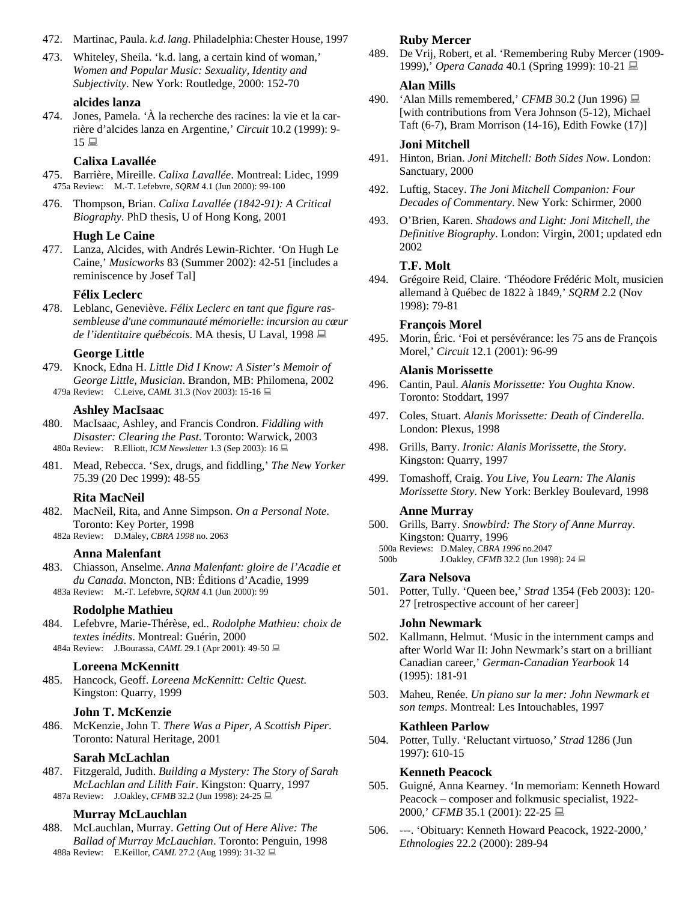472. Martinac, Paula. *k.d. lang*. Philadelphia: Chester House, 1997

473. Whiteley, Sheila. 'k.d. lang, a certain kind of woman,' *Women and Popular Music: Sexuality, Identity and Subjectivity*. New York: Routledge, 2000: 152-70

### alcides lanza

474. Jones, Pamela. 'À la recherche des racines: la vie et la carrière d'alcides lanza en Argentine,' *Circuit* 10.2 (1999): 9-15 🖳

### Calixa Lavallée

475. Barrière, Mireille. *Calixa Lavallée*. Montreal: Lidec, 1999
 475a Review: M.-T. Lefebvre, *SQRM* 4.1 (Jun 2000): 99-100

476. Thompson, Brian. *Calixa Lavallée (1842-91): A Critical Biography*. PhD thesis, U of Hong Kong, 2001

### Hugh Le Caine

477. Lanza, Alcides, with Andrés Lewin-Richter. 'On Hugh Le Caine,' *Musicworks* 83 (Summer 2002): 42-51 [includes a reminiscence by Josef Tal]

### Félix Leclerc

478. Leblanc, Geneviève. *Félix Leclerc en tant que figure rassembleuse d'une communauté mémorielle: incursion au cœur de l'identitaire québécois*. MA thesis, U Laval, 1998 🖳

### George Little

479. Knock, Edna H. *Little Did I Know: A Sister's Memoir of George Little, Musician*. Brandon, MB: Philomena, 2002
 479a Review: C.Leive, *CAML* 31.3 (Nov 2003): 15-16 🖳

### Ashley MacIsaac

480. MacIsaac, Ashley, and Francis Condron. *Fiddling with Disaster: Clearing the Past*. Toronto: Warwick, 2003
 480a Review: R.Elliott, *ICM Newsletter* 1.3 (Sep 2003): 16 🖳

481. Mead, Rebecca. 'Sex, drugs, and fiddling,' *The New Yorker* 75.39 (20 Dec 1999): 48-55

### Rita MacNeil

482. MacNeil, Rita, and Anne Simpson. *On a Personal Note*. Toronto: Key Porter, 1998
 482a Review: D.Maley, *CBRA 1998* no. 2063

### Anna Malenfant

483. Chiasson, Anselme. *Anna Malenfant: gloire de l'Acadie et du Canada*. Moncton, NB: Éditions d'Acadie, 1999
 483a Review: M.-T. Lefebvre, *SQRM* 4.1 (Jun 2000): 99

### Rodolphe Mathieu

484. Lefebvre, Marie-Thérèse, ed.. *Rodolphe Mathieu: choix de textes inédits*. Montreal: Guérin, 2000
 484a Review: J.Bourassa, *CAML* 29.1 (Apr 2001): 49-50 🖳

### Loreena McKennitt

485. Hancock, Geoff. *Loreena McKennitt: Celtic Quest*. Kingston: Quarry, 1999

### John T. McKenzie

486. McKenzie, John T. *There Was a Piper, A Scottish Piper*. Toronto: Natural Heritage, 2001

### Sarah McLachlan

487. Fitzgerald, Judith. *Building a Mystery: The Story of Sarah McLachlan and Lilith Fair*. Kingston: Quarry, 1997
 487a Review: J.Oakley, *CFMB* 32.2 (Jun 1998): 24-25 🖳

### Murray McLauchlan

488. McLauchlan, Murray. *Getting Out of Here Alive: The Ballad of Murray McLauchlan*. Toronto: Penguin, 1998
 488a Review: E.Keillor, *CAML* 27.2 (Aug 1999): 31-32 🖳

### Ruby Mercer

489. De Vrij, Robert, et al. 'Remembering Ruby Mercer (1909-1999),' *Opera Canada* 40.1 (Spring 1999): 10-21 🖳

### Alan Mills

490. 'Alan Mills remembered,' *CFMB* 30.2 (Jun 1996) 🖳 [with contributions from Vera Johnson (5-12), Michael Taft (6-7), Bram Morrison (14-16), Edith Fowke (17)]

### Joni Mitchell

491. Hinton, Brian. *Joni Mitchell: Both Sides Now*. London: Sanctuary, 2000

492. Luftig, Stacey. *The Joni Mitchell Companion: Four Decades of Commentary*. New York: Schirmer, 2000

493. O'Brien, Karen. *Shadows and Light: Joni Mitchell, the Definitive Biography*. London: Virgin, 2001; updated edn 2002

### T.F. Molt

494. Grégoire Reid, Claire. 'Théodore Frédéric Molt, musicien allemand à Québec de 1822 à 1849,' *SQRM* 2.2 (Nov 1998): 79-81

### François Morel

495. Morin, Éric. 'Foi et persévérance: les 75 ans de François Morel,' *Circuit* 12.1 (2001): 96-99

### Alanis Morissette

496. Cantin, Paul. *Alanis Morissette: You Oughta Know*. Toronto: Stoddart, 1997

497. Coles, Stuart. *Alanis Morissette: Death of Cinderella*. London: Plexus, 1998

498. Grills, Barry. *Ironic: Alanis Morissette, the Story*. Kingston: Quarry, 1997

499. Tomashoff, Craig. *You Live, You Learn: The Alanis Morissette Story*. New York: Berkley Boulevard, 1998

### Anne Murray

500. Grills, Barry. *Snowbird: The Story of Anne Murray*. Kingston: Quarry, 1996
 500a Reviews: D.Maley, *CBRA 1996* no.2047
 500b J.Oakley, *CFMB* 32.2 (Jun 1998): 24 🖳

### Zara Nelsova

501. Potter, Tully. 'Queen bee,' *Strad* 1354 (Feb 2003): 120-27 [retrospective account of her career]

### John Newmark

502. Kallmann, Helmut. 'Music in the internment camps and after World War II: John Newmark's start on a brilliant Canadian career,' *German-Canadian Yearbook* 14 (1995): 181-91

503. Maheu, Renée. *Un piano sur la mer: John Newmark et son temps*. Montreal: Les Intouchables, 1997

### Kathleen Parlow

504. Potter, Tully. 'Reluctant virtuoso,' *Strad* 1286 (Jun 1997): 610-15

### Kenneth Peacock

505. Guigné, Anna Kearney. 'In memoriam: Kenneth Howard Peacock – composer and folkmusic specialist, 1922-2000,' *CFMB* 35.1 (2001): 22-25 🖳

506. ---. 'Obituary: Kenneth Howard Peacock, 1922-2000,' *Ethnologies* 22.2 (2000): 289-94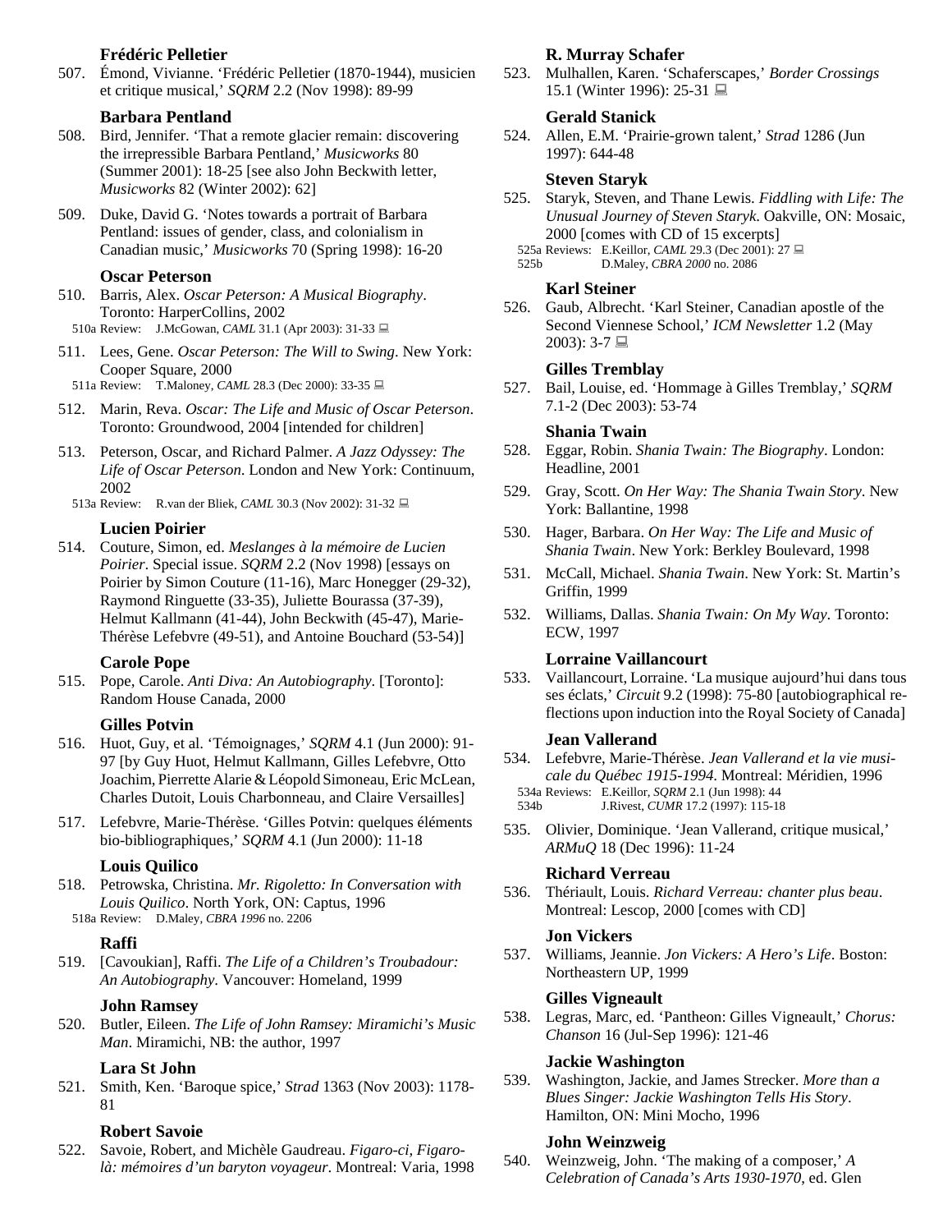### Frédéric Pelletier

507. Émond, Vivianne. 'Frédéric Pelletier (1870-1944), musicien et critique musical,' *SQRM* 2.2 (Nov 1998): 89-99

### Barbara Pentland

508. Bird, Jennifer. 'That a remote glacier remain: discovering the irrepressible Barbara Pentland,' *Musicworks* 80 (Summer 2001): 18-25 [see also John Beckwith letter, *Musicworks* 82 (Winter 2002): 62]

509. Duke, David G. 'Notes towards a portrait of Barbara Pentland: issues of gender, class, and colonialism in Canadian music,' *Musicworks* 70 (Spring 1998): 16-20

### Oscar Peterson

510. Barris, Alex. *Oscar Peterson: A Musical Biography*. Toronto: HarperCollins, 2002
   510a Review: J.McGowan, *CAML* 31.1 (Apr 2003): 31-33 💻

511. Lees, Gene. *Oscar Peterson: The Will to Swing*. New York: Cooper Square, 2000
   511a Review: T.Maloney, *CAML* 28.3 (Dec 2000): 33-35 💻

512. Marin, Reva. *Oscar: The Life and Music of Oscar Peterson*. Toronto: Groundwood, 2004 [intended for children]

513. Peterson, Oscar, and Richard Palmer. *A Jazz Odyssey: The Life of Oscar Peterson*. London and New York: Continuum, 2002
   513a Review: R.van der Bliek, *CAML* 30.3 (Nov 2002): 31-32 💻

### Lucien Poirier

514. Couture, Simon, ed. *Meslanges à la mémoire de Lucien Poirier*. Special issue. *SQRM* 2.2 (Nov 1998) [essays on Poirier by Simon Couture (11-16), Marc Honegger (29-32), Raymond Ringuette (33-35), Juliette Bourassa (37-39), Helmut Kallmann (41-44), John Beckwith (45-47), Marie-Thérèse Lefebvre (49-51), and Antoine Bouchard (53-54)]

### Carole Pope

515. Pope, Carole. *Anti Diva: An Autobiography*. [Toronto]: Random House Canada, 2000

### Gilles Potvin

516. Huot, Guy, et al. 'Témoignages,' *SQRM* 4.1 (Jun 2000): 91-97 [by Guy Huot, Helmut Kallmann, Gilles Lefebvre, Otto Joachim, Pierrette Alarie & Léopold Simoneau, Eric McLean, Charles Dutoit, Louis Charbonneau, and Claire Versailles]

517. Lefebvre, Marie-Thérèse. 'Gilles Potvin: quelques éléments bio-bibliographiques,' *SQRM* 4.1 (Jun 2000): 11-18

### Louis Quilico

518. Petrowska, Christina. *Mr. Rigoletto: In Conversation with Louis Quilico*. North York, ON: Captus, 1996
   518a Review: D.Maley, *CBRA 1996* no. 2206

### Raffi

519. [Cavoukian], Raffi. *The Life of a Children's Troubadour: An Autobiography*. Vancouver: Homeland, 1999

### John Ramsey

520. Butler, Eileen. *The Life of John Ramsey: Miramichi's Music Man*. Miramichi, NB: the author, 1997

### Lara St John

521. Smith, Ken. 'Baroque spice,' *Strad* 1363 (Nov 2003): 1178-81

### Robert Savoie

522. Savoie, Robert, and Michèle Gaudreau. *Figaro-ci, Figaro-là: mémoires d'un baryton voyageur*. Montreal: Varia, 1998

### R. Murray Schafer

523. Mulhallen, Karen. 'Schaferscapes,' *Border Crossings* 15.1 (Winter 1996): 25-31 💻

### Gerald Stanick

524. Allen, E.M. 'Prairie-grown talent,' *Strad* 1286 (Jun 1997): 644-48

### Steven Staryk

525. Staryk, Steven, and Thane Lewis. *Fiddling with Life: The Unusual Journey of Steven Staryk*. Oakville, ON: Mosaic, 2000 [comes with CD of 15 excerpts]
   525a Reviews: E.Keillor, *CAML* 29.3 (Dec 2001): 27 💻
   525b D.Maley, *CBRA 2000* no. 2086

### Karl Steiner

526. Gaub, Albrecht. 'Karl Steiner, Canadian apostle of the Second Viennese School,' *ICM Newsletter* 1.2 (May 2003): 3-7 💻

### Gilles Tremblay

527. Bail, Louise, ed. 'Hommage à Gilles Tremblay,' *SQRM* 7.1-2 (Dec 2003): 53-74

### Shania Twain

528. Eggar, Robin. *Shania Twain: The Biography*. London: Headline, 2001

529. Gray, Scott. *On Her Way: The Shania Twain Story*. New York: Ballantine, 1998

530. Hager, Barbara. *On Her Way: The Life and Music of Shania Twain*. New York: Berkley Boulevard, 1998

531. McCall, Michael. *Shania Twain*. New York: St. Martin's Griffin, 1999

532. Williams, Dallas. *Shania Twain: On My Way*. Toronto: ECW, 1997

### Lorraine Vaillancourt

533. Vaillancourt, Lorraine. 'La musique aujourd'hui dans tous ses éclats,' *Circuit* 9.2 (1998): 75-80 [autobiographical reflections upon induction into the Royal Society of Canada]

### Jean Vallerand

534. Lefebvre, Marie-Thérèse. *Jean Vallerand et la vie musicale du Québec 1915-1994*. Montreal: Méridien, 1996
   534a Reviews: E.Keillor, *SQRM* 2.1 (Jun 1998): 44
   534b J.Rivest, *CUMR* 17.2 (1997): 115-18

535. Olivier, Dominique. 'Jean Vallerand, critique musical,' *ARMuQ* 18 (Dec 1996): 11-24

### Richard Verreau

536. Thériault, Louis. *Richard Verreau: chanter plus beau*. Montreal: Lescop, 2000 [comes with CD]

### Jon Vickers

537. Williams, Jeannie. *Jon Vickers: A Hero's Life*. Boston: Northeastern UP, 1999

### Gilles Vigneault

538. Legras, Marc, ed. 'Pantheon: Gilles Vigneault,' *Chorus: Chanson* 16 (Jul-Sep 1996): 121-46

### Jackie Washington

539. Washington, Jackie, and James Strecker. *More than a Blues Singer: Jackie Washington Tells His Story*. Hamilton, ON: Mini Mocho, 1996

### John Weinzweig

540. Weinzweig, John. 'The making of a composer,' *A Celebration of Canada's Arts 1930-1970*, ed. Glen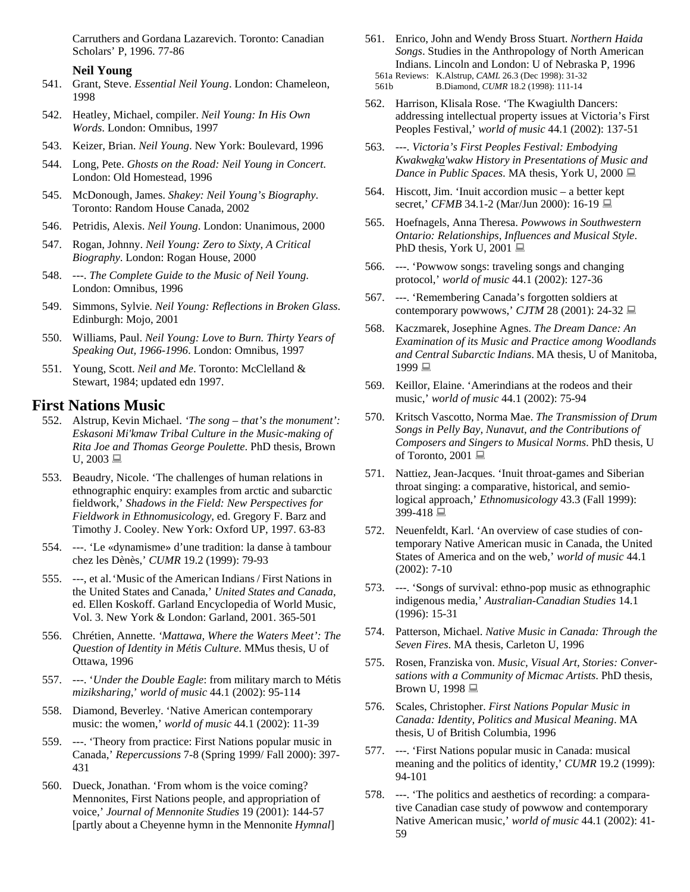Carruthers and Gordana Lazarevich. Toronto: Canadian Scholars' P, 1996. 77-86

**Neil Young**

541. Grant, Steve. *Essential Neil Young*. London: Chameleon, 1998
542. Heatley, Michael, compiler. *Neil Young: In His Own Words*. London: Omnibus, 1997
543. Keizer, Brian. *Neil Young*. New York: Boulevard, 1996
544. Long, Pete. *Ghosts on the Road: Neil Young in Concert*. London: Old Homestead, 1996
545. McDonough, James. *Shakey: Neil Young's Biography*. Toronto: Random House Canada, 2002
546. Petridis, Alexis. *Neil Young*. London: Unanimous, 2000
547. Rogan, Johnny. *Neil Young: Zero to Sixty, A Critical Biography*. London: Rogan House, 2000
548. ---. *The Complete Guide to the Music of Neil Young*. London: Omnibus, 1996
549. Simmons, Sylvie. *Neil Young: Reflections in Broken Glass*. Edinburgh: Mojo, 2001
550. Williams, Paul. *Neil Young: Love to Burn. Thirty Years of Speaking Out, 1966-1996*. London: Omnibus, 1997
551. Young, Scott. *Neil and Me*. Toronto: McClelland & Stewart, 1984; updated edn 1997.

## First Nations Music

552. Alstrup, Kevin Michael. *'The song – that's the monument': Eskasoni Mi'kmaw Tribal Culture in the Music-making of Rita Joe and Thomas George Poulette*. PhD thesis, Brown U, 2003 💻
553. Beaudry, Nicole. 'The challenges of human relations in ethnographic enquiry: examples from arctic and subarctic fieldwork,' *Shadows in the Field: New Perspectives for Fieldwork in Ethnomusicology*, ed. Gregory F. Barz and Timothy J. Cooley. New York: Oxford UP, 1997. 63-83
554. ---. 'Le «dynamisme» d'une tradition: la danse à tambour chez les Dènès,' *CUMR* 19.2 (1999): 79-93
555. ---, et al. 'Music of the American Indians / First Nations in the United States and Canada,' *United States and Canada*, ed. Ellen Koskoff. Garland Encyclopedia of World Music, Vol. 3. New York & London: Garland, 2001. 365-501
556. Chrétien, Annette. *'Mattawa, Where the Waters Meet': The Question of Identity in Métis Culture*. MMus thesis, U of Ottawa, 1996
557. ---. '*Under the Double Eagle*: from military march to Métis *miziksharing*,' *world of music* 44.1 (2002): 95-114
558. Diamond, Beverley. 'Native American contemporary music: the women,' *world of music* 44.1 (2002): 11-39
559. ---. 'Theory from practice: First Nations popular music in Canada,' *Repercussions* 7-8 (Spring 1999/ Fall 2000): 397-431
560. Dueck, Jonathan. 'From whom is the voice coming? Mennonites, First Nations people, and appropriation of voice,' *Journal of Mennonite Studies* 19 (2001): 144-57 [partly about a Cheyenne hymn in the Mennonite *Hymnal*]
561. Enrico, John and Wendy Bross Stuart. *Northern Haida Songs*. Studies in the Anthropology of North American Indians. Lincoln and London: U of Nebraska P, 1996
   - 561a Reviews: K.Alstrup, *CAML* 26.3 (Dec 1998): 31-32
   - 561b B.Diamond, *CUMR* 18.2 (1998): 111-14
562. Harrison, Klisala Rose. 'The Kwagiulth Dancers: addressing intellectual property issues at Victoria's First Peoples Festival,' *world of music* 44.1 (2002): 137-51
563. ---. *Victoria's First Peoples Festival: Embodying Kwakwaka'wakw History in Presentations of Music and Dance in Public Spaces*. MA thesis, York U, 2000 💻
564. Hiscott, Jim. 'Inuit accordion music – a better kept secret,' *CFMB* 34.1-2 (Mar/Jun 2000): 16-19 💻
565. Hoefnagels, Anna Theresa. *Powwows in Southwestern Ontario: Relationships, Influences and Musical Style*. PhD thesis, York U, 2001 💻
566. ---. 'Powwow songs: traveling songs and changing protocol,' *world of music* 44.1 (2002): 127-36
567. ---. 'Remembering Canada's forgotten soldiers at contemporary powwows,' *CJTM* 28 (2001): 24-32 💻
568. Kaczmarek, Josephine Agnes. *The Dream Dance: An Examination of its Music and Practice among Woodlands and Central Subarctic Indians*. MA thesis, U of Manitoba, 1999 💻
569. Keillor, Elaine. 'Amerindians at the rodeos and their music,' *world of music* 44.1 (2002): 75-94
570. Kritsch Vascotto, Norma Mae. *The Transmission of Drum Songs in Pelly Bay, Nunavut, and the Contributions of Composers and Singers to Musical Norms*. PhD thesis, U of Toronto, 2001 💻
571. Nattiez, Jean-Jacques. 'Inuit throat-games and Siberian throat singing: a comparative, historical, and semiological approach,' *Ethnomusicology* 43.3 (Fall 1999): 399-418 💻
572. Neuenfeldt, Karl. 'An overview of case studies of contemporary Native American music in Canada, the United States of America and on the web,' *world of music* 44.1 (2002): 7-10
573. ---. 'Songs of survival: ethno-pop music as ethnographic indigenous media,' *Australian-Canadian Studies* 14.1 (1996): 15-31
574. Patterson, Michael. *Native Music in Canada: Through the Seven Fires*. MA thesis, Carleton U, 1996
575. Rosen, Franziska von. *Music, Visual Art, Stories: Conversations with a Community of Micmac Artists*. PhD thesis, Brown U, 1998 💻
576. Scales, Christopher. *First Nations Popular Music in Canada: Identity, Politics and Musical Meaning*. MA thesis, U of British Columbia, 1996
577. ---. 'First Nations popular music in Canada: musical meaning and the politics of identity,' *CUMR* 19.2 (1999): 94-101
578. ---. 'The politics and aesthetics of recording: a comparative Canadian case study of powwow and contemporary Native American music,' *world of music* 44.1 (2002): 41-59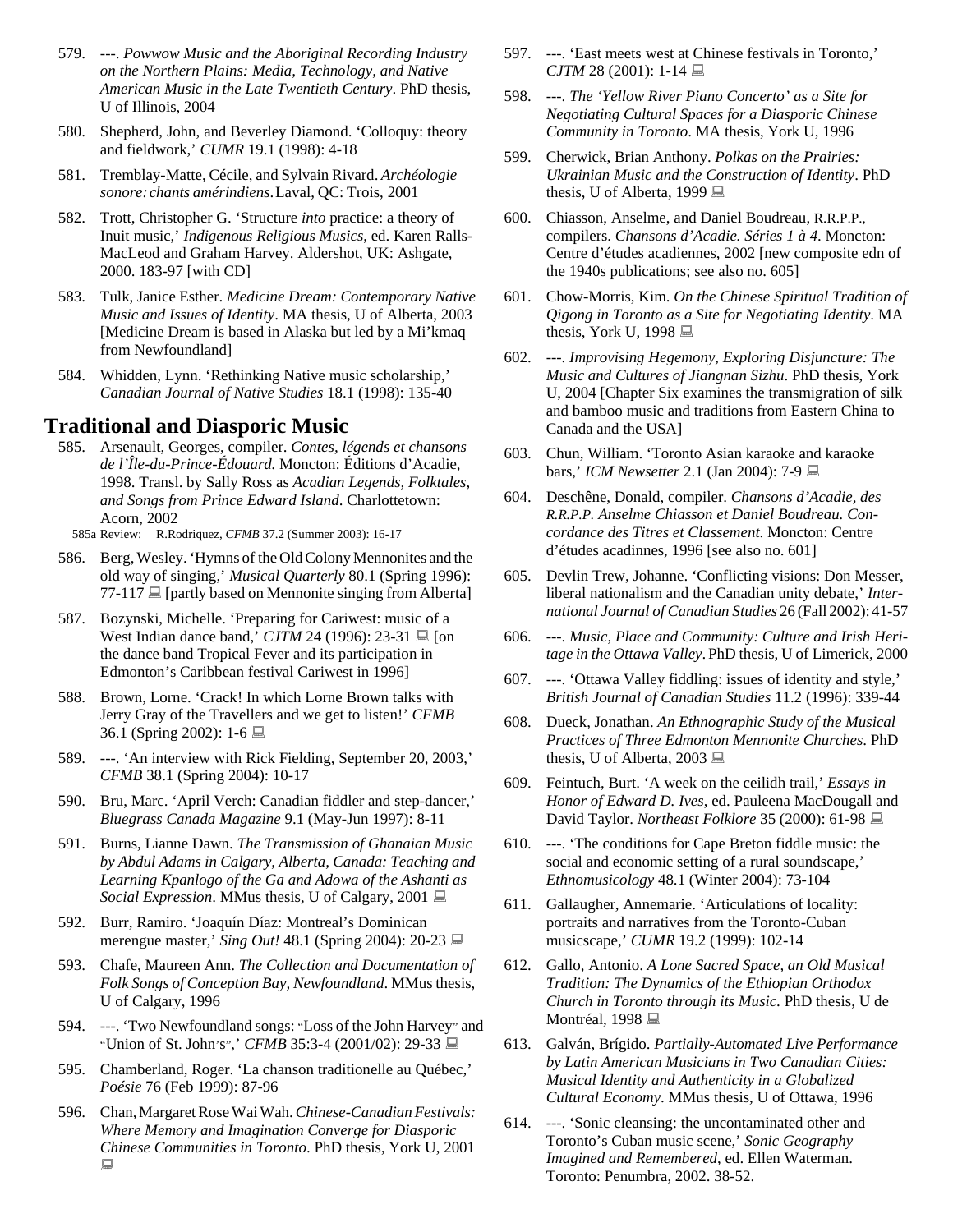579. ---. *Powwow Music and the Aboriginal Recording Industry on the Northern Plains: Media, Technology, and Native American Music in the Late Twentieth Century*. PhD thesis, U of Illinois, 2004

580. Shepherd, John, and Beverley Diamond. 'Colloquy: theory and fieldwork,' *CUMR* 19.1 (1998): 4-18

581. Tremblay-Matte, Cécile, and Sylvain Rivard. *Archéologie sonore: chants amérindiens*. Laval, QC: Trois, 2001

582. Trott, Christopher G. 'Structure *into* practice: a theory of Inuit music,' *Indigenous Religious Musics*, ed. Karen Ralls-MacLeod and Graham Harvey. Aldershot, UK: Ashgate, 2000. 183-97 [with CD]

583. Tulk, Janice Esther. *Medicine Dream: Contemporary Native Music and Issues of Identity*. MA thesis, U of Alberta, 2003 [Medicine Dream is based in Alaska but led by a Mi'kmaq from Newfoundland]

584. Whidden, Lynn. 'Rethinking Native music scholarship,' *Canadian Journal of Native Studies* 18.1 (1998): 135-40

## Traditional and Diasporic Music

585. Arsenault, Georges, compiler. *Contes, légends et chansons de l'Île-du-Prince-Édouard*. Moncton: Éditions d'Acadie, 1998. Transl. by Sally Ross as *Acadian Legends, Folktales, and Songs from Prince Edward Island*. Charlottetown: Acorn, 2002
    585a Review: R.Rodriquez, *CFMB* 37.2 (Summer 2003): 16-17

586. Berg, Wesley. 'Hymns of the Old Colony Mennonites and the old way of singing,' *Musical Quarterly* 80.1 (Spring 1996): 77-117 🖳 [partly based on Mennonite singing from Alberta]

587. Bozynski, Michelle. 'Preparing for Cariwest: music of a West Indian dance band,' *CJTM* 24 (1996): 23-31 🖳 [on the dance band Tropical Fever and its participation in Edmonton's Caribbean festival Cariwest in 1996]

588. Brown, Lorne. 'Crack! In which Lorne Brown talks with Jerry Gray of the Travellers and we get to listen!' *CFMB* 36.1 (Spring 2002): 1-6 🖳

589. ---. 'An interview with Rick Fielding, September 20, 2003,' *CFMB* 38.1 (Spring 2004): 10-17

590. Bru, Marc. 'April Verch: Canadian fiddler and step-dancer,' *Bluegrass Canada Magazine* 9.1 (May-Jun 1997): 8-11

591. Burns, Lianne Dawn. *The Transmission of Ghanaian Music by Abdul Adams in Calgary, Alberta, Canada: Teaching and Learning Kpanlogo of the Ga and Adowa of the Ashanti as Social Expression*. MMus thesis, U of Calgary, 2001 🖳

592. Burr, Ramiro. 'Joaquín Díaz: Montreal's Dominican merengue master,' *Sing Out!* 48.1 (Spring 2004): 20-23 🖳

593. Chafe, Maureen Ann. *The Collection and Documentation of Folk Songs of Conception Bay, Newfoundland*. MMus thesis, U of Calgary, 1996

594. ---. 'Two Newfoundland songs: "Loss of the John Harvey" and "Union of St. John's",' *CFMB* 35:3-4 (2001/02): 29-33 🖳

595. Chamberland, Roger. 'La chanson traditionelle au Québec,' *Poésie* 76 (Feb 1999): 87-96

596. Chan, Margaret Rose Wai Wah. *Chinese-Canadian Festivals: Where Memory and Imagination Converge for Diasporic Chinese Communities in Toronto*. PhD thesis, York U, 2001 🖳

597. ---. 'East meets west at Chinese festivals in Toronto,' *CJTM* 28 (2001): 1-14 🖳

598. ---. *The 'Yellow River Piano Concerto' as a Site for Negotiating Cultural Spaces for a Diasporic Chinese Community in Toronto*. MA thesis, York U, 1996

599. Cherwick, Brian Anthony. *Polkas on the Prairies: Ukrainian Music and the Construction of Identity*. PhD thesis, U of Alberta, 1999 🖳

600. Chiasson, Anselme, and Daniel Boudreau, R.R.P.P., compilers. *Chansons d'Acadie. Séries 1 à 4*. Moncton: Centre d'études acadiennes, 2002 [new composite edn of the 1940s publications; see also no. 605]

601. Chow-Morris, Kim. *On the Chinese Spiritual Tradition of Qigong in Toronto as a Site for Negotiating Identity*. MA thesis, York U, 1998 🖳

602. ---. *Improvising Hegemony, Exploring Disjuncture: The Music and Cultures of Jiangnan Sizhu*. PhD thesis, York U, 2004 [Chapter Six examines the transmigration of silk and bamboo music and traditions from Eastern China to Canada and the USA]

603. Chun, William. 'Toronto Asian karaoke and karaoke bars,' *ICM Newsetter* 2.1 (Jan 2004): 7-9 🖳

604. Deschêne, Donald, compiler. *Chansons d'Acadie, des R.R.P.P. Anselme Chiasson et Daniel Boudreau. Concordance des Titres et Classement*. Moncton: Centre d'études acadinnes, 1996 [see also no. 601]

605. Devlin Trew, Johanne. 'Conflicting visions: Don Messer, liberal nationalism and the Canadian unity debate,' *International Journal of Canadian Studies* 26 (Fall 2002): 41-57

606. ---. *Music, Place and Community: Culture and Irish Heritage in the Ottawa Valley*. PhD thesis, U of Limerick, 2000

607. ---. 'Ottawa Valley fiddling: issues of identity and style,' *British Journal of Canadian Studies* 11.2 (1996): 339-44

608. Dueck, Jonathan. *An Ethnographic Study of the Musical Practices of Three Edmonton Mennonite Churches*. PhD thesis, U of Alberta, 2003 🖳

609. Feintuch, Burt. 'A week on the ceilidh trail,' *Essays in Honor of Edward D. Ives*, ed. Pauleena MacDougall and David Taylor. *Northeast Folklore* 35 (2000): 61-98 🖳

610. ---. 'The conditions for Cape Breton fiddle music: the social and economic setting of a rural soundscape,' *Ethnomusicology* 48.1 (Winter 2004): 73-104

611. Gallaugher, Annemarie. 'Articulations of locality: portraits and narratives from the Toronto-Cuban musicscape,' *CUMR* 19.2 (1999): 102-14

612. Gallo, Antonio. *A Lone Sacred Space, an Old Musical Tradition: The Dynamics of the Ethiopian Orthodox Church in Toronto through its Music*. PhD thesis, U de Montréal, 1998 🖳

613. Galván, Brígido. *Partially-Automated Live Performance by Latin American Musicians in Two Canadian Cities: Musical Identity and Authenticity in a Globalized Cultural Economy*. MMus thesis, U of Ottawa, 1996

614. ---. 'Sonic cleansing: the uncontaminated other and Toronto's Cuban music scene,' *Sonic Geography Imagined and Remembered*, ed. Ellen Waterman. Toronto: Penumbra, 2002. 38-52.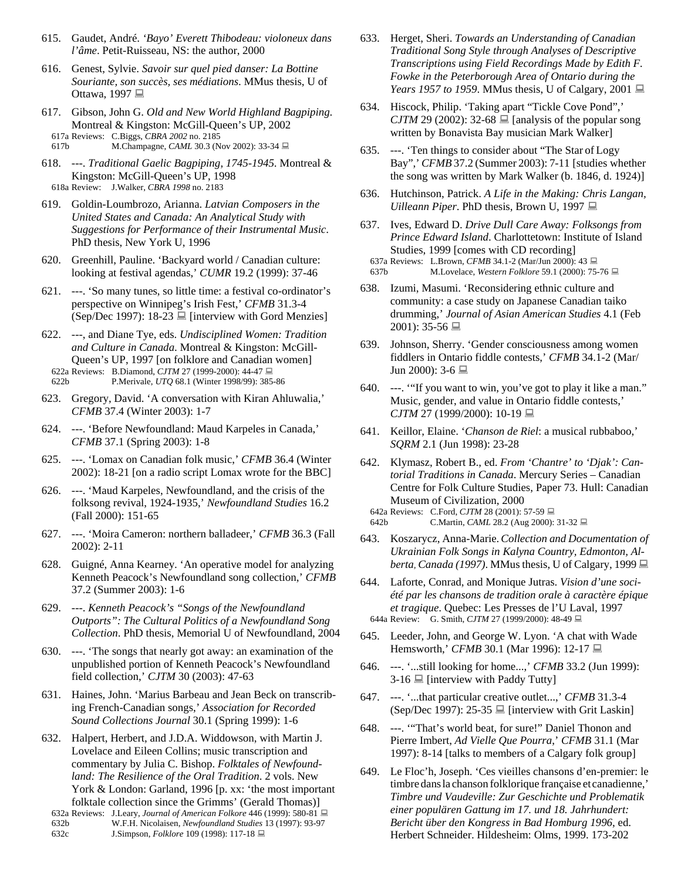615. Gaudet, André. *'Bayo' Everett Thibodeau: violoneux dans l'âme*. Petit-Ruisseau, NS: the author, 2000

616. Genest, Sylvie. *Savoir sur quel pied danser: La Bottine Souriante, son succès, ses médiations*. MMus thesis, U of Ottawa, 1997 🖳

617. Gibson, John G. *Old and New World Highland Bagpiping*. Montreal & Kingston: McGill-Queen's UP, 2002
   617a Reviews: C.Biggs, *CBRA 2002* no. 2185
   617b M.Champagne, *CAML* 30.3 (Nov 2002): 33-34 🖳

618. ---. *Traditional Gaelic Bagpiping, 1745-1945*. Montreal & Kingston: McGill-Queen's UP, 1998
   618a Review: J.Walker, *CBRA 1998* no. 2183

619. Goldin-Loumbrozo, Arianna. *Latvian Composers in the United States and Canada: An Analytical Study with Suggestions for Performance of their Instrumental Music*. PhD thesis, New York U, 1996

620. Greenhill, Pauline. 'Backyard world / Canadian culture: looking at festival agendas,' *CUMR* 19.2 (1999): 37-46

621. ---. 'So many tunes, so little time: a festival co-ordinator's perspective on Winnipeg's Irish Fest,' *CFMB* 31.3-4 (Sep/Dec 1997): 18-23 🖳 [interview with Gord Menzies]

622. ---, and Diane Tye, eds. *Undisciplined Women: Tradition and Culture in Canada*. Montreal & Kingston: McGill-Queen's UP, 1997 [on folklore and Canadian women]
   622a Reviews: B.Diamond, *CJTM* 27 (1999-2000): 44-47 🖳
   622b P.Merivale, *UTQ* 68.1 (Winter 1998/99): 385-86

623. Gregory, David. 'A conversation with Kiran Ahluwalia,' *CFMB* 37.4 (Winter 2003): 1-7

624. ---. 'Before Newfoundland: Maud Karpeles in Canada,' *CFMB* 37.1 (Spring 2003): 1-8

625. ---. 'Lomax on Canadian folk music,' *CFMB* 36.4 (Winter 2002): 18-21 [on a radio script Lomax wrote for the BBC]

626. ---. 'Maud Karpeles, Newfoundland, and the crisis of the folksong revival, 1924-1935,' *Newfoundland Studies* 16.2 (Fall 2000): 151-65

627. ---. 'Moira Cameron: northern balladeer,' *CFMB* 36.3 (Fall 2002): 2-11

628. Guigné, Anna Kearney. 'An operative model for analyzing Kenneth Peacock's Newfoundland song collection,' *CFMB* 37.2 (Summer 2003): 1-6

629. ---. *Kenneth Peacock's "Songs of the Newfoundland Outports": The Cultural Politics of a Newfoundland Song Collection*. PhD thesis, Memorial U of Newfoundland, 2004

630. ---. 'The songs that nearly got away: an examination of the unpublished portion of Kenneth Peacock's Newfoundland field collection,' *CJTM* 30 (2003): 47-63

631. Haines, John. 'Marius Barbeau and Jean Beck on transcribing French-Canadian songs,' *Association for Recorded Sound Collections Journal* 30.1 (Spring 1999): 1-6

632. Halpert, Herbert, and J.D.A. Widdowson, with Martin J. Lovelace and Eileen Collins; music transcription and commentary by Julia C. Bishop. *Folktales of Newfoundland: The Resilience of the Oral Tradition*. 2 vols. New York & London: Garland, 1996 [p. xx: 'the most important folktale collection since the Grimms' (Gerald Thomas)]
   632a Reviews: J.Leary, *Journal of American Folkore* 446 (1999): 580-81 🖳
   632b W.F.H. Nicolaisen, *Newfoundland Studies* 13 (1997): 93-97
   632c J.Simpson, *Folklore* 109 (1998): 117-18 🖳

633. Herget, Sheri. *Towards an Understanding of Canadian Traditional Song Style through Analyses of Descriptive Transcriptions using Field Recordings Made by Edith F. Fowke in the Peterborough Area of Ontario during the Years 1957 to 1959*. MMus thesis, U of Calgary, 2001 🖳

634. Hiscock, Philip. 'Taking apart "Tickle Cove Pond",' *CJTM* 29 (2002): 32-68 🖳 [analysis of the popular song written by Bonavista Bay musician Mark Walker]

635. ---. 'Ten things to consider about "The Star of Logy Bay",' *CFMB* 37.2 (Summer 2003): 7-11 [studies whether the song was written by Mark Walker (b. 1846, d. 1924)]

636. Hutchinson, Patrick. *A Life in the Making: Chris Langan, Uilleann Piper*. PhD thesis, Brown U, 1997 🖳

637. Ives, Edward D. *Drive Dull Care Away: Folksongs from Prince Edward Island*. Charlottetown: Institute of Island Studies, 1999 [comes with CD recording]
   637a Reviews: L.Brown, *CFMB* 34.1-2 (Mar/Jun 2000): 43 🖳
   637b M.Lovelace, *Western Folklore* 59.1 (2000): 75-76 🖳

638. Izumi, Masumi. 'Reconsidering ethnic culture and community: a case study on Japanese Canadian taiko drumming,' *Journal of Asian American Studies* 4.1 (Feb 2001): 35-56 🖳

639. Johnson, Sherry. 'Gender consciousness among women fiddlers in Ontario fiddle contests,' *CFMB* 34.1-2 (Mar/Jun 2000): 3-6 🖳

640. ---. '"If you want to win, you've got to play it like a man." Music, gender, and value in Ontario fiddle contests,' *CJTM* 27 (1999/2000): 10-19 🖳

641. Keillor, Elaine. '*Chanson de Riel*: a musical rubbaboo,' *SQRM* 2.1 (Jun 1998): 23-28

642. Klymasz, Robert B., ed. *From 'Chantre' to 'Djak': Cantorial Traditions in Canada*. Mercury Series – Canadian Centre for Folk Culture Studies, Paper 73. Hull: Canadian Museum of Civilization, 2000
   642a Reviews: C.Ford, *CJTM* 28 (2001): 57-59 🖳
   642b C.Martin, *CAML* 28.2 (Aug 2000): 31-32 🖳

643. Koszarycz, Anna-Marie. *Collection and Documentation of Ukrainian Folk Songs in Kalyna Country, Edmonton, Alberta, Canada (1997)*. MMus thesis, U of Calgary, 1999 🖳

644. Laforte, Conrad, and Monique Jutras. *Vision d'une société par les chansons de tradition orale à caractère épique et tragique*. Quebec: Les Presses de l'U Laval, 1997
   644a Review: G. Smith, *CJTM* 27 (1999/2000): 48-49 🖳

645. Leeder, John, and George W. Lyon. 'A chat with Wade Hemsworth,' *CFMB* 30.1 (Mar 1996): 12-17 🖳

646. ---. '...still looking for home...,' *CFMB* 33.2 (Jun 1999): 3-16 🖳 [interview with Paddy Tutty]

647. ---. '...that particular creative outlet...,' *CFMB* 31.3-4 (Sep/Dec 1997): 25-35 🖳 [interview with Grit Laskin]

648. ---. '"That's world beat, for sure!" Daniel Thonon and Pierre Imbert, *Ad Vielle Que Pourra*,' *CFMB* 31.1 (Mar 1997): 8-14 [talks to members of a Calgary folk group]

649. Le Floc'h, Joseph. 'Ces vieilles chansons d'en-premier: le timbre dans la chanson folklorique française et canadienne,' *Timbre und Vaudeville: Zur Geschichte und Problematik einer populären Gattung im 17. und 18. Jahrhundert: Bericht über den Kongress in Bad Homburg 1996*, ed. Herbert Schneider. Hildesheim: Olms, 1999. 173-202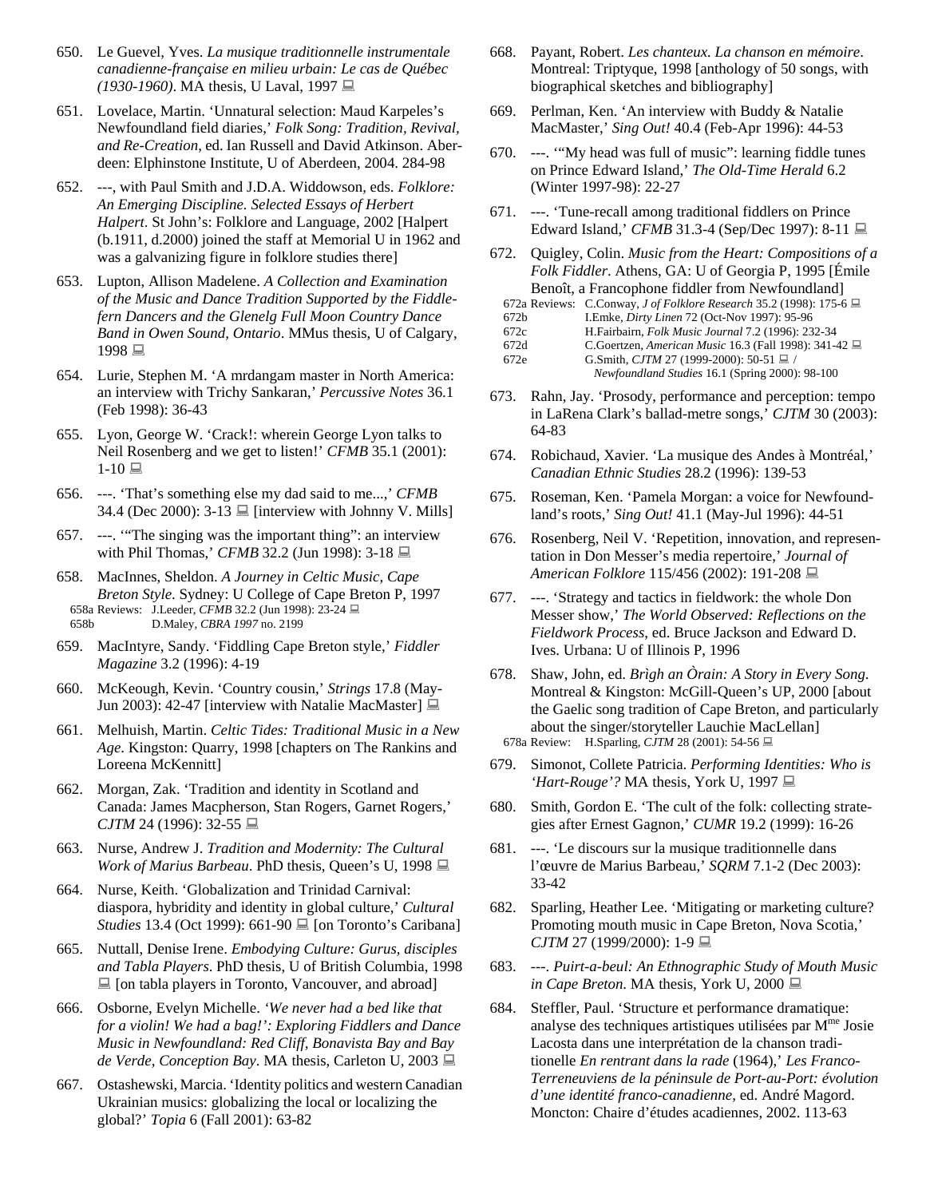650. Le Guevel, Yves. *La musique traditionnelle instrumentale canadienne-française en milieu urbain: Le cas de Québec (1930-1960)*. MA thesis, U Laval, 1997 💻

651. Lovelace, Martin. 'Unnatural selection: Maud Karpeles's Newfoundland field diaries,' *Folk Song: Tradition, Revival, and Re-Creation*, ed. Ian Russell and David Atkinson. Aberdeen: Elphinstone Institute, U of Aberdeen, 2004. 284-98

652. ---, with Paul Smith and J.D.A. Widdowson, eds. *Folklore: An Emerging Discipline. Selected Essays of Herbert Halpert*. St John's: Folklore and Language, 2002 [Halpert (b.1911, d.2000) joined the staff at Memorial U in 1962 and was a galvanizing figure in folklore studies there]

653. Lupton, Allison Madelene. *A Collection and Examination of the Music and Dance Tradition Supported by the Fiddlefern Dancers and the Glenelg Full Moon Country Dance Band in Owen Sound, Ontario*. MMus thesis, U of Calgary, 1998 💻

654. Lurie, Stephen M. 'A mrdangam master in North America: an interview with Trichy Sankaran,' *Percussive Notes* 36.1 (Feb 1998): 36-43

655. Lyon, George W. 'Crack!: wherein George Lyon talks to Neil Rosenberg and we get to listen!' *CFMB* 35.1 (2001): 1-10 💻

656. ---. 'That's something else my dad said to me...,' *CFMB* 34.4 (Dec 2000): 3-13 💻 [interview with Johnny V. Mills]

657. ---. '"The singing was the important thing": an interview with Phil Thomas,' *CFMB* 32.2 (Jun 1998): 3-18 💻

658. MacInnes, Sheldon. *A Journey in Celtic Music, Cape Breton Style*. Sydney: U College of Cape Breton P, 1997
   - 658a Reviews: J.Leeder, *CFMB* 32.2 (Jun 1998): 23-24 💻
   - 658b D.Maley, *CBRA 1997* no. 2199

659. MacIntyre, Sandy. 'Fiddling Cape Breton style,' *Fiddler Magazine* 3.2 (1996): 4-19

660. McKeough, Kevin. 'Country cousin,' *Strings* 17.8 (May-Jun 2003): 42-47 [interview with Natalie MacMaster] 💻

661. Melhuish, Martin. *Celtic Tides: Traditional Music in a New Age*. Kingston: Quarry, 1998 [chapters on The Rankins and Loreena McKennitt]

662. Morgan, Zak. 'Tradition and identity in Scotland and Canada: James Macpherson, Stan Rogers, Garnet Rogers,' *CJTM* 24 (1996): 32-55 💻

663. Nurse, Andrew J. *Tradition and Modernity: The Cultural Work of Marius Barbeau*. PhD thesis, Queen's U, 1998 💻

664. Nurse, Keith. 'Globalization and Trinidad Carnival: diaspora, hybridity and identity in global culture,' *Cultural Studies* 13.4 (Oct 1999): 661-90 💻 [on Toronto's Caribana]

665. Nuttall, Denise Irene. *Embodying Culture: Gurus, disciples and Tabla Players*. PhD thesis, U of British Columbia, 1998 💻 [on tabla players in Toronto, Vancouver, and abroad]

666. Osborne, Evelyn Michelle. *'We never had a bed like that for a violin! We had a bag!': Exploring Fiddlers and Dance Music in Newfoundland: Red Cliff, Bonavista Bay and Bay de Verde, Conception Bay*. MA thesis, Carleton U, 2003 💻

667. Ostashewski, Marcia. 'Identity politics and western Canadian Ukrainian musics: globalizing the local or localizing the global?' *Topia* 6 (Fall 2001): 63-82

668. Payant, Robert. *Les chanteux. La chanson en mémoire*. Montreal: Triptyque, 1998 [anthology of 50 songs, with biographical sketches and bibliography]

669. Perlman, Ken. 'An interview with Buddy & Natalie MacMaster,' *Sing Out!* 40.4 (Feb-Apr 1996): 44-53

670. ---. '"My head was full of music": learning fiddle tunes on Prince Edward Island,' *The Old-Time Herald* 6.2 (Winter 1997-98): 22-27

671. ---. 'Tune-recall among traditional fiddlers on Prince Edward Island,' *CFMB* 31.3-4 (Sep/Dec 1997): 8-11 💻

672. Quigley, Colin. *Music from the Heart: Compositions of a Folk Fiddler*. Athens, GA: U of Georgia P, 1995 [Émile Benoît, a Francophone fiddler from Newfoundland]
   - 672a Reviews: C.Conway, *J of Folklore Research* 35.2 (1998): 175-6 💻
   - 672b I.Emke, *Dirty Linen* 72 (Oct-Nov 1997): 95-96
   - 672c H.Fairbairn, *Folk Music Journal* 7.2 (1996): 232-34
   - 672d C.Goertzen, *American Music* 16.3 (Fall 1998): 341-42 💻
   - 672e G.Smith, *CJTM* 27 (1999-2000): 50-51 💻 / *Newfoundland Studies* 16.1 (Spring 2000): 98-100

673. Rahn, Jay. 'Prosody, performance and perception: tempo in LaRena Clark's ballad-metre songs,' *CJTM* 30 (2003): 64-83

674. Robichaud, Xavier. 'La musique des Andes à Montréal,' *Canadian Ethnic Studies* 28.2 (1996): 139-53

675. Roseman, Ken. 'Pamela Morgan: a voice for Newfoundland's roots,' *Sing Out!* 41.1 (May-Jul 1996): 44-51

676. Rosenberg, Neil V. 'Repetition, innovation, and representation in Don Messer's media repertoire,' *Journal of American Folklore* 115/456 (2002): 191-208 💻

677. ---. 'Strategy and tactics in fieldwork: the whole Don Messer show,' *The World Observed: Reflections on the Fieldwork Process*, ed. Bruce Jackson and Edward D. Ives. Urbana: U of Illinois P, 1996

678. Shaw, John, ed. *Brìgh an Òrain: A Story in Every Song*. Montreal & Kingston: McGill-Queen's UP, 2000 [about the Gaelic song tradition of Cape Breton, and particularly about the singer/storyteller Lauchie MacLellan]
   - 678a Review: H.Sparling, *CJTM* 28 (2001): 54-56 💻

679. Simonot, Collete Patricia. *Performing Identities: Who is 'Hart-Rouge'?* MA thesis, York U, 1997 💻

680. Smith, Gordon E. 'The cult of the folk: collecting strategies after Ernest Gagnon,' *CUMR* 19.2 (1999): 16-26

681. ---. 'Le discours sur la musique traditionnelle dans l'œuvre de Marius Barbeau,' *SQRM* 7.1-2 (Dec 2003): 33-42

682. Sparling, Heather Lee. 'Mitigating or marketing culture? Promoting mouth music in Cape Breton, Nova Scotia,' *CJTM* 27 (1999/2000): 1-9 💻

683. ---. *Puirt-a-beul: An Ethnographic Study of Mouth Music in Cape Breton*. MA thesis, York U, 2000 💻

684. Steffler, Paul. 'Structure et performance dramatique: analyse des techniques artistiques utilisées par M[me] Josie Lacosta dans une interprétation de la chanson traditionelle *En rentrant dans la rade* (1964),' *Les Franco-Terreneuviens de la péninsule de Port-au-Port: évolution d'une identité franco-canadienne*, ed. André Magord. Moncton: Chaire d'études acadiennes, 2002. 113-63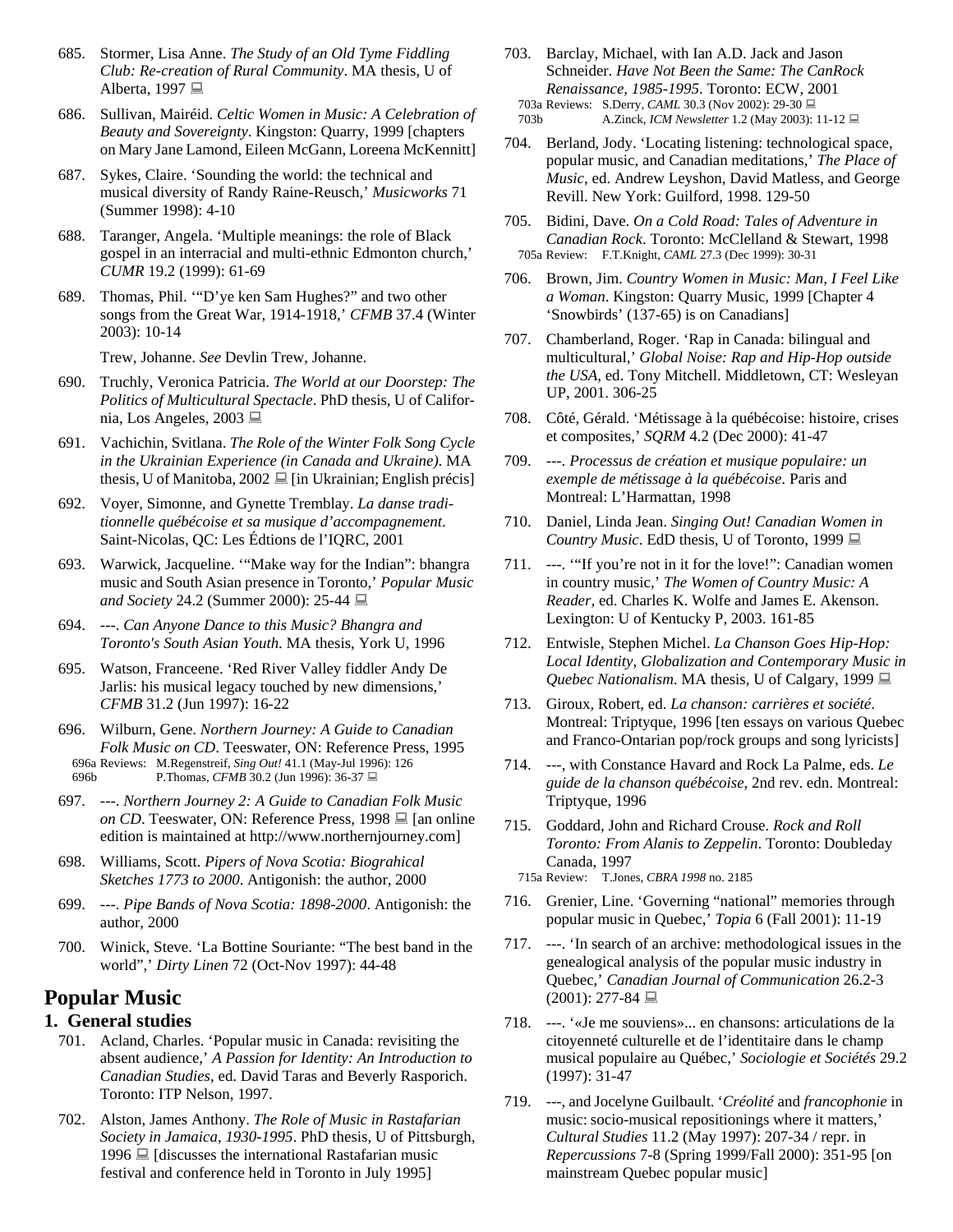685. Stormer, Lisa Anne. *The Study of an Old Tyme Fiddling Club: Re-creation of Rural Community*. MA thesis, U of Alberta, 1997 💻

686. Sullivan, Mairéid. *Celtic Women in Music: A Celebration of Beauty and Sovereignty*. Kingston: Quarry, 1999 [chapters on Mary Jane Lamond, Eileen McGann, Loreena McKennitt]

687. Sykes, Claire. 'Sounding the world: the technical and musical diversity of Randy Raine-Reusch,' *Musicworks* 71 (Summer 1998): 4-10

688. Taranger, Angela. 'Multiple meanings: the role of Black gospel in an interracial and multi-ethnic Edmonton church,' *CUMR* 19.2 (1999): 61-69

689. Thomas, Phil. '"D'ye ken Sam Hughes?" and two other songs from the Great War, 1914-1918,' *CFMB* 37.4 (Winter 2003): 10-14

Trew, Johanne. *See* Devlin Trew, Johanne.

690. Truchly, Veronica Patricia. *The World at our Doorstep: The Politics of Multicultural Spectacle*. PhD thesis, U of California, Los Angeles, 2003 💻

691. Vachichin, Svitlana. *The Role of the Winter Folk Song Cycle in the Ukrainian Experience (in Canada and Ukraine)*. MA thesis, U of Manitoba, 2002 💻 [in Ukrainian; English précis]

692. Voyer, Simonne, and Gynette Tremblay. *La danse traditionnelle québécoise et sa musique d'accompagnement*. Saint-Nicolas, QC: Les Édtions de l'IQRC, 2001

693. Warwick, Jacqueline. '"Make way for the Indian": bhangra music and South Asian presence in Toronto,' *Popular Music and Society* 24.2 (Summer 2000): 25-44 💻

694. ---. *Can Anyone Dance to this Music? Bhangra and Toronto's South Asian Youth*. MA thesis, York U, 1996

695. Watson, Franceene. 'Red River Valley fiddler Andy De Jarlis: his musical legacy touched by new dimensions,' *CFMB* 31.2 (Jun 1997): 16-22

696. Wilburn, Gene. *Northern Journey: A Guide to Canadian Folk Music on CD*. Teeswater, ON: Reference Press, 1995
696a Reviews: M.Regenstreif, *Sing Out!* 41.1 (May-Jul 1996): 126
696b P.Thomas, *CFMB* 30.2 (Jun 1996): 36-37 💻

697. ---. *Northern Journey 2: A Guide to Canadian Folk Music on CD*. Teeswater, ON: Reference Press, 1998 💻 [an online edition is maintained at http://www.northernjourney.com]

698. Williams, Scott. *Pipers of Nova Scotia: Biograhical Sketches 1773 to 2000*. Antigonish: the author, 2000

699. ---. *Pipe Bands of Nova Scotia: 1898-2000*. Antigonish: the author, 2000

700. Winick, Steve. 'La Bottine Souriante: "The best band in the world",' *Dirty Linen* 72 (Oct-Nov 1997): 44-48

## Popular Music

### 1. General studies

701. Acland, Charles. 'Popular music in Canada: revisiting the absent audience,' *A Passion for Identity: An Introduction to Canadian Studies*, ed. David Taras and Beverly Rasporich. Toronto: ITP Nelson, 1997.

702. Alston, James Anthony. *The Role of Music in Rastafarian Society in Jamaica, 1930-1995*. PhD thesis, U of Pittsburgh, 1996 💻 [discusses the international Rastafarian music festival and conference held in Toronto in July 1995]

703. Barclay, Michael, with Ian A.D. Jack and Jason Schneider. *Have Not Been the Same: The CanRock Renaissance, 1985-1995*. Toronto: ECW, 2001
703a Reviews: S.Derry, *CAML* 30.3 (Nov 2002): 29-30 💻
703b A.Zinck, *ICM Newsletter* 1.2 (May 2003): 11-12 💻

704. Berland, Jody. 'Locating listening: technological space, popular music, and Canadian meditations,' *The Place of Music*, ed. Andrew Leyshon, David Matless, and George Revill. New York: Guilford, 1998. 129-50

705. Bidini, Dave. *On a Cold Road: Tales of Adventure in Canadian Rock*. Toronto: McClelland & Stewart, 1998
705a Review: F.T.Knight, *CAML* 27.3 (Dec 1999): 30-31

706. Brown, Jim. *Country Women in Music: Man, I Feel Like a Woman*. Kingston: Quarry Music, 1999 [Chapter 4 'Snowbirds' (137-65) is on Canadians]

707. Chamberland, Roger. 'Rap in Canada: bilingual and multicultural,' *Global Noise: Rap and Hip-Hop outside the USA*, ed. Tony Mitchell. Middletown, CT: Wesleyan UP, 2001. 306-25

708. Côté, Gérald. 'Métissage à la québécoise: histoire, crises et composites,' *SQRM* 4.2 (Dec 2000): 41-47

709. ---. *Processus de création et musique populaire: un exemple de métissage à la québécoise*. Paris and Montreal: L'Harmattan, 1998

710. Daniel, Linda Jean. *Singing Out! Canadian Women in Country Music*. EdD thesis, U of Toronto, 1999 💻

711. ---. '"If you're not in it for the love!": Canadian women in country music,' *The Women of Country Music: A Reader*, ed. Charles K. Wolfe and James E. Akenson. Lexington: U of Kentucky P, 2003. 161-85

712. Entwisle, Stephen Michel. *La Chanson Goes Hip-Hop: Local Identity, Globalization and Contemporary Music in Quebec Nationalism*. MA thesis, U of Calgary, 1999 💻

713. Giroux, Robert, ed. *La chanson: carrières et société*. Montreal: Triptyque, 1996 [ten essays on various Quebec and Franco-Ontarian pop/rock groups and song lyricists]

714. ---, with Constance Havard and Rock La Palme, eds. *Le guide de la chanson québécoise*, 2nd rev. edn. Montreal: Triptyque, 1996

715. Goddard, John and Richard Crouse. *Rock and Roll Toronto: From Alanis to Zeppelin*. Toronto: Doubleday Canada, 1997
715a Review: T.Jones, *CBRA 1998* no. 2185

716. Grenier, Line. 'Governing "national" memories through popular music in Quebec,' *Topia* 6 (Fall 2001): 11-19

717. ---. 'In search of an archive: methodological issues in the genealogical analysis of the popular music industry in Quebec,' *Canadian Journal of Communication* 26.2-3 (2001): 277-84 💻

718. ---. '«Je me souviens»... en chansons: articulations de la citoyenneté culturelle et de l'identitaire dans le champ musical populaire au Québec,' *Sociologie et Sociétés* 29.2 (1997): 31-47

719. ---, and Jocelyne Guilbault. '*Créolité* and *francophonie* in music: socio-musical repositionings where it matters,' *Cultural Studies* 11.2 (May 1997): 207-34 / repr. in *Repercussions* 7-8 (Spring 1999/Fall 2000): 351-95 [on mainstream Quebec popular music]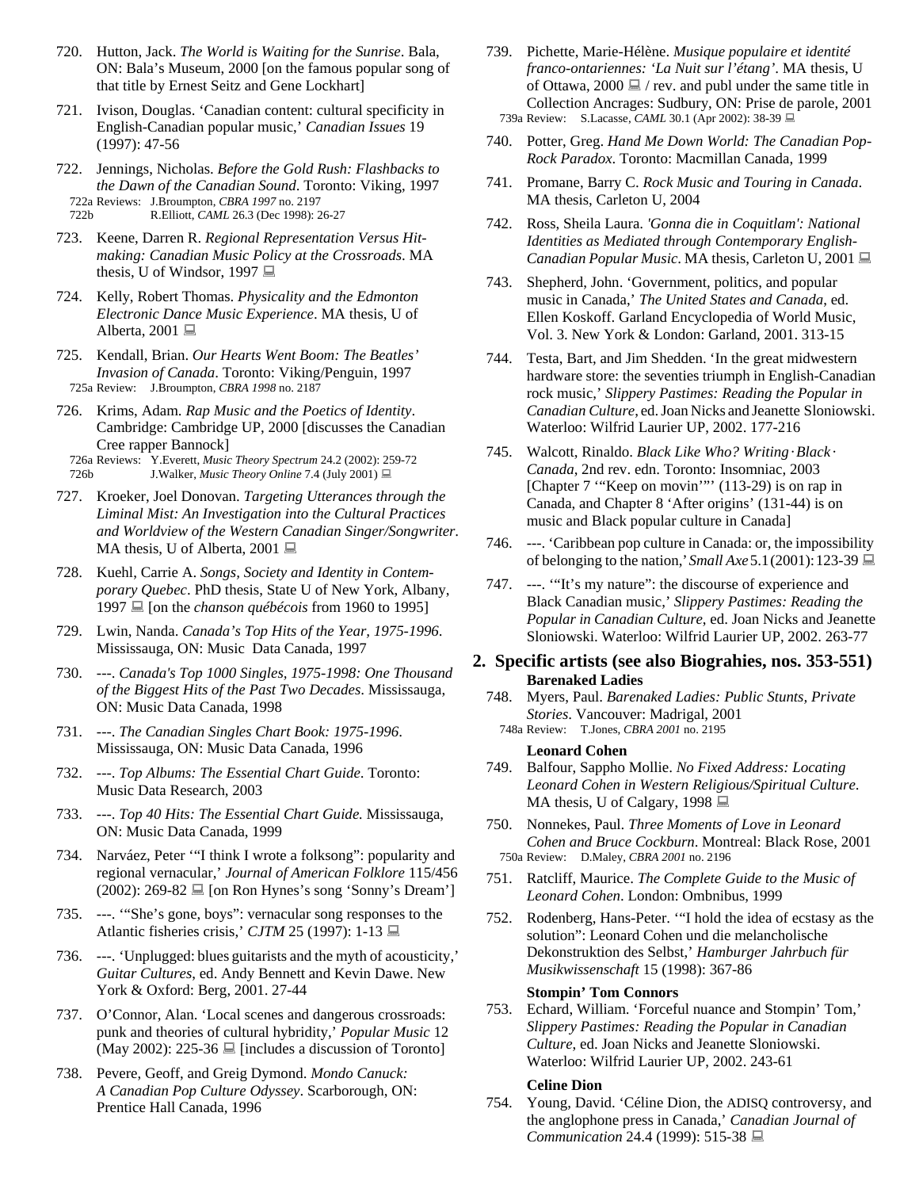720. Hutton, Jack. *The World is Waiting for the Sunrise*. Bala, ON: Bala's Museum, 2000 [on the famous popular song of that title by Ernest Seitz and Gene Lockhart]

721. Ivison, Douglas. 'Canadian content: cultural specificity in English-Canadian popular music,' *Canadian Issues* 19 (1997): 47-56

722. Jennings, Nicholas. *Before the Gold Rush: Flashbacks to the Dawn of the Canadian Sound*. Toronto: Viking, 1997
   - 722a Reviews: J.Broumpton, *CBRA 1997* no. 2197
   - 722b R.Elliott, *CAML* 26.3 (Dec 1998): 26-27

723. Keene, Darren R. *Regional Representation Versus Hit-making: Canadian Music Policy at the Crossroads*. MA thesis, U of Windsor, 1997 💻

724. Kelly, Robert Thomas. *Physicality and the Edmonton Electronic Dance Music Experience*. MA thesis, U of Alberta, 2001 💻

725. Kendall, Brian. *Our Hearts Went Boom: The Beatles' Invasion of Canada*. Toronto: Viking/Penguin, 1997
   - 725a Review: J.Broumpton, *CBRA 1998* no. 2187

726. Krims, Adam. *Rap Music and the Poetics of Identity*. Cambridge: Cambridge UP, 2000 [discusses the Canadian Cree rapper Bannock]
   - 726a Reviews: Y.Everett, *Music Theory Spectrum* 24.2 (2002): 259-72
   - 726b J.Walker, *Music Theory Online* 7.4 (July 2001) 💻

727. Kroeker, Joel Donovan. *Targeting Utterances through the Liminal Mist: An Investigation into the Cultural Practices and Worldview of the Western Canadian Singer/Songwriter*. MA thesis, U of Alberta, 2001 💻

728. Kuehl, Carrie A. *Songs, Society and Identity in Contemporary Quebec*. PhD thesis, State U of New York, Albany, 1997 💻 [on the *chanson québécois* from 1960 to 1995]

729. Lwin, Nanda. *Canada's Top Hits of the Year, 1975-1996*. Mississauga, ON: Music Data Canada, 1997

730. ---. *Canada's Top 1000 Singles, 1975-1998: One Thousand of the Biggest Hits of the Past Two Decades*. Mississauga, ON: Music Data Canada, 1998

731. ---. *The Canadian Singles Chart Book: 1975-1996*. Mississauga, ON: Music Data Canada, 1996

732. ---. *Top Albums: The Essential Chart Guide*. Toronto: Music Data Research, 2003

733. ---. *Top 40 Hits: The Essential Chart Guide.* Mississauga, ON: Music Data Canada, 1999

734. Narváez, Peter '"I think I wrote a folksong": popularity and regional vernacular,' *Journal of American Folklore* 115/456 (2002): 269-82 💻 [on Ron Hynes's song 'Sonny's Dream']

735. ---. '"She's gone, boys": vernacular song responses to the Atlantic fisheries crisis,' *CJTM* 25 (1997): 1-13 💻

736. ---. 'Unplugged: blues guitarists and the myth of acousticity,' *Guitar Cultures*, ed. Andy Bennett and Kevin Dawe. New York & Oxford: Berg, 2001. 27-44

737. O'Connor, Alan. 'Local scenes and dangerous crossroads: punk and theories of cultural hybridity,' *Popular Music* 12 (May 2002): 225-36 💻 [includes a discussion of Toronto]

738. Pevere, Geoff, and Greig Dymond. *Mondo Canuck: A Canadian Pop Culture Odyssey*. Scarborough, ON: Prentice Hall Canada, 1996

739. Pichette, Marie-Hélène. *Musique populaire et identité franco-ontariennes: 'La Nuit sur l'étang'*. MA thesis, U of Ottawa, 2000 💻 / rev. and publ under the same title in Collection Ancrages: Sudbury, ON: Prise de parole, 2001
   - 739a Review: S.Lacasse, *CAML* 30.1 (Apr 2002): 38-39 💻

740. Potter, Greg. *Hand Me Down World: The Canadian Pop-Rock Paradox*. Toronto: Macmillan Canada, 1999

741. Promane, Barry C. *Rock Music and Touring in Canada*. MA thesis, Carleton U, 2004

742. Ross, Sheila Laura. *'Gonna die in Coquitlam': National Identities as Mediated through Contemporary English-Canadian Popular Music*. MA thesis, Carleton U, 2001 💻

743. Shepherd, John. 'Government, politics, and popular music in Canada,' *The United States and Canada*, ed. Ellen Koskoff. Garland Encyclopedia of World Music, Vol. 3. New York & London: Garland, 2001. 313-15

744. Testa, Bart, and Jim Shedden. 'In the great midwestern hardware store: the seventies triumph in English-Canadian rock music,' *Slippery Pastimes: Reading the Popular in Canadian Culture*, ed. Joan Nicks and Jeanette Sloniowski. Waterloo: Wilfrid Laurier UP, 2002. 177-216

745. Walcott, Rinaldo. *Black Like Who? Writing·Black·Canada*, 2nd rev. edn. Toronto: Insomniac, 2003 [Chapter 7 '"Keep on movin'"' (113-29) is on rap in Canada, and Chapter 8 'After origins' (131-44) is on music and Black popular culture in Canada]

746. ---. 'Caribbean pop culture in Canada: or, the impossibility of belonging to the nation,' *Small Axe* 5.1 (2001): 123-39 💻

747. ---. '"It's my nature": the discourse of experience and Black Canadian music,' *Slippery Pastimes: Reading the Popular in Canadian Culture*, ed. Joan Nicks and Jeanette Sloniowski. Waterloo: Wilfrid Laurier UP, 2002. 263-77

## 2. Specific artists (see also Biograhies, nos. 353-551)

**Barenaked Ladies**

748. Myers, Paul. *Barenaked Ladies: Public Stunts, Private Stories*. Vancouver: Madrigal, 2001
   - 748a Review: T.Jones, *CBRA 2001* no. 2195

**Leonard Cohen**

749. Balfour, Sappho Mollie. *No Fixed Address: Locating Leonard Cohen in Western Religious/Spiritual Culture*. MA thesis, U of Calgary, 1998 💻

750. Nonnekes, Paul. *Three Moments of Love in Leonard Cohen and Bruce Cockburn*. Montreal: Black Rose, 2001
   - 750a Review: D.Maley, *CBRA 2001* no. 2196

751. Ratcliff, Maurice. *The Complete Guide to the Music of Leonard Cohen*. London: Omnibus, 1999

752. Rodenberg, Hans-Peter. '"I hold the idea of ecstasy as the solution": Leonard Cohen und die melancholische Dekonstruktion des Selbst,' *Hamburger Jahrbuch für Musikwissenschaft* 15 (1998): 367-86

**Stompin' Tom Connors**

753. Echard, William. 'Forceful nuance and Stompin' Tom,' *Slippery Pastimes: Reading the Popular in Canadian Culture*, ed. Joan Nicks and Jeanette Sloniowski. Waterloo: Wilfrid Laurier UP, 2002. 243-61

**Celine Dion**

754. Young, David. 'Céline Dion, the ADISQ controversy, and the anglophone press in Canada,' *Canadian Journal of Communication* 24.4 (1999): 515-38 💻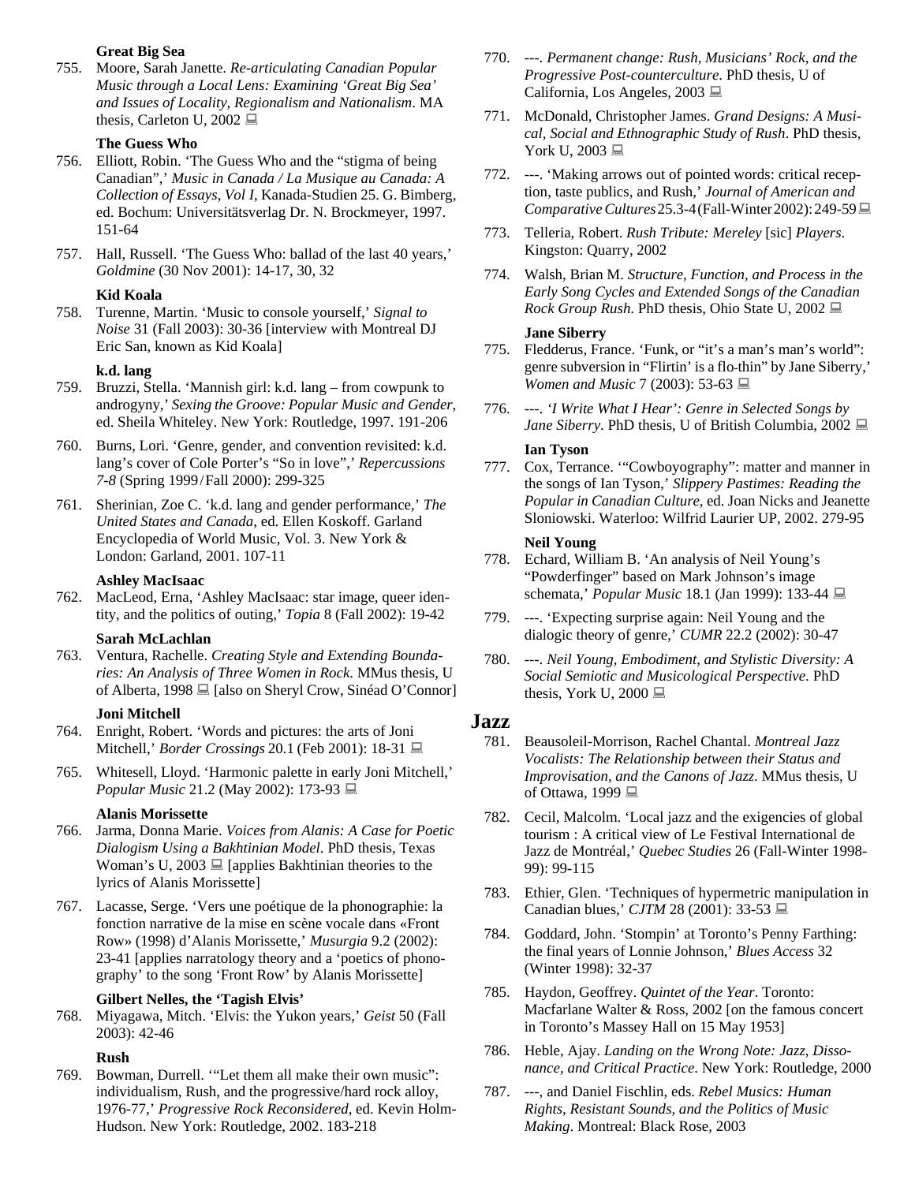**Great Big Sea**

755. Moore, Sarah Janette. *Re-articulating Canadian Popular Music through a Local Lens: Examining 'Great Big Sea' and Issues of Locality, Regionalism and Nationalism*. MA thesis, Carleton U, 2002 💻

**The Guess Who**

756. Elliott, Robin. 'The Guess Who and the "stigma of being Canadian",' *Music in Canada / La Musique au Canada: A Collection of Essays, Vol I*, Kanada-Studien 25. G. Bimberg, ed. Bochum: Universitätsverlag Dr. N. Brockmeyer, 1997. 151-64

757. Hall, Russell. 'The Guess Who: ballad of the last 40 years,' *Goldmine* (30 Nov 2001): 14-17, 30, 32

**Kid Koala**

758. Turenne, Martin. 'Music to console yourself,' *Signal to Noise* 31 (Fall 2003): 30-36 [interview with Montreal DJ Eric San, known as Kid Koala]

**k.d. lang**

759. Bruzzi, Stella. 'Mannish girl: k.d. lang – from cowpunk to androgyny,' *Sexing the Groove: Popular Music and Gender*, ed. Sheila Whiteley. New York: Routledge, 1997. 191-206

760. Burns, Lori. 'Genre, gender, and convention revisited: k.d. lang's cover of Cole Porter's "So in love",' *Repercussions 7-8* (Spring 1999 / Fall 2000): 299-325

761. Sherinian, Zoe C. 'k.d. lang and gender performance,' *The United States and Canada*, ed. Ellen Koskoff. Garland Encyclopedia of World Music, Vol. 3. New York & London: Garland, 2001. 107-11

**Ashley MacIsaac**

762. MacLeod, Erna, 'Ashley MacIsaac: star image, queer identity, and the politics of outing,' *Topia* 8 (Fall 2002): 19-42

**Sarah McLachlan**

763. Ventura, Rachelle. *Creating Style and Extending Boundaries: An Analysis of Three Women in Rock*. MMus thesis, U of Alberta, 1998 💻 [also on Sheryl Crow, Sinéad O'Connor]

**Joni Mitchell**

764. Enright, Robert. 'Words and pictures: the arts of Joni Mitchell,' *Border Crossings* 20.1 (Feb 2001): 18-31 💻

765. Whitesell, Lloyd. 'Harmonic palette in early Joni Mitchell,' *Popular Music* 21.2 (May 2002): 173-93 💻

**Alanis Morissette**

766. Jarma, Donna Marie. *Voices from Alanis: A Case for Poetic Dialogism Using a Bakhtinian Model*. PhD thesis, Texas Woman's U, 2003 💻 [applies Bakhtinian theories to the lyrics of Alanis Morissette]

767. Lacasse, Serge. 'Vers une poétique de la phonographie: la fonction narrative de la mise en scène vocale dans «Front Row» (1998) d'Alanis Morissette,' *Musurgia* 9.2 (2002): 23-41 [applies narratology theory and a 'poetics of phonography' to the song 'Front Row' by Alanis Morissette]

**Gilbert Nelles, the 'Tagish Elvis'**

768. Miyagawa, Mitch. 'Elvis: the Yukon years,' *Geist* 50 (Fall 2003): 42-46

**Rush**

769. Bowman, Durrell. '"Let them all make their own music": individualism, Rush, and the progressive/hard rock alloy, 1976-77,' *Progressive Rock Reconsidered*, ed. Kevin Holm-Hudson. New York: Routledge, 2002. 183-218

770. ---. *Permanent change: Rush, Musicians' Rock, and the Progressive Post-counterculture*. PhD thesis, U of California, Los Angeles, 2003 💻

771. McDonald, Christopher James. *Grand Designs: A Musical, Social and Ethnographic Study of Rush*. PhD thesis, York U, 2003 💻

772. ---. 'Making arrows out of pointed words: critical reception, taste publics, and Rush,' *Journal of American and Comparative Cultures* 25.3-4 (Fall-Winter 2002): 249-59 💻

773. Telleria, Robert. *Rush Tribute: Mereley* [sic] *Players*. Kingston: Quarry, 2002

774. Walsh, Brian M. *Structure, Function, and Process in the Early Song Cycles and Extended Songs of the Canadian Rock Group Rush*. PhD thesis, Ohio State U, 2002 💻

**Jane Siberry**

775. Fledderus, France. 'Funk, or "it's a man's man's world": genre subversion in "Flirtin' is a flo-thin" by Jane Siberry,' *Women and Music* 7 (2003): 53-63 💻

776. ---. *'I Write What I Hear': Genre in Selected Songs by Jane Siberry*. PhD thesis, U of British Columbia, 2002 💻

**Ian Tyson**

777. Cox, Terrance. '"Cowboyography": matter and manner in the songs of Ian Tyson,' *Slippery Pastimes: Reading the Popular in Canadian Culture*, ed. Joan Nicks and Jeanette Sloniowski. Waterloo: Wilfrid Laurier UP, 2002. 279-95

**Neil Young**

778. Echard, William B. 'An analysis of Neil Young's "Powderfinger" based on Mark Johnson's image schemata,' *Popular Music* 18.1 (Jan 1999): 133-44 💻

779. ---. 'Expecting surprise again: Neil Young and the dialogic theory of genre,' *CUMR* 22.2 (2002): 30-47

780. ---. *Neil Young, Embodiment, and Stylistic Diversity: A Social Semiotic and Musicological Perspective*. PhD thesis, York U, 2000 💻

# Jazz

781. Beausoleil-Morrison, Rachel Chantal. *Montreal Jazz Vocalists: The Relationship between their Status and Improvisation, and the Canons of Jazz*. MMus thesis, U of Ottawa, 1999 💻

782. Cecil, Malcolm. 'Local jazz and the exigencies of global tourism : A critical view of Le Festival International de Jazz de Montréal,' *Quebec Studies* 26 (Fall-Winter 1998-99): 99-115

783. Ethier, Glen. 'Techniques of hypermetric manipulation in Canadian blues,' *CJTM* 28 (2001): 33-53 💻

784. Goddard, John. 'Stompin' at Toronto's Penny Farthing: the final years of Lonnie Johnson,' *Blues Access* 32 (Winter 1998): 32-37

785. Haydon, Geoffrey. *Quintet of the Year*. Toronto: Macfarlane Walter & Ross, 2002 [on the famous concert in Toronto's Massey Hall on 15 May 1953]

786. Heble, Ajay. *Landing on the Wrong Note: Jazz, Dissonance, and Critical Practice*. New York: Routledge, 2000

787. ---, and Daniel Fischlin, eds. *Rebel Musics: Human Rights, Resistant Sounds, and the Politics of Music Making*. Montreal: Black Rose, 2003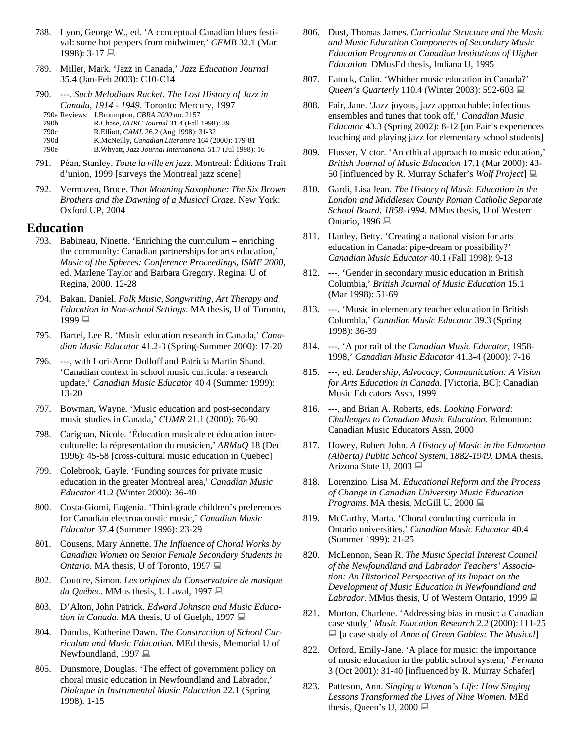788. Lyon, George W., ed. 'A conceptual Canadian blues festival: some hot peppers from midwinter,' *CFMB* 32.1 (Mar 1998): 3-17 💻

789. Miller, Mark. 'Jazz in Canada,' *Jazz Education Journal* 35.4 (Jan-Feb 2003): C10-C14

790. ---. *Such Melodious Racket: The Lost History of Jazz in Canada, 1914 - 1949*. Toronto: Mercury, 1997
   790a Reviews: J.Broumpton, *CBRA 2000* no. 2157
   790b R.Chase, *IAJRC Journal* 31.4 (Fall 1998): 39
   790c R.Elliott, *CAML* 26.2 (Aug 1998): 31-32
   790d K.McNeilly, *Canadian Literature* 164 (2000): 179-81
   790e B.Whyatt, *Jazz Journal International* 51.7 (Jul 1998): 16

791. Péan, Stanley. *Toute la ville en jazz*. Montreal: Éditions Trait d'union, 1999 [surveys the Montreal jazz scene]

792. Vermazen, Bruce. *That Moaning Saxophone: The Six Brown Brothers and the Dawning of a Musical Craze*. New York: Oxford UP, 2004

## Education

793. Babineau, Ninette. 'Enriching the curriculum – enriching the community: Canadian partnerships for arts education,' *Music of the Spheres: Conference Proceedings, ISME 2000*, ed. Marlene Taylor and Barbara Gregory. Regina: U of Regina, 2000. 12-28

794. Bakan, Daniel. *Folk Music, Songwriting, Art Therapy and Education in Non-school Settings*. MA thesis, U of Toronto, 1999 💻

795. Bartel, Lee R. 'Music education research in Canada,' *Canadian Music Educator* 41.2-3 (Spring-Summer 2000): 17-20

796. ---, with Lori-Anne Dolloff and Patricia Martin Shand. 'Canadian context in school music curricula: a research update,' *Canadian Music Educator* 40.4 (Summer 1999): 13-20

797. Bowman, Wayne. 'Music education and post-secondary music studies in Canada,' *CUMR* 21.1 (2000): 76-90

798. Carignan, Nicole. 'Éducation musicale et éducation interculturelle: la répresentation du musicien,' *ARMuQ* 18 (Dec 1996): 45-58 [cross-cultural music education in Quebec]

799. Colebrook, Gayle. 'Funding sources for private music education in the greater Montreal area,' *Canadian Music Educator* 41.2 (Winter 2000): 36-40

800. Costa-Giomi, Eugenia. 'Third-grade children's preferences for Canadian electroacoustic music,' *Canadian Music Educator* 37.4 (Summer 1996): 23-29

801. Cousens, Mary Annette. *The Influence of Choral Works by Canadian Women on Senior Female Secondary Students in Ontario*. MA thesis, U of Toronto, 1997 💻

802. Couture, Simon. *Les origines du Conservatoire de musique du Québec*. MMus thesis, U Laval, 1997 💻

803. D'Alton, John Patrick. *Edward Johnson and Music Education in Canada*. MA thesis, U of Guelph, 1997 💻

804. Dundas, Katherine Dawn. *The Construction of School Curriculum and Music Education*. MEd thesis, Memorial U of Newfoundland, 1997 💻

805. Dunsmore, Douglas. 'The effect of government policy on choral music education in Newfoundland and Labrador,' *Dialogue in Instrumental Music Education* 22.1 (Spring 1998): 1-15

806. Dust, Thomas James. *Curricular Structure and the Music and Music Education Components of Secondary Music Education Programs at Canadian Institutions of Higher Education*. DMusEd thesis, Indiana U, 1995

807. Eatock, Colin. 'Whither music education in Canada?' *Queen's Quarterly* 110.4 (Winter 2003): 592-603 💻

808. Fair, Jane. 'Jazz joyous, jazz approachable: infectious ensembles and tunes that took off,' *Canadian Music Educator* 43.3 (Spring 2002): 8-12 [on Fair's experiences teaching and playing jazz for elementary school students]

809. Flusser, Victor. 'An ethical approach to music education,' *British Journal of Music Education* 17.1 (Mar 2000): 43-50 [influenced by R. Murray Schafer's *Wolf Project*] 💻

810. Gardi, Lisa Jean. *The History of Music Education in the London and Middlesex County Roman Catholic Separate School Board, 1858-1994*. MMus thesis, U of Western Ontario, 1996 💻

811. Hanley, Betty. 'Creating a national vision for arts education in Canada: pipe-dream or possibility?' *Canadian Music Educator* 40.1 (Fall 1998): 9-13

812. ---. 'Gender in secondary music education in British Columbia,' *British Journal of Music Education* 15.1 (Mar 1998): 51-69

813. ---. 'Music in elementary teacher education in British Columbia,' *Canadian Music Educator* 39.3 (Spring 1998): 36-39

814. ---. 'A portrait of the *Canadian Music Educator*, 1958-1998,' *Canadian Music Educator* 41.3-4 (2000): 7-16

815. ---, ed. *Leadership, Advocacy, Communication: A Vision for Arts Education in Canada*. [Victoria, BC]: Canadian Music Educators Assn, 1999

816. ---, and Brian A. Roberts, eds. *Looking Forward: Challenges to Canadian Music Education*. Edmonton: Canadian Music Educators Assn, 2000

817. Howey, Robert John. *A History of Music in the Edmonton (Alberta) Public School System, 1882-1949*. DMA thesis, Arizona State U, 2003 💻

818. Lorenzino, Lisa M. *Educational Reform and the Process of Change in Canadian University Music Education Programs*. MA thesis, McGill U, 2000 💻

819. McCarthy, Marta. 'Choral conducting curricula in Ontario universities,' *Canadian Music Educator* 40.4 (Summer 1999): 21-25

820. McLennon, Sean R. *The Music Special Interest Council of the Newfoundland and Labrador Teachers' Association: An Historical Perspective of its Impact on the Development of Music Education in Newfoundland and Labrador*. MMus thesis, U of Western Ontario, 1999 💻

821. Morton, Charlene. 'Addressing bias in music: a Canadian case study,' *Music Education Research* 2.2 (2000): 111-25 💻 [a case study of *Anne of Green Gables: The Musical*]

822. Orford, Emily-Jane. 'A place for music: the importance of music education in the public school system,' *Fermata* 3 (Oct 2001): 31-40 [influenced by R. Murray Schafer]

823. Patteson, Ann. *Singing a Woman's Life: How Singing Lessons Transformed the Lives of Nine Women*. MEd thesis, Queen's U, 2000 💻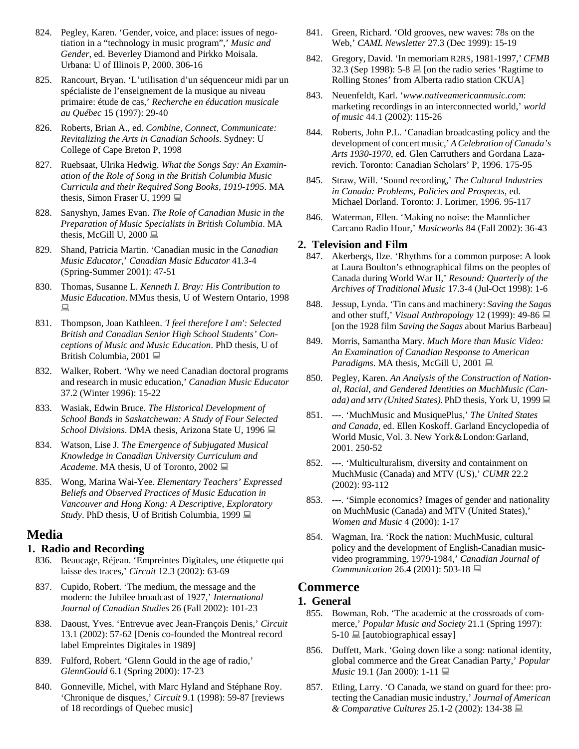824. Pegley, Karen. 'Gender, voice, and place: issues of negotiation in a "technology in music program",' *Music and Gender*, ed. Beverley Diamond and Pirkko Moisala. Urbana: U of Illinois P, 2000. 306-16

825. Rancourt, Bryan. 'L'utilisation d'un séquenceur midi par un spécialiste de l'enseignement de la musique au niveau primaire: étude de cas,' *Recherche en éducation musicale au Québec* 15 (1997): 29-40

826. Roberts, Brian A., ed. *Combine, Connect, Communicate: Revitalizing the Arts in Canadian Schools*. Sydney: U College of Cape Breton P, 1998

827. Ruebsaat, Ulrika Hedwig. *What the Songs Say: An Examination of the Role of Song in the British Columbia Music Curricula and their Required Song Books, 1919-1995*. MA thesis, Simon Fraser U, 1999 💻

828. Sanyshyn, James Evan. *The Role of Canadian Music in the Preparation of Music Specialists in British Columbia*. MA thesis, McGill U, 2000 💻

829. Shand, Patricia Martin. 'Canadian music in the *Canadian Music Educator*,' *Canadian Music Educator* 41.3-4 (Spring-Summer 2001): 47-51

830. Thomas, Susanne L. *Kenneth I. Bray: His Contribution to Music Education*. MMus thesis, U of Western Ontario, 1998 💻

831. Thompson, Joan Kathleen. *'I feel therefore I am': Selected British and Canadian Senior High School Students' Conceptions of Music and Music Education*. PhD thesis, U of British Columbia, 2001 💻

832. Walker, Robert. 'Why we need Canadian doctoral programs and research in music education,' *Canadian Music Educator* 37.2 (Winter 1996): 15-22

833. Wasiak, Edwin Bruce. *The Historical Development of School Bands in Saskatchewan: A Study of Four Selected School Divisions*. DMA thesis, Arizona State U, 1996 💻

834. Watson, Lise J. *The Emergence of Subjugated Musical Knowledge in Canadian University Curriculum and Academe*. MA thesis, U of Toronto, 2002 💻

835. Wong, Marina Wai-Yee. *Elementary Teachers' Expressed Beliefs and Observed Practices of Music Education in Vancouver and Hong Kong: A Descriptive, Exploratory Study*. PhD thesis, U of British Columbia, 1999 💻

# Media

## 1. Radio and Recording

836. Beaucage, Réjean. 'Empreintes Digitales, une étiquette qui laisse des traces,' *Circuit* 12.3 (2002): 63-69

837. Cupido, Robert. 'The medium, the message and the modern: the Jubilee broadcast of 1927,' *International Journal of Canadian Studies* 26 (Fall 2002): 101-23

838. Daoust, Yves. 'Entrevue avec Jean-François Denis,' *Circuit* 13.1 (2002): 57-62 [Denis co-founded the Montreal record label Empreintes Digitales in 1989]

839. Fulford, Robert. 'Glenn Gould in the age of radio,' *GlennGould* 6.1 (Spring 2000): 17-23

840. Gonneville, Michel, with Marc Hyland and Stéphane Roy. 'Chronique de disques,' *Circuit* 9.1 (1998): 59-87 [reviews of 18 recordings of Quebec music]

841. Green, Richard. 'Old grooves, new waves: 78s on the Web,' *CAML Newsletter* 27.3 (Dec 1999): 15-19

842. Gregory, David. 'In memoriam R2RS, 1981-1997,' *CFMB* 32.3 (Sep 1998): 5-8 💻 [on the radio series 'Ragtime to Rolling Stones' from Alberta radio station CKUA]

843. Neuenfeldt, Karl. '*www.nativeamericanmusic.com*: marketing recordings in an interconnected world,' *world of music* 44.1 (2002): 115-26

844. Roberts, John P.L. 'Canadian broadcasting policy and the development of concert music,' *A Celebration of Canada's Arts 1930-1970*, ed. Glen Carruthers and Gordana Lazarevich. Toronto: Canadian Scholars' P, 1996. 175-95

845. Straw, Will. 'Sound recording,' *The Cultural Industries in Canada: Problems, Policies and Prospects*, ed. Michael Dorland. Toronto: J. Lorimer, 1996. 95-117

846. Waterman, Ellen. 'Making no noise: the Mannlicher Carcano Radio Hour,' *Musicworks* 84 (Fall 2002): 36-43

## 2. Television and Film

847. Akerbergs, Ilze. 'Rhythms for a common purpose: A look at Laura Boulton's ethnographical films on the peoples of Canada during World War II,' *Resound: Quarterly of the Archives of Traditional Music* 17.3-4 (Jul-Oct 1998): 1-6

848. Jessup, Lynda. 'Tin cans and machinery: *Saving the Sagas* and other stuff,' *Visual Anthropology* 12 (1999): 49-86 💻 [on the 1928 film *Saving the Sagas* about Marius Barbeau]

849. Morris, Samantha Mary. *Much More than Music Video: An Examination of Canadian Response to American Paradigms*. MA thesis, McGill U, 2001 💻

850. Pegley, Karen. *An Analysis of the Construction of National, Racial, and Gendered Identities on MuchMusic (Canada) and MTV (United States)*. PhD thesis, York U, 1999 💻

851. ---. 'MuchMusic and MusiquePlus,' *The United States and Canada*, ed. Ellen Koskoff. Garland Encyclopedia of World Music, Vol. 3. New York & London: Garland, 2001. 250-52

852. ---. 'Multiculturalism, diversity and containment on MuchMusic (Canada) and MTV (US),' *CUMR* 22.2 (2002): 93-112

853. ---. 'Simple economics? Images of gender and nationality on MuchMusic (Canada) and MTV (United States),' *Women and Music* 4 (2000): 1-17

854. Wagman, Ira. 'Rock the nation: MuchMusic, cultural policy and the development of English-Canadian music-video programming, 1979-1984,' *Canadian Journal of Communication* 26.4 (2001): 503-18 💻

# Commerce

## 1. General

855. Bowman, Rob. 'The academic at the crossroads of commerce,' *Popular Music and Society* 21.1 (Spring 1997): 5-10 💻 [autobiographical essay]

856. Duffett, Mark. 'Going down like a song: national identity, global commerce and the Great Canadian Party,' *Popular Music* 19.1 (Jan 2000): 1-11 💻

857. Etling, Larry. 'O Canada, we stand on guard for thee: protecting the Canadian music industry,' *Journal of American & Comparative Cultures* 25.1-2 (2002): 134-38 💻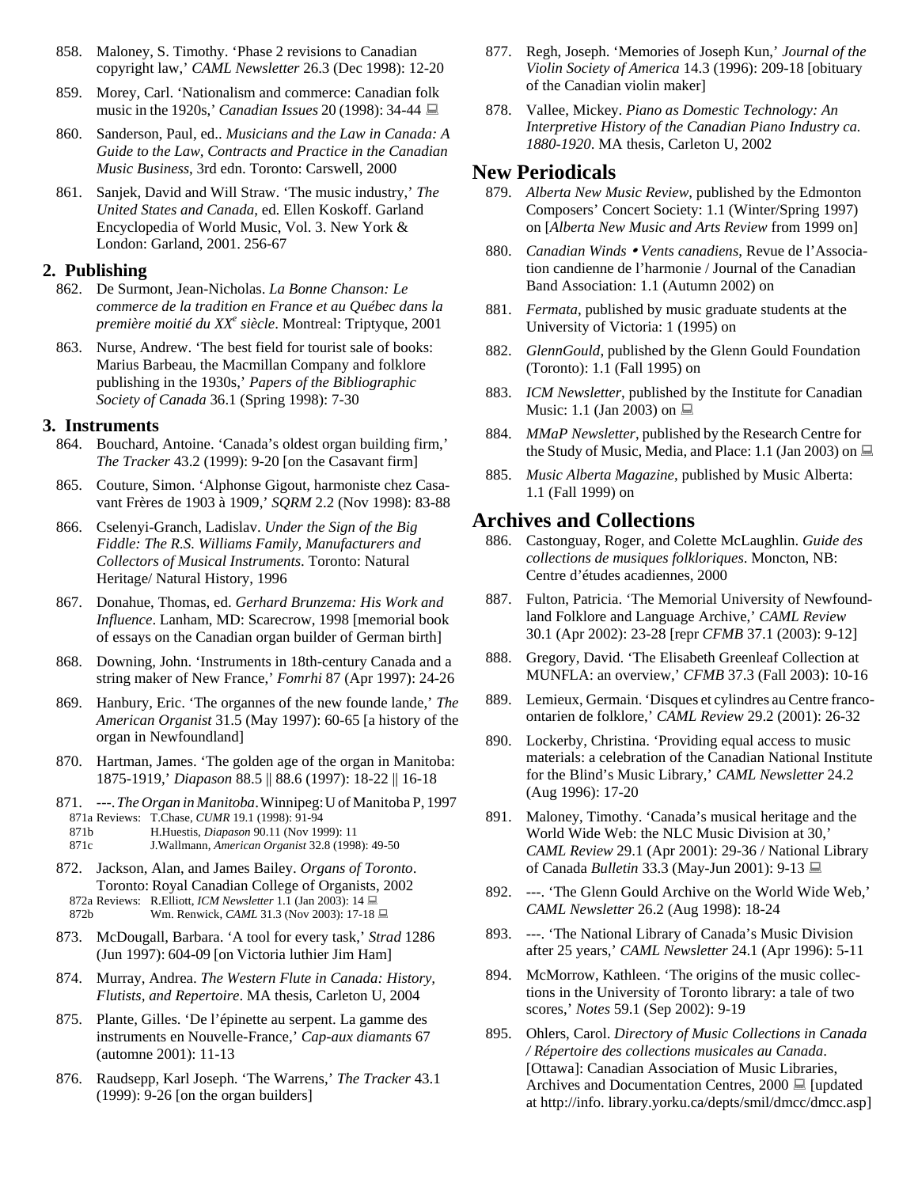858. Maloney, S. Timothy. 'Phase 2 revisions to Canadian copyright law,' *CAML Newsletter* 26.3 (Dec 1998): 12-20

859. Morey, Carl. 'Nationalism and commerce: Canadian folk music in the 1920s,' *Canadian Issues* 20 (1998): 34-44 💻

860. Sanderson, Paul, ed.. *Musicians and the Law in Canada: A Guide to the Law, Contracts and Practice in the Canadian Music Business*, 3rd edn. Toronto: Carswell, 2000

861. Sanjek, David and Will Straw. 'The music industry,' *The United States and Canada*, ed. Ellen Koskoff. Garland Encyclopedia of World Music, Vol. 3. New York & London: Garland, 2001. 256-67

## 2. Publishing

862. De Surmont, Jean-Nicholas. *La Bonne Chanson: Le commerce de la tradition en France et au Québec dans la première moitié du XX[e] siècle*. Montreal: Triptyque, 2001

863. Nurse, Andrew. 'The best field for tourist sale of books: Marius Barbeau, the Macmillan Company and folklore publishing in the 1930s,' *Papers of the Bibliographic Society of Canada* 36.1 (Spring 1998): 7-30

## 3. Instruments

864. Bouchard, Antoine. 'Canada's oldest organ building firm,' *The Tracker* 43.2 (1999): 9-20 [on the Casavant firm]

865. Couture, Simon. 'Alphonse Gigout, harmoniste chez Casavant Frères de 1903 à 1909,' *SQRM* 2.2 (Nov 1998): 83-88

866. Cselenyi-Granch, Ladislav. *Under the Sign of the Big Fiddle: The R.S. Williams Family, Manufacturers and Collectors of Musical Instruments*. Toronto: Natural Heritage/ Natural History, 1996

867. Donahue, Thomas, ed. *Gerhard Brunzema: His Work and Influence*. Lanham, MD: Scarecrow, 1998 [memorial book of essays on the Canadian organ builder of German birth]

868. Downing, John. 'Instruments in 18th-century Canada and a string maker of New France,' *Fomrhi* 87 (Apr 1997): 24-26

869. Hanbury, Eric. 'The organnes of the new founde lande,' *The American Organist* 31.5 (May 1997): 60-65 [a history of the organ in Newfoundland]

870. Hartman, James. 'The golden age of the organ in Manitoba: 1875-1919,' *Diapason* 88.5 || 88.6 (1997): 18-22 || 16-18

871. ---. *The Organ in Manitoba*. Winnipeg: U of Manitoba P, 1997
871a Reviews: T.Chase, *CUMR* 19.1 (1998): 91-94
871b H.Huestis, *Diapason* 90.11 (Nov 1999): 11
871c J.Wallmann, *American Organist* 32.8 (1998): 49-50

872. Jackson, Alan, and James Bailey. *Organs of Toronto*. Toronto: Royal Canadian College of Organists, 2002
872a Reviews: R.Elliott, *ICM Newsletter* 1.1 (Jan 2003): 14 💻
872b Wm. Renwick, *CAML* 31.3 (Nov 2003): 17-18 💻

873. McDougall, Barbara. 'A tool for every task,' *Strad* 1286 (Jun 1997): 604-09 [on Victoria luthier Jim Ham]

874. Murray, Andrea. *The Western Flute in Canada: History, Flutists, and Repertoire*. MA thesis, Carleton U, 2004

875. Plante, Gilles. 'De l'épinette au serpent. La gamme des instruments en Nouvelle-France,' *Cap-aux diamants* 67 (automne 2001): 11-13

876. Raudsepp, Karl Joseph. 'The Warrens,' *The Tracker* 43.1 (1999): 9-26 [on the organ builders]

877. Regh, Joseph. 'Memories of Joseph Kun,' *Journal of the Violin Society of America* 14.3 (1996): 209-18 [obituary of the Canadian violin maker]

878. Vallee, Mickey. *Piano as Domestic Technology: An Interpretive History of the Canadian Piano Industry ca. 1880-1920*. MA thesis, Carleton U, 2002

# New Periodicals

879. *Alberta New Music Review*, published by the Edmonton Composers' Concert Society: 1.1 (Winter/Spring 1997) on [*Alberta New Music and Arts Review* from 1999 on]

880. *Canadian Winds • Vents canadiens*, Revue de l'Association candienne de l'harmonie / Journal of the Canadian Band Association: 1.1 (Autumn 2002) on

881. *Fermata*, published by music graduate students at the University of Victoria: 1 (1995) on

882. *GlennGould*, published by the Glenn Gould Foundation (Toronto): 1.1 (Fall 1995) on

883. *ICM Newsletter*, published by the Institute for Canadian Music: 1.1 (Jan 2003) on 💻

884. *MMaP Newsletter*, published by the Research Centre for the Study of Music, Media, and Place: 1.1 (Jan 2003) on 💻

885. *Music Alberta Magazine*, published by Music Alberta: 1.1 (Fall 1999) on

# Archives and Collections

886. Castonguay, Roger, and Colette McLaughlin. *Guide des collections de musiques folkloriques*. Moncton, NB: Centre d'études acadiennes, 2000

887. Fulton, Patricia. 'The Memorial University of Newfoundland Folklore and Language Archive,' *CAML Review* 30.1 (Apr 2002): 23-28 [repr *CFMB* 37.1 (2003): 9-12]

888. Gregory, David. 'The Elisabeth Greenleaf Collection at MUNFLA: an overview,' *CFMB* 37.3 (Fall 2003): 10-16

889. Lemieux, Germain. 'Disques et cylindres au Centre franco-ontarien de folklore,' *CAML Review* 29.2 (2001): 26-32

890. Lockerby, Christina. 'Providing equal access to music materials: a celebration of the Canadian National Institute for the Blind's Music Library,' *CAML Newsletter* 24.2 (Aug 1996): 17-20

891. Maloney, Timothy. 'Canada's musical heritage and the World Wide Web: the NLC Music Division at 30,' *CAML Review* 29.1 (Apr 2001): 29-36 / National Library of Canada *Bulletin* 33.3 (May-Jun 2001): 9-13 💻

892. ---. 'The Glenn Gould Archive on the World Wide Web,' *CAML Newsletter* 26.2 (Aug 1998): 18-24

893. ---. 'The National Library of Canada's Music Division after 25 years,' *CAML Newsletter* 24.1 (Apr 1996): 5-11

894. McMorrow, Kathleen. 'The origins of the music collections in the University of Toronto library: a tale of two scores,' *Notes* 59.1 (Sep 2002): 9-19

895. Ohlers, Carol. *Directory of Music Collections in Canada / Répertoire des collections musicales au Canada*. [Ottawa]: Canadian Association of Music Libraries, Archives and Documentation Centres, 2000 💻 [updated at http://info. library.yorku.ca/depts/smil/dmcc/dmcc.asp]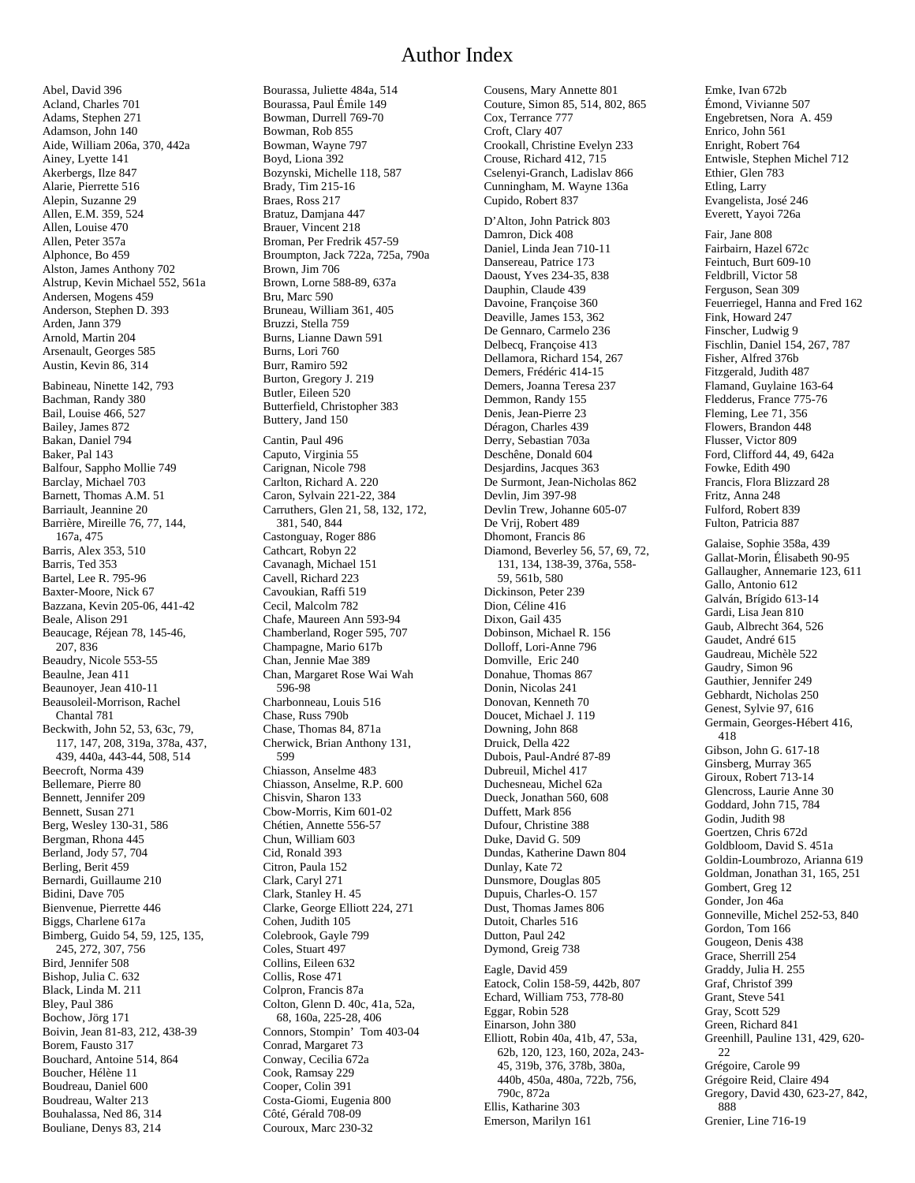# Author Index

Abel, David 396
Acland, Charles 701
Adams, Stephen 271
Adamson, John 140
Aide, William 206a, 370, 442a
Ainey, Lyette 141
Akerbergs, Ilze 847
Alarie, Pierrette 516
Alepin, Suzanne 29
Allen, E.M. 359, 524
Allen, Louise 470
Allen, Peter 357a
Alphonce, Bo 459
Alston, James Anthony 702
Alstrup, Kevin Michael 552, 561a
Andersen, Mogens 459
Anderson, Stephen D. 393
Arden, Jann 379
Arnold, Martin 204
Arsenault, Georges 585
Austin, Kevin 86, 314

Babineau, Ninette 142, 793
Bachman, Randy 380
Bail, Louise 466, 527
Bailey, James 872
Bakan, Daniel 794
Baker, Pal 143
Balfour, Sappho Mollie 749
Barclay, Michael 703
Barnett, Thomas A.M. 51
Barriault, Jeannine 20
Barrière, Mireille 76, 77, 144, 167a, 475
Barris, Alex 353, 510
Barris, Ted 353
Bartel, Lee R. 795-96
Baxter-Moore, Nick 67
Bazzana, Kevin 205-06, 441-42
Beale, Alison 291
Beaucage, Réjean 78, 145-46, 207, 836
Beaudry, Nicole 553-55
Beaulne, Jean 411
Beaunoyer, Jean 410-11
Beausoleil-Morrison, Rachel Chantal 781
Beckwith, John 52, 53, 63c, 79, 117, 147, 208, 319a, 378a, 437, 439, 440a, 443-44, 508, 514
Beecroft, Norma 439
Bellemare, Pierre 80
Bennett, Jennifer 209
Bennett, Susan 271
Berg, Wesley 130-31, 586
Bergman, Rhona 445
Berland, Jody 57, 704
Berling, Berit 459
Bernardi, Guillaume 210
Bidini, Dave 705
Bienvenue, Pierrette 446
Biggs, Charlene 617a
Bimberg, Guido 54, 59, 125, 135, 245, 272, 307, 756
Bird, Jennifer 508
Bishop, Julia C. 632
Black, Linda M. 211
Bley, Paul 386
Bochow, Jörg 171
Boivin, Jean 81-83, 212, 438-39
Borem, Fausto 317
Bouchard, Antoine 514, 864
Boucher, Hélène 11
Boudreau, Daniel 600
Boudreau, Walter 213
Bouhalassa, Ned 86, 314
Bouliane, Denys 83, 214

Bourassa, Juliette 484a, 514
Bourassa, Paul Émile 149
Bowman, Durrell 769-70
Bowman, Rob 855
Bowman, Wayne 797
Boyd, Liona 392
Bozynski, Michelle 118, 587
Brady, Tim 215-16
Braes, Ross 217
Bratuz, Damjana 447
Brauer, Vincent 218
Broman, Per Fredrik 457-59
Broumpton, Jack 722a, 725a, 790a
Brown, Jim 706
Brown, Lorne 588-89, 637a
Bru, Marc 590
Bruneau, William 361, 405
Bruzzi, Stella 759
Burns, Lianne Dawn 591
Burns, Lori 760
Burr, Ramiro 592
Burton, Gregory J. 219
Butler, Eileen 520
Butterfield, Christopher 383
Buttery, Jand 150

Cantin, Paul 496
Caputo, Virginia 55
Carignan, Nicole 798
Carlton, Richard A. 220
Caron, Sylvain 221-22, 384
Carruthers, Glen 21, 58, 132, 172, 381, 540, 844
Castonguay, Roger 886
Cathcart, Robyn 22
Cavanagh, Michael 151
Cavell, Richard 223
Cavoukian, Raffi 519
Cecil, Malcolm 782
Chafe, Maureen Ann 593-94
Chamberland, Roger 595, 707
Champagne, Mario 617b
Chan, Jennie Mae 389
Chan, Margaret Rose Wai Wah 596-98
Charbonneau, Louis 516
Chase, Russ 790b
Chase, Thomas 84, 871a
Cherwick, Brian Anthony 131, 599
Chiasson, Anselme 483
Chiasson, Anselme, R.P. 600
Chisvin, Sharon 133
Cbow-Morris, Kim 601-02
Chétien, Annette 556-57
Chun, William 603
Cid, Ronald 393
Citron, Paula 152
Clark, Caryl 271
Clark, Stanley H. 45
Clarke, George Elliott 224, 271
Cohen, Judith 105
Colebrook, Gayle 799
Coles, Stuart 497
Collins, Eileen 632
Collis, Rose 471
Colpron, Francis 87a
Colton, Glenn D. 40c, 41a, 52a, 68, 160a, 225-28, 406
Connors, Stompin' Tom 403-04
Conrad, Margaret 73
Conway, Cecilia 672a
Cook, Ramsay 229
Cooper, Colin 391
Costa-Giomi, Eugenia 800
Côté, Gérald 708-09
Couroux, Marc 230-32

Cousens, Mary Annette 801
Couture, Simon 85, 514, 802, 865
Cox, Terrance 777
Croft, Clary 407
Crookall, Christine Evelyn 233
Crouse, Richard 412, 715
Cselenyi-Granch, Ladislav 866
Cunningham, M. Wayne 136a
Cupido, Robert 837

D'Alton, John Patrick 803
Damron, Dick 408
Daniel, Linda Jean 710-11
Dansereau, Patrice 173
Daoust, Yves 234-35, 838
Dauphin, Claude 439
Davoine, Françoise 360
Deaville, James 153, 362
De Gennaro, Carmelo 236
Delbecq, Françoise 413
Dellamora, Richard 154, 267
Demers, Frédéric 414-15
Demers, Joanna Teresa 237
Demmon, Randy 155
Denis, Jean-Pierre 23
Déragon, Charles 439
Derry, Sebastian 703a
Deschêne, Donald 604
Desjardins, Jacques 363
De Surmont, Jean-Nicholas 862
Devlin, Jim 397-98
Devlin Trew, Johanne 605-07
De Vrij, Robert 489
Dhomont, Francis 86
Diamond, Beverley 56, 57, 69, 72, 131, 134, 138-39, 376a, 558-59, 561b, 580
Dickinson, Peter 239
Dion, Céline 416
Dixon, Gail 435
Dobinson, Michael R. 156
Dolloff, Lori-Anne 796
Domville, Eric 240
Donahue, Thomas 867
Donin, Nicolas 241
Donovan, Kenneth 70
Doucet, Michael J. 119
Downing, John 868
Druick, Della 422
Dubois, Paul-André 87-89
Dubreuil, Michel 417
Duchesneau, Michel 62a
Dueck, Jonathan 560, 608
Duffett, Mark 856
Dufour, Christine 388
Duke, David G. 509
Dundas, Katherine Dawn 804
Dunlay, Kate 72
Dunsmore, Douglas 805
Dupuis, Charles-O. 157
Dust, Thomas James 806
Dutoit, Charles 516
Dutton, Paul 242
Dymond, Greig 738

Eagle, David 459
Eatock, Colin 158-59, 442b, 807
Echard, William 753, 778-80
Eggar, Robin 528
Einarson, John 380
Elliott, Robin 40a, 41b, 47, 53a, 62b, 120, 123, 160, 202a, 243-45, 319b, 376, 378b, 380a, 440b, 450a, 480a, 722b, 756, 790c, 872a
Ellis, Katharine 303
Emerson, Marilyn 161

Emke, Ivan 672b
Émond, Vivianne 507
Engebretsen, Nora A. 459
Enrico, John 561
Enright, Robert 764
Entwisle, Stephen Michel 712
Ethier, Glen 783
Etling, Larry
Evangelista, José 246
Everett, Yayoi 726a

Fair, Jane 808
Fairbairn, Hazel 672c
Feintuch, Burt 609-10
Feldbrill, Victor 58
Ferguson, Sean 309
Feuerriegel, Hanna and Fred 162
Fink, Howard 247
Finscher, Ludwig 9
Fischlin, Daniel 154, 267, 787
Fisher, Alfred 376b
Fitzgerald, Judith 487
Flamand, Guylaine 163-64
Fledderus, France 775-76
Fleming, Lee 71, 356
Flowers, Brandon 448
Flusser, Victor 809
Ford, Clifford 44, 49, 642a
Fowke, Edith 490
Francis, Flora Blizzard 28
Fritz, Anna 248
Fulford, Robert 839
Fulton, Patricia 887

Galaise, Sophie 358a, 439
Gallat-Morin, Élisabeth 90-95
Gallaugher, Annemarie 123, 611
Gallo, Antonio 612
Galván, Brígido 613-14
Gardi, Lisa Jean 810
Gaub, Albrecht 364, 526
Gaudet, André 615
Gaudreau, Michèle 522
Gaudry, Simon 96
Gauthier, Jennifer 249
Gebhardt, Nicholas 250
Genest, Sylvie 97, 616
Germain, Georges-Hébert 416, 418
Gibson, John G. 617-18
Ginsberg, Murray 365
Giroux, Robert 713-14
Glencross, Laurie Anne 30
Goddard, John 715, 784
Godin, Judith 98
Goertzen, Chris 672d
Goldbloom, David S. 451a
Goldin-Loumbrozo, Arianna 619
Goldman, Jonathan 31, 165, 251
Gombert, Greg 12
Gonder, Jon 46a
Gonneville, Michel 252-53, 840
Gordon, Tom 166
Gougeon, Denis 438
Grace, Sherrill 254
Graddy, Julia H. 255
Graf, Christof 399
Grant, Steve 541
Gray, Scott 529
Green, Richard 841
Greenhill, Pauline 131, 429, 620-22
Grégoire, Carole 99
Grégoire Reid, Claire 494
Gregory, David 430, 623-27, 842, 888
Grenier, Line 716-19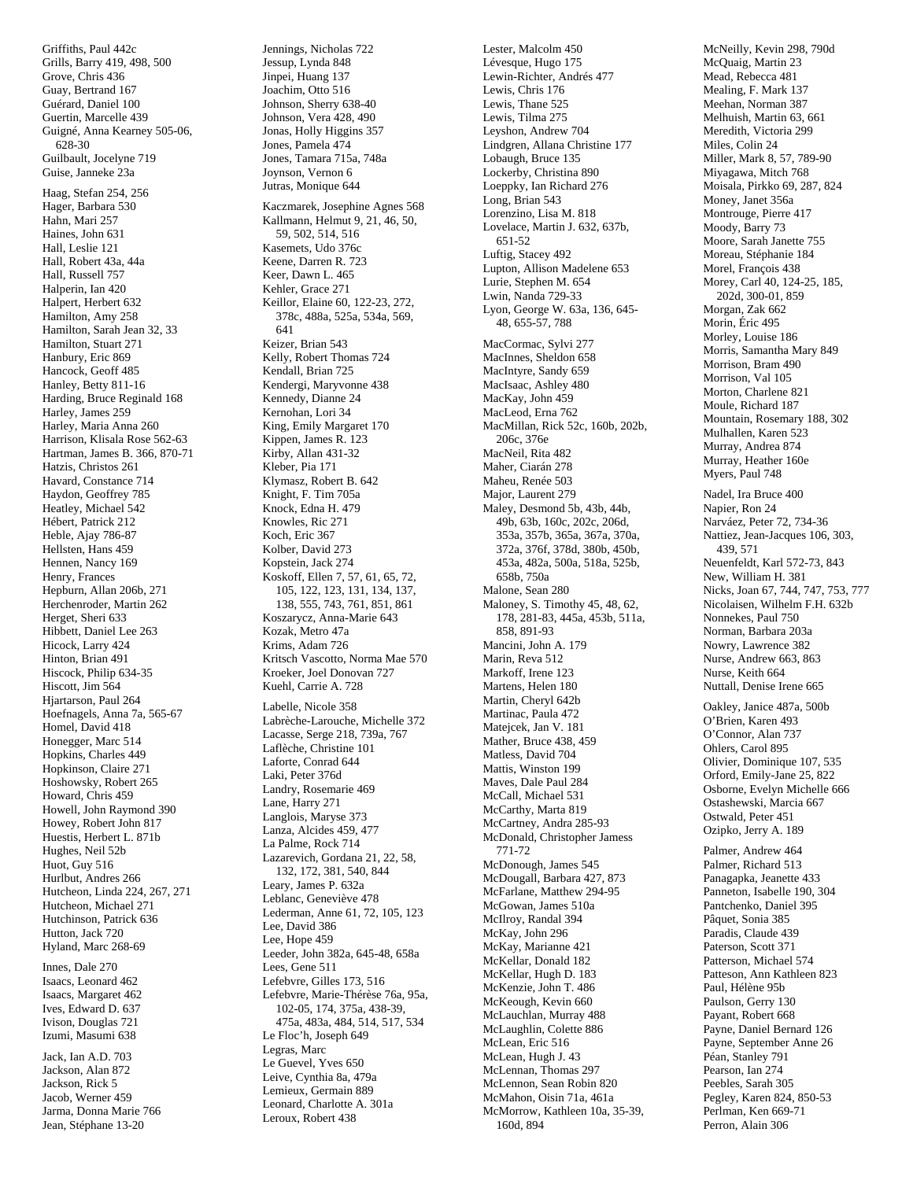Griffiths, Paul 442c
Grills, Barry 419, 498, 500
Grove, Chris 436
Guay, Bertrand 167
Guérard, Daniel 100
Guertin, Marcelle 439
Guigné, Anna Kearney 505-06, 628-30
Guilbault, Jocelyne 719
Guise, Janneke 23a

Haag, Stefan 254, 256
Hager, Barbara 530
Hahn, Mari 257
Haines, John 631
Hall, Leslie 121
Hall, Robert 43a, 44a
Hall, Russell 757
Halperin, Ian 420
Halpert, Herbert 632
Hamilton, Amy 258
Hamilton, Sarah Jean 32, 33
Hamilton, Stuart 271
Hanbury, Eric 869
Hancock, Geoff 485
Hanley, Betty 811-16
Harding, Bruce Reginald 168
Harley, James 259
Harley, Maria Anna 260
Harrison, Klisala Rose 562-63
Hartman, James B. 366, 870-71
Hatzis, Christos 261
Havard, Constance 714
Haydon, Geoffrey 785
Heatley, Michael 542
Hébert, Patrick 212
Heble, Ajay 786-87
Hellsten, Hans 459
Hennen, Nancy 169
Henry, Frances
Hepburn, Allan 206b, 271
Herchenroder, Martin 262
Herget, Sheri 633
Hibbett, Daniel Lee 263
Hicock, Larry 424
Hinton, Brian 491
Hiscock, Philip 634-35
Hiscott, Jim 564
Hjartarson, Paul 264
Hoefnagels, Anna 7a, 565-67
Homel, David 418
Honegger, Marc 514
Hopkins, Charles 449
Hopkinson, Claire 271
Hoshowsky, Robert 265
Howard, Chris 459
Howell, John Raymond 390
Howey, Robert John 817
Huestis, Herbert L. 871b
Hughes, Neil 52b
Huot, Guy 516
Hurlbut, Andres 266
Hutcheon, Linda 224, 267, 271
Hutcheon, Michael 271
Hutchinson, Patrick 636
Hutton, Jack 720
Hyland, Marc 268-69

Innes, Dale 270
Isaacs, Leonard 462
Isaacs, Margaret 462
Ives, Edward D. 637
Ivison, Douglas 721
Izumi, Masumi 638

Jack, Ian A.D. 703
Jackson, Alan 872
Jackson, Rick 5
Jacob, Werner 459
Jarma, Donna Marie 766
Jean, Stéphane 13-20
Jennings, Nicholas 722
Jessup, Lynda 848
Jinpei, Huang 137
Joachim, Otto 516
Johnson, Sherry 638-40
Johnson, Vera 428, 490
Jonas, Holly Higgins 357
Jones, Pamela 474
Jones, Tamara 715a, 748a
Joynson, Vernon 6
Jutras, Monique 644

Kaczmarek, Josephine Agnes 568
Kallmann, Helmut 9, 21, 46, 50, 59, 502, 514, 516
Kasemets, Udo 376c
Keene, Darren R. 723
Keer, Dawn L. 465
Kehler, Grace 271
Keillor, Elaine 60, 122-23, 272, 378c, 488a, 525a, 534a, 569, 641
Keizer, Brian 543
Kelly, Robert Thomas 724
Kendall, Brian 725
Kendergi, Maryvonne 438
Kennedy, Dianne 24
Kernohan, Lori 34
King, Emily Margaret 170
Kippen, James R. 123
Kirby, Allan 431-32
Kleber, Pia 171
Klymasz, Robert B. 642
Knight, F. Tim 705a
Knock, Edna H. 479
Knowles, Ric 271
Koch, Eric 367
Kolber, David 273
Kopstein, Jack 274
Koskoff, Ellen 7, 57, 61, 65, 72, 105, 122, 123, 131, 134, 137, 138, 555, 743, 761, 851, 861
Koszarycz, Anna-Marie 643
Kozak, Metro 47a
Krims, Adam 726
Kritsch Vascotto, Norma Mae 570
Kroeker, Joel Donovan 727
Kuehl, Carrie A. 728

Labelle, Nicole 358
Labrèche-Larouche, Michelle 372
Lacasse, Serge 218, 739a, 767
Laflèche, Christine 101
Laforte, Conrad 644
Laki, Peter 376d
Landry, Rosemarie 469
Lane, Harry 271
Langlois, Maryse 373
Lanza, Alcides 459, 477
La Palme, Rock 714
Lazarevich, Gordana 21, 22, 58, 132, 172, 381, 540, 844
Leary, James P. 632a
Leblanc, Geneviève 478
Lederman, Anne 61, 72, 105, 123
Lee, David 386
Lee, Hope 459
Leeder, John 382a, 645-48, 658a
Lees, Gene 511
Lefebvre, Gilles 173, 516
Lefebvre, Marie-Thérèse 76a, 95a, 102-05, 174, 375a, 438-39, 475a, 483a, 484, 514, 517, 534
Le Floc'h, Joseph 649
Legras, Marc
Le Guevel, Yves 650
Leive, Cynthia 8a, 479a
Lemieux, Germain 889
Leonard, Charlotte A. 301a
Leroux, Robert 438
Lester, Malcolm 450
Lévesque, Hugo 175
Lewin-Richter, Andrés 477
Lewis, Chris 176
Lewis, Thane 525
Lewis, Tilma 275
Leyshon, Andrew 704
Lindgren, Allana Christine 177
Lobaugh, Bruce 135
Lockerby, Christina 890
Loeppky, Ian Richard 276
Long, Brian 543
Lorenzino, Lisa M. 818
Lovelace, Martin J. 632, 637b, 651-52
Luftig, Stacey 492
Lupton, Allison Madelene 653
Lurie, Stephen M. 654
Lwin, Nanda 729-33
Lyon, George W. 63a, 136, 645-48, 655-57, 788

MacCormac, Sylvi 277
MacInnes, Sheldon 658
MacIntyre, Sandy 659
MacIsaac, Ashley 480
MacKay, John 459
MacLeod, Erna 762
MacMillan, Rick 52c, 160b, 202b, 206c, 376e
MacNeil, Rita 482
Maher, Ciarán 278
Maheu, Renée 503
Major, Laurent 279
Maley, Desmond 5b, 43b, 44b, 49b, 63b, 160c, 202c, 206d, 353a, 357b, 365a, 367a, 370a, 372a, 376f, 378d, 380b, 450b, 453a, 482a, 500a, 518a, 525b, 658b, 750a
Malone, Sean 280
Maloney, S. Timothy 45, 48, 62, 178, 281-83, 445a, 453b, 511a, 858, 891-93
Mancini, John A. 179
Marin, Reva 512
Markoff, Irene 123
Martens, Helen 180
Martin, Cheryl 642b
Martinac, Paula 472
Matejcek, Jan V. 181
Mather, Bruce 438, 459
Matless, David 704
Mattis, Winston 199
Maves, Dale Paul 284
McCall, Michael 531
McCarthy, Marta 819
McCartney, Andra 285-93
McDonald, Christopher Jamess 771-72
McDonough, James 545
McDougall, Barbara 427, 873
McFarlane, Matthew 294-95
McGowan, James 510a
McIlroy, Randal 394
McKay, John 296
McKay, Marianne 421
McKellar, Donald 182
McKellar, Hugh D. 183
McKenzie, John T. 486
McKeough, Kevin 660
McLauchlan, Murray 488
McLaughlin, Colette 886
McLean, Eric 516
McLean, Hugh J. 43
McLennan, Thomas 297
McLennon, Sean Robin 820
McMahon, Oisin 71a, 461a
McMorrow, Kathleen 10a, 35-39, 160d, 894
McNeilly, Kevin 298, 790d
McQuaig, Martin 23
Mead, Rebecca 481
Mealing, F. Mark 137
Meehan, Norman 387
Melhuish, Martin 63, 661
Meredith, Victoria 299
Miles, Colin 24
Miller, Mark 8, 57, 789-90
Miyagawa, Mitch 768
Moisala, Pirkko 69, 287, 824
Money, Janet 356a
Montrouge, Pierre 417
Moody, Barry 73
Moore, Sarah Janette 755
Moreau, Stéphanie 184
Morel, François 438
Morey, Carl 40, 124-25, 185, 202d, 300-01, 859
Morgan, Zak 662
Morin, Éric 495
Morley, Louise 186
Morris, Samantha Mary 849
Morrison, Bram 490
Morrison, Val 105
Morton, Charlene 821
Moule, Richard 187
Mountain, Rosemary 188, 302
Mulhallen, Karen 523
Murray, Andrea 874
Murray, Heather 160e
Myers, Paul 748

Nadel, Ira Bruce 400
Napier, Ron 24
Narváez, Peter 72, 734-36
Nattiez, Jean-Jacques 106, 303, 439, 571
Neuenfeldt, Karl 572-73, 843
New, William H. 381
Nicks, Joan 67, 744, 747, 753, 777
Nicolaisen, Wilhelm F.H. 632b
Nonnekes, Paul 750
Norman, Barbara 203a
Nowry, Lawrence 382
Nurse, Andrew 663, 863
Nurse, Keith 664
Nuttall, Denise Irene 665

Oakley, Janice 487a, 500b
O'Brien, Karen 493
O'Connor, Alan 737
Ohlers, Carol 895
Olivier, Dominique 107, 535
Orford, Emily-Jane 25, 822
Osborne, Evelyn Michelle 666
Ostashewski, Marcia 667
Ostwald, Peter 451
Ozipko, Jerry A. 189

Palmer, Andrew 464
Palmer, Richard 513
Panagapka, Jeanette 433
Panneton, Isabelle 190, 304
Pantchenko, Daniel 395
Pâquet, Sonia 385
Paradis, Claude 439
Paterson, Scott 371
Patterson, Michael 574
Patteson, Ann Kathleen 823
Paul, Hélène 95b
Paulson, Gerry 130
Payant, Robert 668
Payne, Daniel Bernard 126
Payne, September Anne 26
Péan, Stanley 791
Pearson, Ian 274
Peebles, Sarah 305
Pegley, Karen 824, 850-53
Perlman, Ken 669-71
Perron, Alain 306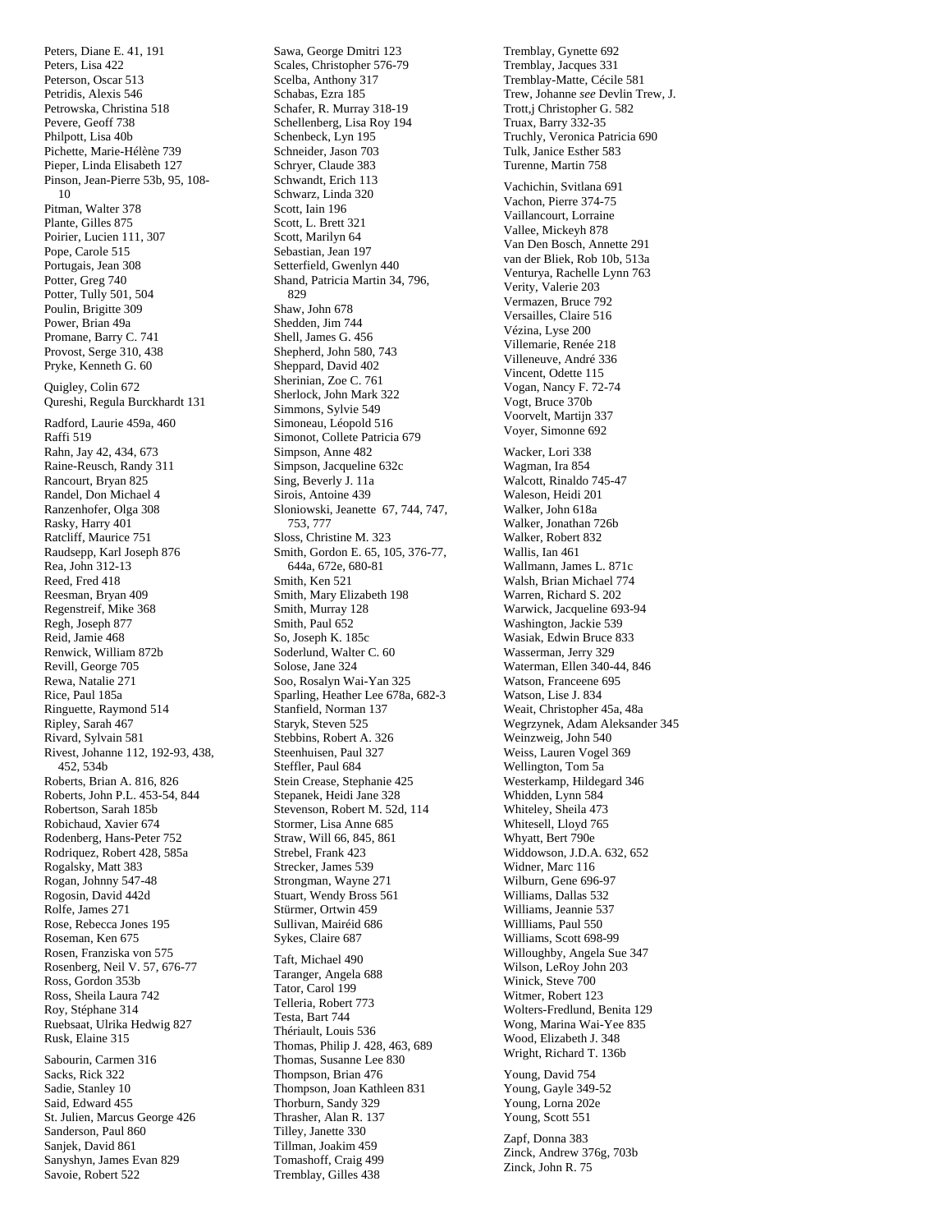Peters, Diane E. 41, 191
Peters, Lisa 422
Peterson, Oscar 513
Petridis, Alexis 546
Petrowska, Christina 518
Pevere, Geoff 738
Philpott, Lisa 40b
Pichette, Marie-Hélène 739
Pieper, Linda Elisabeth 127
Pinson, Jean-Pierre 53b, 95, 108-10
Pitman, Walter 378
Plante, Gilles 875
Poirier, Lucien 111, 307
Pope, Carole 515
Portugais, Jean 308
Potter, Greg 740
Potter, Tully 501, 504
Poulin, Brigitte 309
Power, Brian 49a
Promane, Barry C. 741
Provost, Serge 310, 438
Pryke, Kenneth G. 60

Quigley, Colin 672
Qureshi, Regula Burckhardt 131

Radford, Laurie 459a, 460
Raffi 519
Rahn, Jay 42, 434, 673
Raine-Reusch, Randy 311
Rancourt, Bryan 825
Randel, Don Michael 4
Ranzenhofer, Olga 308
Rasky, Harry 401
Ratcliff, Maurice 751
Raudsepp, Karl Joseph 876
Rea, John 312-13
Reed, Fred 418
Reesman, Bryan 409
Regenstreif, Mike 368
Regh, Joseph 877
Reid, Jamie 468
Renwick, William 872b
Revill, George 705
Rewa, Natalie 271
Rice, Paul 185a
Ringuette, Raymond 514
Ripley, Sarah 467
Rivard, Sylvain 581
Rivest, Johanne 112, 192-93, 438, 452, 534b
Roberts, Brian A. 816, 826
Roberts, John P.L. 453-54, 844
Robertson, Sarah 185b
Robichaud, Xavier 674
Rodenberg, Hans-Peter 752
Rodriquez, Robert 428, 585a
Rogalsky, Matt 383
Rogan, Johnny 547-48
Rogosin, David 442d
Rolfe, James 271
Rose, Rebecca Jones 195
Roseman, Ken 675
Rosen, Franziska von 575
Rosenberg, Neil V. 57, 676-77
Ross, Gordon 353b
Ross, Sheila Laura 742
Roy, Stéphane 314
Ruebsaat, Ulrika Hedwig 827
Rusk, Elaine 315

Sabourin, Carmen 316
Sacks, Rick 322
Sadie, Stanley 10
Said, Edward 455
St. Julien, Marcus George 426
Sanderson, Paul 860
Sanjek, David 861
Sanyshyn, James Evan 829
Savoie, Robert 522
Sawa, George Dmitri 123
Scales, Christopher 576-79
Scelba, Anthony 317
Schabas, Ezra 185
Schafer, R. Murray 318-19
Schellenberg, Lisa Roy 194
Schenbeck, Lyn 195
Schneider, Jason 703
Schryer, Claude 383
Schwandt, Erich 113
Schwarz, Linda 320
Scott, Iain 196
Scott, L. Brett 321
Scott, Marilyn 64
Sebastian, Jean 197
Setterfield, Gwenlyn 440
Shand, Patricia Martin 34, 796, 829
Shaw, John 678
Shedden, Jim 744
Shell, James G. 456
Shepherd, John 580, 743
Sheppard, David 402
Sherinian, Zoe C. 761
Sherlock, John Mark 322
Simmons, Sylvie 549
Simoneau, Léopold 516
Simonot, Collete Patricia 679
Simpson, Anne 482
Simpson, Jacqueline 632c
Sing, Beverly J. 11a
Sirois, Antoine 439
Sloniowski, Jeanette 67, 744, 747, 753, 777
Sloss, Christine M. 323
Smith, Gordon E. 65, 105, 376-77, 644a, 672e, 680-81
Smith, Ken 521
Smith, Mary Elizabeth 198
Smith, Murray 128
Smith, Paul 652
So, Joseph K. 185c
Soderlund, Walter C. 60
Solose, Jane 324
Soo, Rosalyn Wai-Yan 325
Sparling, Heather Lee 678a, 682-3
Stanfield, Norman 137
Staryk, Steven 525
Stebbins, Robert A. 326
Steenhuisen, Paul 327
Steffler, Paul 684
Stein Crease, Stephanie 425
Stepanek, Heidi Jane 328
Stevenson, Robert M. 52d, 114
Stormer, Lisa Anne 685
Straw, Will 66, 845, 861
Strebel, Frank 423
Strecker, James 539
Strongman, Wayne 271
Stuart, Wendy Bross 561
Stürmer, Ortwin 459
Sullivan, Mairéid 686
Sykes, Claire 687

Taft, Michael 490
Taranger, Angela 688
Tator, Carol 199
Telleria, Robert 773
Testa, Bart 744
Thériault, Louis 536
Thomas, Philip J. 428, 463, 689
Thomas, Susanne Lee 830
Thompson, Brian 476
Thompson, Joan Kathleen 831
Thorburn, Sandy 329
Thrasher, Alan R. 137
Tilley, Janette 330
Tillman, Joakim 459
Tomashoff, Craig 499
Tremblay, Gilles 438
Tremblay, Gynette 692
Tremblay, Jacques 331
Tremblay-Matte, Cécile 581
Trew, Johanne *see* Devlin Trew, J.
Trott,j Christopher G. 582
Truax, Barry 332-35
Truchly, Veronica Patricia 690
Tulk, Janice Esther 583
Turenne, Martin 758

Vachichin, Svitlana 691
Vachon, Pierre 374-75
Vaillancourt, Lorraine
Vallee, Mickeyh 878
Van Den Bosch, Annette 291
van der Bliek, Rob 10b, 513a
Venturya, Rachelle Lynn 763
Verity, Valerie 203
Vermazen, Bruce 792
Versailles, Claire 516
Vézina, Lyse 200
Villemarie, Renée 218
Villeneuve, André 336
Vincent, Odette 115
Vogan, Nancy F. 72-74
Vogt, Bruce 370b
Voorvelt, Martijn 337
Voyer, Simonne 692

Wacker, Lori 338
Wagman, Ira 854
Walcott, Rinaldo 745-47
Waleson, Heidi 201
Walker, John 618a
Walker, Jonathan 726b
Walker, Robert 832
Wallis, Ian 461
Wallmann, James L. 871c
Walsh, Brian Michael 774
Warren, Richard S. 202
Warwick, Jacqueline 693-94
Washington, Jackie 539
Wasiak, Edwin Bruce 833
Wasserman, Jerry 329
Waterman, Ellen 340-44, 846
Watson, Franceene 695
Watson, Lise J. 834
Weait, Christopher 45a, 48a
Wegrzynek, Adam Aleksander 345
Weinzweig, John 540
Weiss, Lauren Vogel 369
Wellington, Tom 5a
Westerkamp, Hildegard 346
Whidden, Lynn 584
Whiteley, Sheila 473
Whitesell, Lloyd 765
Whyatt, Bert 790e
Widdowson, J.D.A. 632, 652
Widner, Marc 116
Wilburn, Gene 696-97
Williams, Dallas 532
Williams, Jeannie 537
Willliams, Paul 550
Williams, Scott 698-99
Willoughby, Angela Sue 347
Wilson, LeRoy John 203
Winick, Steve 700
Witmer, Robert 123
Wolters-Fredlund, Benita 129
Wong, Marina Wai-Yee 835
Wood, Elizabeth J. 348
Wright, Richard T. 136b

Young, David 754
Young, Gayle 349-52
Young, Lorna 202e
Young, Scott 551

Zapf, Donna 383
Zinck, Andrew 376g, 703b
Zinck, John R. 75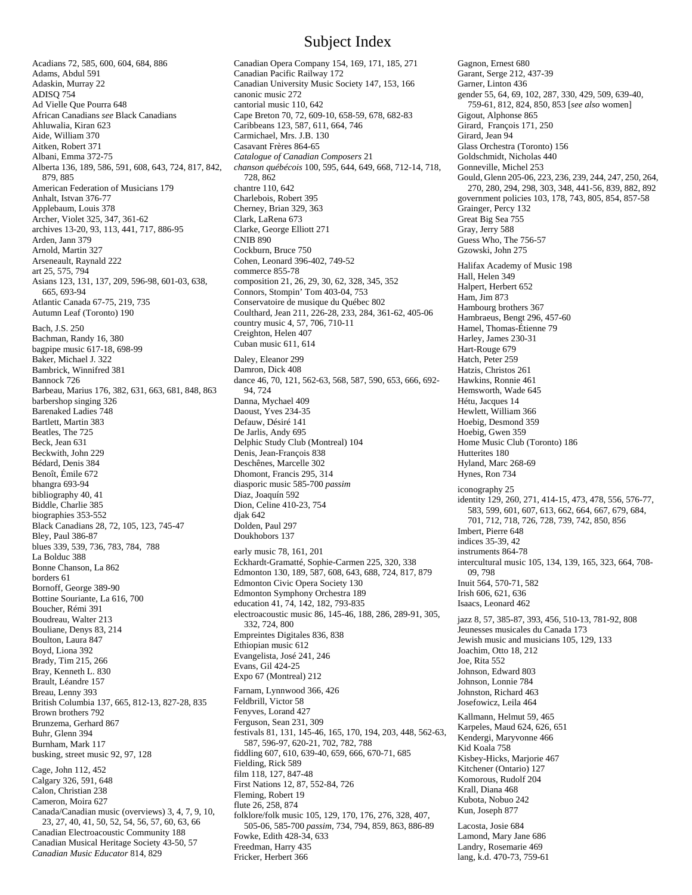# Subject Index

Acadians 72, 585, 600, 604, 684, 886
Adams, Abdul 591
Adaskin, Murray 22
ADISQ 754
Ad Vielle Que Pourra 648
African Canadians *see* Black Canadians
Ahluwalia, Kiran 623
Aide, William 370
Aitken, Robert 371
Albani, Emma 372-75
Alberta 136, 189, 586, 591, 608, 643, 724, 817, 842, 879, 885
American Federation of Musicians 179
Anhalt, Istvan 376-77
Applebaum, Louis 378
Archer, Violet 325, 347, 361-62
archives 13-20, 93, 113, 441, 717, 886-95
Arden, Jann 379
Arnold, Martin 327
Arseneault, Raynald 222
art 25, 575, 794
Asians 123, 131, 137, 209, 596-98, 601-03, 638, 665, 693-94
Atlantic Canada 67-75, 219, 735
Autumn Leaf (Toronto) 190

Bach, J.S. 250
Bachman, Randy 16, 380
bagpipe music 617-18, 698-99
Baker, Michael J. 322
Bambrick, Winnifred 381
Bannock 726
Barbeau, Marius 176, 382, 631, 663, 681, 848, 863
barbershop singing 326
Barenaked Ladies 748
Bartlett, Martin 383
Beatles, The 725
Beck, Jean 631
Beckwith, John 229
Bédard, Denis 384
Benoît, Émile 672
bhangra 693-94
bibliography 40, 41
Biddle, Charlie 385
biographies 353-552
Black Canadians 28, 72, 105, 123, 745-47
Bley, Paul 386-87
blues 339, 539, 736, 783, 784, 788
La Bolduc 388
Bonne Chanson, La 862
borders 61
Bornoff, George 389-90
Bottine Souriante, La 616, 700
Boucher, Rémi 391
Boudreau, Walter 213
Bouliane, Denys 83, 214
Boulton, Laura 847
Boyd, Liona 392
Brady, Tim 215, 266
Bray, Kenneth L. 830
Brault, Léandre 157
Breau, Lenny 393
British Columbia 137, 665, 812-13, 827-28, 835
Brown brothers 792
Brunzema, Gerhard 867
Buhr, Glenn 394
Burnham, Mark 117
busking, street music 92, 97, 128

Cage, John 112, 452
Calgary 326, 591, 648
Calon, Christian 238
Cameron, Moira 627
Canada/Canadian music (overviews) 3, 4, 7, 9, 10, 23, 27, 40, 41, 50, 52, 54, 56, 57, 60, 63, 66
Canadian Electroacoustic Community 188
Canadian Musical Heritage Society 43-50, 57
*Canadian Music Educator* 814, 829
Canadian Opera Company 154, 169, 171, 185, 271
Canadian Pacific Railway 172
Canadian University Music Society 147, 153, 166
canonic music 272
cantorial music 110, 642
Cape Breton 70, 72, 609-10, 658-59, 678, 682-83
Caribbeans 123, 587, 611, 664, 746
Carmichael, Mrs. J.B. 130
Casavant Frères 864-65
*Catalogue of Canadian Composers* 21
*chanson québécois* 100, 595, 644, 649, 668, 712-14, 718, 728, 862
chantre 110, 642
Charlebois, Robert 395
Cherney, Brian 329, 363
Clark, LaRena 673
Clarke, George Elliott 271
CNIB 890
Cockburn, Bruce 750
Cohen, Leonard 396-402, 749-52
commerce 855-78
composition 21, 26, 29, 30, 62, 328, 345, 352
Connors, Stompin' Tom 403-04, 753
Conservatoire de musique du Québec 802
Coulthard, Jean 211, 226-28, 233, 284, 361-62, 405-06
country music 4, 57, 706, 710-11
Creighton, Helen 407
Cuban music 611, 614

Daley, Eleanor 299
Damron, Dick 408
dance 46, 70, 121, 562-63, 568, 587, 590, 653, 666, 692-94, 724
Danna, Mychael 409
Daoust, Yves 234-35
Defauw, Désiré 141
De Jarlis, Andy 695
Delphic Study Club (Montreal) 104
Denis, Jean-François 838
Deschênes, Marcelle 302
Dhomont, Francis 295, 314
diasporic music 585-700 *passim*
Diaz, Joaquín 592
Dion, Celine 410-23, 754
djak 642
Dolden, Paul 297
Doukhobors 137

early music 78, 161, 201
Eckhardt-Gramatté, Sophie-Carmen 225, 320, 338
Edmonton 130, 189, 587, 608, 643, 688, 724, 817, 879
Edmonton Civic Opera Society 130
Edmonton Symphony Orchestra 189
education 41, 74, 142, 182, 793-835
electroacoustic music 86, 145-46, 188, 286, 289-91, 305, 332, 724, 800
Empreintes Digitales 836, 838
Ethiopian music 612
Evangelista, José 241, 246
Evans, Gil 424-25
Expo 67 (Montreal) 212

Farnam, Lynnwood 366, 426
Feldbrill, Victor 58
Fenyves, Lorand 427
Ferguson, Sean 231, 309
festivals 81, 131, 145-46, 165, 170, 194, 203, 448, 562-63, 587, 596-97, 620-21, 702, 782, 788
fiddling 607, 610, 639-40, 659, 666, 670-71, 685
Fielding, Rick 589
film 118, 127, 847-48
First Nations 12, 87, 552-84, 726
Fleming, Robert 19
flute 26, 258, 874
folklore/folk music 105, 129, 170, 176, 276, 328, 407, 505-06, 585-700 *passim*, 734, 794, 859, 863, 886-89
Fowke, Edith 428-34, 633
Freedman, Harry 435
Fricker, Herbert 366

Gagnon, Ernest 680
Garant, Serge 212, 437-39
Garner, Linton 436
gender 55, 64, 69, 102, 287, 330, 429, 509, 639-40, 759-61, 812, 824, 850, 853 [*see also* women]
Gigout, Alphonse 865
Girard, François 171, 250
Girard, Jean 94
Glass Orchestra (Toronto) 156
Goldschmidt, Nicholas 440
Gonneville, Michel 253
Gould, Glenn 205-06, 223, 236, 239, 244, 247, 250, 264, 270, 280, 294, 298, 303, 348, 441-56, 839, 882, 892
government policies 103, 178, 743, 805, 854, 857-58
Grainger, Percy 132
Great Big Sea 755
Gray, Jerry 588
Guess Who, The 756-57
Gzowski, John 275

Halifax Academy of Music 198
Hall, Helen 349
Halpert, Herbert 652
Ham, Jim 873
Hambourg brothers 367
Hambraeus, Bengt 296, 457-60
Hamel, Thomas-Étienne 79
Harley, James 230-31
Hart-Rouge 679
Hatch, Peter 259
Hatzis, Christos 261
Hawkins, Ronnie 461
Hemsworth, Wade 645
Hétu, Jacques 14
Hewlett, William 366
Hoebig, Desmond 359
Hoebig, Gwen 359
Home Music Club (Toronto) 186
Hutterites 180
Hyland, Marc 268-69
Hynes, Ron 734

iconography 25
identity 129, 260, 271, 414-15, 473, 478, 556, 576-77, 583, 599, 601, 607, 613, 662, 664, 667, 679, 684, 701, 712, 718, 726, 728, 739, 742, 850, 856
Imbert, Pierre 648
indices 35-39, 42
instruments 864-78
intercultural music 105, 134, 139, 165, 323, 664, 708-09, 798
Inuit 564, 570-71, 582
Irish 606, 621, 636
Isaacs, Leonard 462

jazz 8, 57, 385-87, 393, 456, 510-13, 781-92, 808
Jeunesses musicales du Canada 173
Jewish music and musicians 105, 129, 133
Joachim, Otto 18, 212
Joe, Rita 552
Johnson, Edward 803
Johnson, Lonnie 784
Johnston, Richard 463
Josefowicz, Leila 464

Kallmann, Helmut 59, 465
Karpeles, Maud 624, 626, 651
Kendergi, Maryvonne 466
Kid Koala 758
Kisbey-Hicks, Marjorie 467
Kitchener (Ontario) 127
Komorous, Rudolf 204
Krall, Diana 468
Kubota, Nobuo 242
Kun, Joseph 877

Lacosta, Josie 684
Lamond, Mary Jane 686
Landry, Rosemarie 469
lang, k.d. 470-73, 759-61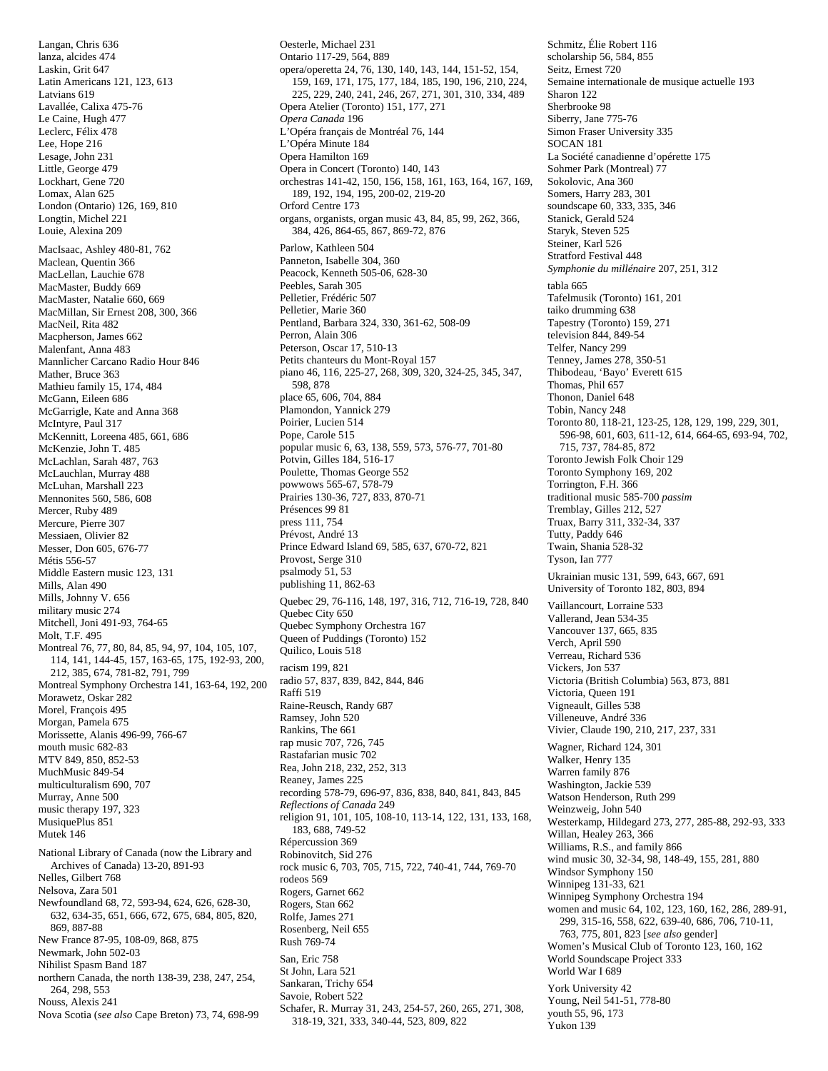Langan, Chris 636
lanza, alcides 474
Laskin, Grit 647
Latin Americans 121, 123, 613
Latvians 619
Lavallée, Calixa 475-76
Le Caine, Hugh 477
Leclerc, Félix 478
Lee, Hope 216
Lesage, John 231
Little, George 479
Lockhart, Gene 720
Lomax, Alan 625
London (Ontario) 126, 169, 810
Longtin, Michel 221
Louie, Alexina 209

MacIsaac, Ashley 480-81, 762
Maclean, Quentin 366
MacLellan, Lauchie 678
MacMaster, Buddy 669
MacMaster, Natalie 660, 669
MacMillan, Sir Ernest 208, 300, 366
MacNeil, Rita 482
Macpherson, James 662
Malenfant, Anna 483
Mannlicher Carcano Radio Hour 846
Mather, Bruce 363
Mathieu family 15, 174, 484
McGann, Eileen 686
McGarrigle, Kate and Anna 368
McIntyre, Paul 317
McKennitt, Loreena 485, 661, 686
McKenzie, John T. 485
McLachlan, Sarah 487, 763
McLauchlan, Murray 488
McLuhan, Marshall 223
Mennonites 560, 586, 608
Mercer, Ruby 489
Mercure, Pierre 307
Messiaen, Olivier 82
Messer, Don 605, 676-77
Métis 556-57
Middle Eastern music 123, 131
Mills, Alan 490
Mills, Johnny V. 656
military music 274
Mitchell, Joni 491-93, 764-65
Molt, T.F. 495
Montreal 76, 77, 80, 84, 85, 94, 97, 104, 105, 107, 114, 141, 144-45, 157, 163-65, 175, 192-93, 200, 212, 385, 674, 781-82, 791, 799
Montreal Symphony Orchestra 141, 163-64, 192, 200
Morawetz, Oskar 282
Morel, François 495
Morgan, Pamela 675
Morissette, Alanis 496-99, 766-67
mouth music 682-83
MTV 849, 850, 852-53
MuchMusic 849-54
multiculturalism 690, 707
Murray, Anne 500
music therapy 197, 323
MusiquePlus 851
Mutek 146

National Library of Canada (now the Library and Archives of Canada) 13-20, 891-93
Nelles, Gilbert 768
Nelsova, Zara 501
Newfoundland 68, 72, 593-94, 624, 626, 628-30, 632, 634-35, 651, 666, 672, 675, 684, 805, 820, 869, 887-88
New France 87-95, 108-09, 868, 875
Newmark, John 502-03
Nihilist Spasm Band 187
northern Canada, the north 138-39, 238, 247, 254, 264, 298, 553
Nouss, Alexis 241
Nova Scotia (*see also* Cape Breton) 73, 74, 698-99

Oesterle, Michael 231
Ontario 117-29, 564, 889
opera/operetta 24, 76, 130, 140, 143, 144, 151-52, 154, 159, 169, 171, 175, 177, 184, 185, 190, 196, 210, 224, 225, 229, 240, 241, 246, 267, 271, 301, 310, 334, 489
Opera Atelier (Toronto) 151, 177, 271
*Opera Canada* 196
L'Opéra français de Montréal 76, 144
L'Opéra Minute 184
Opera Hamilton 169
Opera in Concert (Toronto) 140, 143
orchestras 141-42, 150, 156, 158, 161, 163, 164, 167, 169, 189, 192, 194, 195, 200-02, 219-20
Orford Centre 173
organs, organists, organ music 43, 84, 85, 99, 262, 366, 384, 426, 864-65, 867, 869-72, 876

Parlow, Kathleen 504
Panneton, Isabelle 304, 360
Peacock, Kenneth 505-06, 628-30
Peebles, Sarah 305
Pelletier, Frédéric 507
Pelletier, Marie 360
Pentland, Barbara 324, 330, 361-62, 508-09
Perron, Alain 306
Peterson, Oscar 17, 510-13
Petits chanteurs du Mont-Royal 157
piano 46, 116, 225-27, 268, 309, 320, 324-25, 345, 347, 598, 878
place 65, 606, 704, 884
Plamondon, Yannick 279
Poirier, Lucien 514
Pope, Carole 515
popular music 6, 63, 138, 559, 573, 576-77, 701-80
Potvin, Gilles 184, 516-17
Poulette, Thomas George 552
powwows 565-67, 578-79
Prairies 130-36, 727, 833, 870-71
Présences 99 81
press 111, 754
Prévost, André 13
Prince Edward Island 69, 585, 637, 670-72, 821
Provost, Serge 310
psalmody 51, 53
publishing 11, 862-63

Quebec 29, 76-116, 148, 197, 316, 712, 716-19, 728, 840
Quebec City 650
Quebec Symphony Orchestra 167
Queen of Puddings (Toronto) 152
Quilico, Louis 518

racism 199, 821
radio 57, 837, 839, 842, 844, 846
Raffi 519
Raine-Reusch, Randy 687
Ramsey, John 520
Rankins, The 661
rap music 707, 726, 745
Rastafarian music 702
Rea, John 218, 232, 252, 313
Reaney, James 225
recording 578-79, 696-97, 836, 838, 840, 841, 843, 845
*Reflections of Canada* 249
religion 91, 101, 105, 108-10, 113-14, 122, 131, 133, 168, 183, 688, 749-52
Répercussion 369
Robinovitch, Sid 276
rock music 6, 703, 705, 715, 722, 740-41, 744, 769-70
rodeos 569
Rogers, Garnet 662
Rogers, Stan 662
Rolfe, James 271
Rosenberg, Neil 655
Rush 769-74

San, Eric 758
St John, Lara 521
Sankaran, Trichy 654
Savoie, Robert 522
Schafer, R. Murray 31, 243, 254-57, 260, 265, 271, 308, 318-19, 321, 333, 340-44, 523, 809, 822
Schmitz, Élie Robert 116
scholarship 56, 584, 855
Seitz, Ernest 720
Semaine internationale de musique actuelle 193
Sharon 122
Sherbrooke 98
Siberry, Jane 775-76
Simon Fraser University 335
SOCAN 181
La Société canadienne d'opérette 175
Sohmer Park (Montreal) 77
Sokolovic, Ana 360
Somers, Harry 283, 301
soundscape 60, 333, 335, 346
Stanick, Gerald 524
Staryk, Steven 525
Steiner, Karl 526
Stratford Festival 448
*Symphonie du millénaire* 207, 251, 312

tabla 665
Tafelmusik (Toronto) 161, 201
taiko drumming 638
Tapestry (Toronto) 159, 271
television 844, 849-54
Telfer, Nancy 299
Tenney, James 278, 350-51
Thibodeau, 'Bayo' Everett 615
Thomas, Phil 657
Thonon, Daniel 648
Tobin, Nancy 248
Toronto 80, 118-21, 123-25, 128, 129, 199, 229, 301, 596-98, 601, 603, 611-12, 614, 664-65, 693-94, 702, 715, 737, 784-85, 872
Toronto Jewish Folk Choir 129
Toronto Symphony 169, 202
Torrington, F.H. 366
traditional music 585-700 *passim*
Tremblay, Gilles 212, 527
Truax, Barry 311, 332-34, 337
Tutty, Paddy 646
Twain, Shania 528-32
Tyson, Ian 777

Ukrainian music 131, 599, 643, 667, 691
University of Toronto 182, 803, 894

Vaillancourt, Lorraine 533
Vallerand, Jean 534-35
Vancouver 137, 665, 835
Verch, April 590
Verreau, Richard 536
Vickers, Jon 537
Victoria (British Columbia) 563, 873, 881
Victoria, Queen 191
Vigneault, Gilles 538
Villeneuve, André 336
Vivier, Claude 190, 210, 217, 237, 331

Wagner, Richard 124, 301
Walker, Henry 135
Warren family 876
Washington, Jackie 539
Watson Henderson, Ruth 299
Weinzweig, John 540
Westerkamp, Hildegard 273, 277, 285-88, 292-93, 333
Willan, Healey 263, 366
Williams, R.S., and family 866
wind music 30, 32-34, 98, 148-49, 155, 281, 880
Windsor Symphony 150
Winnipeg 131-33, 621
Winnipeg Symphony Orchestra 194
women and music 64, 102, 123, 160, 162, 286, 289-91, 299, 315-16, 558, 622, 639-40, 686, 706, 710-11, 763, 775, 801, 823 [*see also* gender]
Women's Musical Club of Toronto 123, 160, 162
World Soundscape Project 333
World War I 689

York University 42
Young, Neil 541-51, 778-80
youth 55, 96, 173
Yukon 139